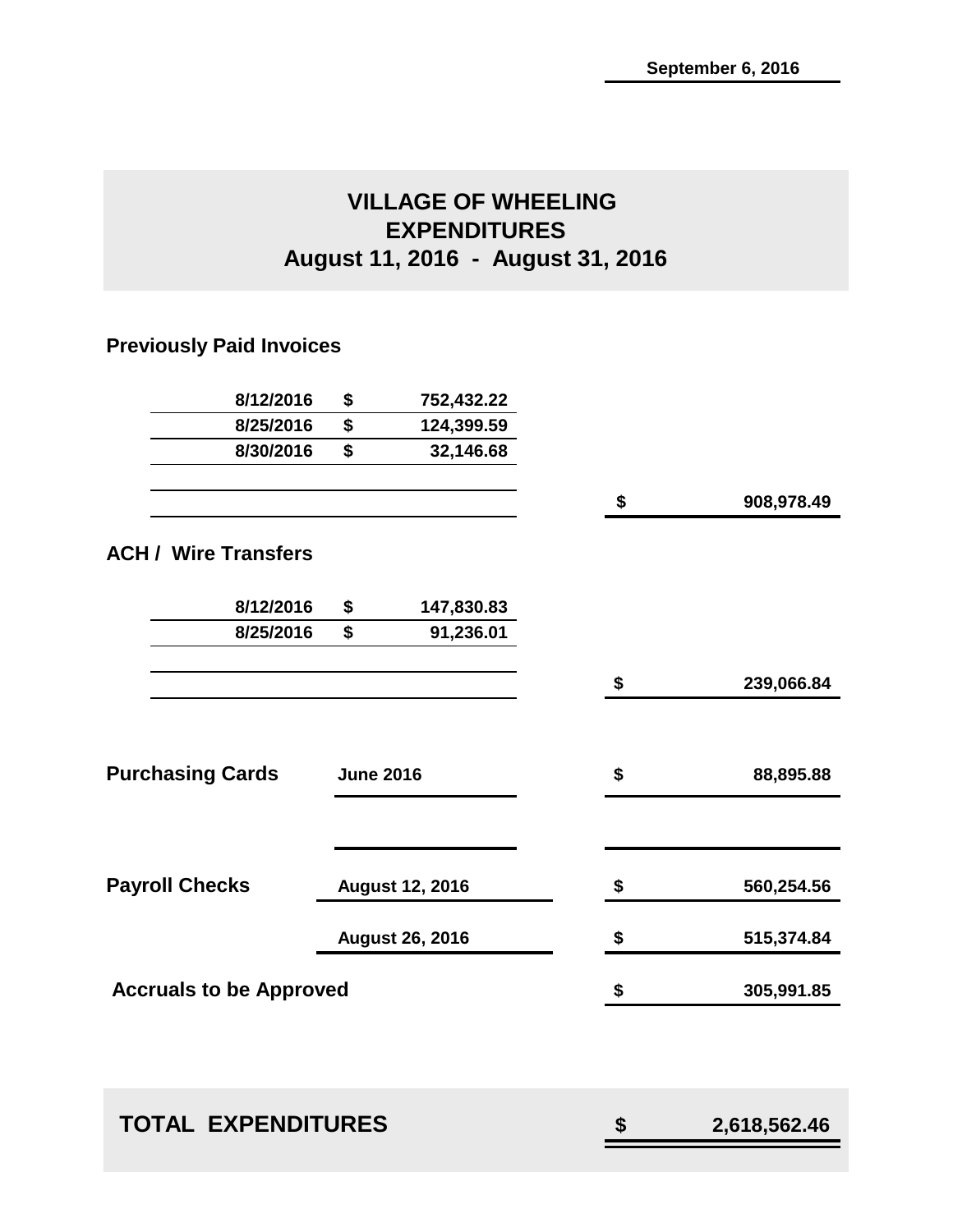September 6, 2016

# VILLAGE OF WHEELING
# EXPENDITURES
# August 11, 2016 - August 31, 2016

## Previously Paid Invoices

| Date | | Amount | | Total |
|---|---|---|---|---|
| 8/12/2016 | $ | 752,432.22 | | |
| 8/25/2016 | $ | 124,399.59 | | |
| 8/30/2016 | $ | 32,146.68 | | |
| | | | $ | 908,978.49 |

## ACH / Wire Transfers

| Date | | Amount | | Total |
|---|---|---|---|---|
| 8/12/2016 | $ | 147,830.83 | | |
| 8/25/2016 | $ | 91,236.01 | | |
| | | | $ | 239,066.84 |

| | | | |
|---|---|---|---|
| **Purchasing Cards** | June 2016 | $ | 88,895.88 |
| **Payroll Checks** | August 12, 2016 | $ | 560,254.56 |
| | August 26, 2016 | $ | 515,374.84 |
| **Accruals to be Approved** | | $ | 305,991.85 |

| | | |
|---|---|---|
| **TOTAL EXPENDITURES** | $ | 2,618,562.46 |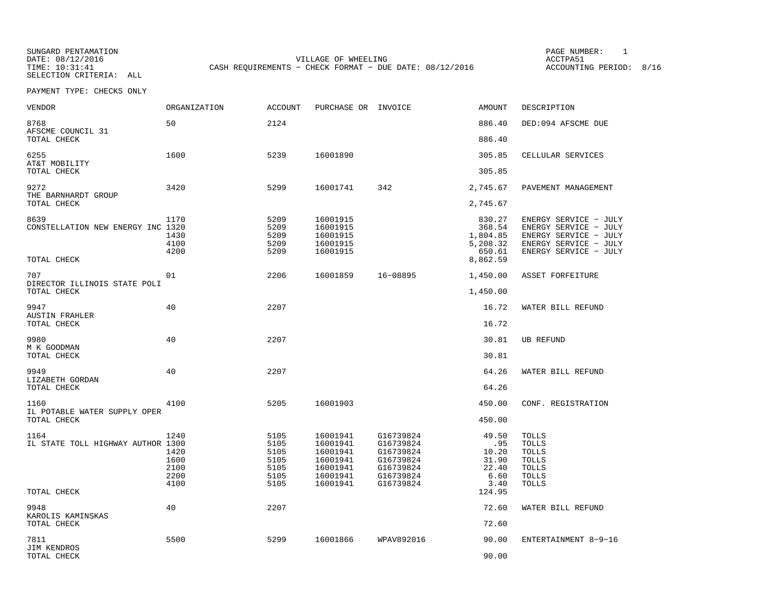SUNGARD PENTAMATION
DATE: 08/12/2016
TIME: 10:31:41
SELECTION CRITERIA: ALL

VILLAGE OF WHEELING
CASH REQUIREMENTS - CHECK FORMAT - DUE DATE: 08/12/2016

ACCTPA51
ACCOUNTING PERIOD: 8/16

PAYMENT TYPE: CHECKS ONLY

| VENDOR | ORGANIZATION | ACCOUNT | PURCHASE OR | INVOICE | AMOUNT | DESCRIPTION |
|---|---|---|---|---|---|---|
| 8768 AFSCME COUNCIL 31 | 50 | 2124 | | | 886.40 | DED:094 AFSCME DUE |
| TOTAL CHECK | | | | | 886.40 | |
| 6255 AT&T MOBILITY | 1600 | 5239 | 16001890 | | 305.85 | CELLULAR SERVICES |
| TOTAL CHECK | | | | | 305.85 | |
| 9272 THE BARNHARDT GROUP | 3420 | 5299 | 16001741 | 342 | 2,745.67 | PAVEMENT MANAGEMENT |
| TOTAL CHECK | | | | | 2,745.67 | |
| 8639 CONSTELLATION NEW ENERGY INC | 1170 | 5209 | 16001915 | | 830.27 | ENERGY SERVICE - JULY |
| | 1320 | 5209 | 16001915 | | 368.54 | ENERGY SERVICE - JULY |
| | 1430 | 5209 | 16001915 | | 1,804.85 | ENERGY SERVICE - JULY |
| | 4100 | 5209 | 16001915 | | 5,208.32 | ENERGY SERVICE - JULY |
| | 4200 | 5209 | 16001915 | | 650.61 | ENERGY SERVICE - JULY |
| TOTAL CHECK | | | | | 8,862.59 | |
| 707 DIRECTOR ILLINOIS STATE POLI | 01 | 2206 | 16001859 | 16-08895 | 1,450.00 | ASSET FORFEITURE |
| TOTAL CHECK | | | | | 1,450.00 | |
| 9947 AUSTIN FRAHLER | 40 | 2207 | | | 16.72 | WATER BILL REFUND |
| TOTAL CHECK | | | | | 16.72 | |
| 9980 M K GOODMAN | 40 | 2207 | | | 30.81 | UB REFUND |
| TOTAL CHECK | | | | | 30.81 | |
| 9949 LIZABETH GORDAN | 40 | 2207 | | | 64.26 | WATER BILL REFUND |
| TOTAL CHECK | | | | | 64.26 | |
| 1160 IL POTABLE WATER SUPPLY OPER | 4100 | 5205 | 16001903 | | 450.00 | CONF. REGISTRATION |
| TOTAL CHECK | | | | | 450.00 | |
| 1164 IL STATE TOLL HIGHWAY AUTHOR | 1240 | 5105 | 16001941 | G16739824 | 49.50 | TOLLS |
| | 1300 | 5105 | 16001941 | G16739824 | .95 | TOLLS |
| | 1420 | 5105 | 16001941 | G16739824 | 10.20 | TOLLS |
| | 1600 | 5105 | 16001941 | G16739824 | 31.90 | TOLLS |
| | 2100 | 5105 | 16001941 | G16739824 | 22.40 | TOLLS |
| | 2200 | 5105 | 16001941 | G16739824 | 6.60 | TOLLS |
| | 4100 | 5105 | 16001941 | G16739824 | 3.40 | TOLLS |
| TOTAL CHECK | | | | | 124.95 | |
| 9948 KAROLIS KAMINSKAS | 40 | 2207 | | | 72.60 | WATER BILL REFUND |
| TOTAL CHECK | | | | | 72.60 | |
| 7811 JIM KENDROS | 5500 | 5299 | 16001866 | WPAV892016 | 90.00 | ENTERTAINMENT 8-9-16 |
| TOTAL CHECK | | | | | 90.00 | |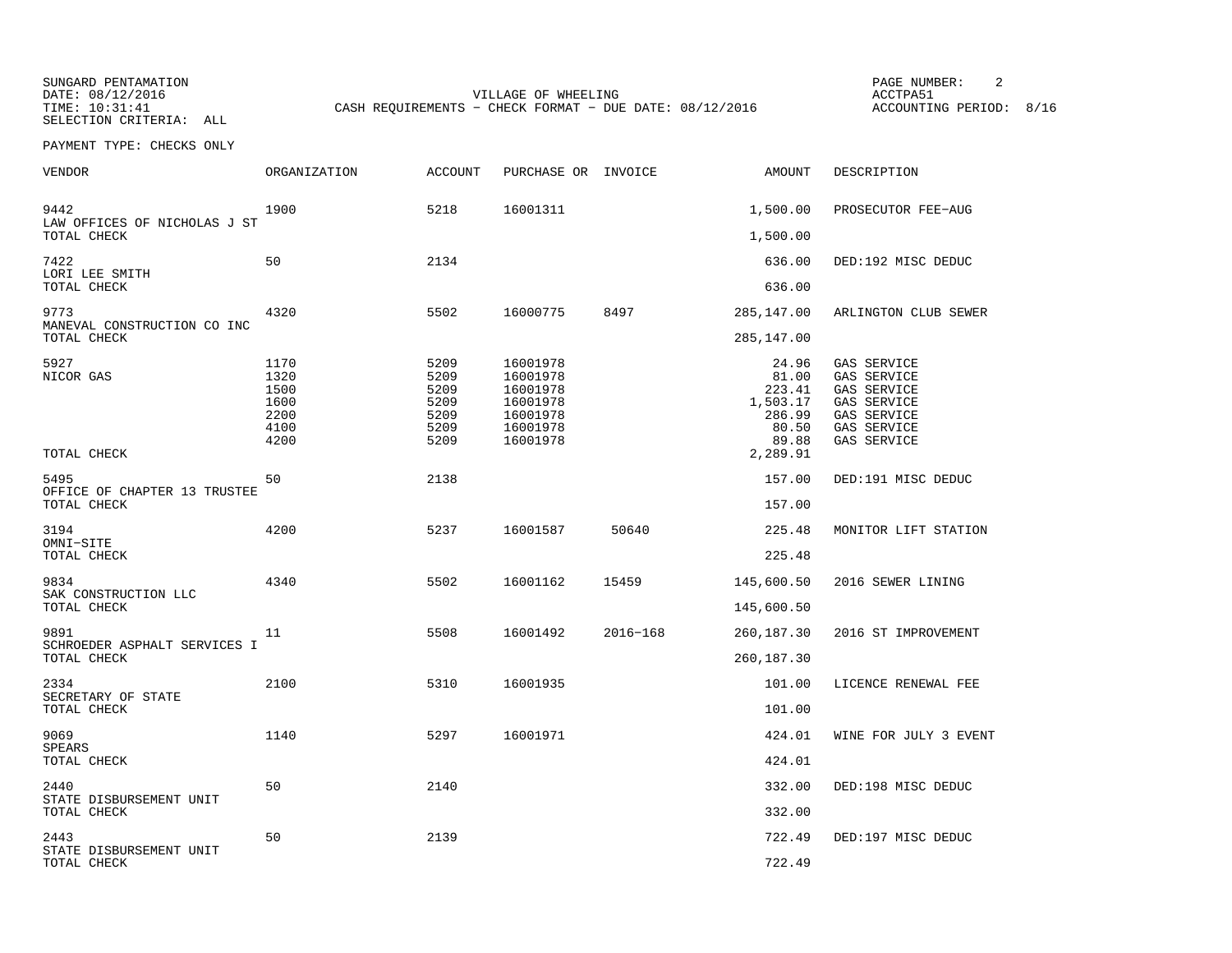SUNGARD PENTAMATION
DATE: 08/12/2016
TIME: 10:31:41
SELECTION CRITERIA: ALL

VILLAGE OF WHEELING
CASH REQUIREMENTS - CHECK FORMAT - DUE DATE: 08/12/2016

ACCTPA51
ACCOUNTING PERIOD: 8/16

PAYMENT TYPE: CHECKS ONLY

| VENDOR | ORGANIZATION | ACCOUNT | PURCHASE OR | INVOICE | AMOUNT | DESCRIPTION |
|---|---|---|---|---|---|---|
| 9442<br>LAW OFFICES OF NICHOLAS J ST | 1900 | 5218 | 16001311 | | 1,500.00 | PROSECUTOR FEE-AUG |
| TOTAL CHECK | | | | | 1,500.00 | |
| 7422<br>LORI LEE SMITH | 50 | 2134 | | | 636.00 | DED:192 MISC DEDUC |
| TOTAL CHECK | | | | | 636.00 | |
| 9773<br>MANEVAL CONSTRUCTION CO INC | 4320 | 5502 | 16000775 | 8497 | 285,147.00 | ARLINGTON CLUB SEWER |
| TOTAL CHECK | | | | | 285,147.00 | |
| 5927<br>NICOR GAS | 1170 | 5209 | 16001978 | | 24.96 | GAS SERVICE |
| | 1320 | 5209 | 16001978 | | 81.00 | GAS SERVICE |
| | 1500 | 5209 | 16001978 | | 223.41 | GAS SERVICE |
| | 1600 | 5209 | 16001978 | | 1,503.17 | GAS SERVICE |
| | 2200 | 5209 | 16001978 | | 286.99 | GAS SERVICE |
| | 4100 | 5209 | 16001978 | | 80.50 | GAS SERVICE |
| | 4200 | 5209 | 16001978 | | 89.88 | GAS SERVICE |
| TOTAL CHECK | | | | | 2,289.91 | |
| 5495<br>OFFICE OF CHAPTER 13 TRUSTEE | 50 | 2138 | | | 157.00 | DED:191 MISC DEDUC |
| TOTAL CHECK | | | | | 157.00 | |
| 3194<br>OMNI-SITE | 4200 | 5237 | 16001587 | 50640 | 225.48 | MONITOR LIFT STATION |
| TOTAL CHECK | | | | | 225.48 | |
| 9834<br>SAK CONSTRUCTION LLC | 4340 | 5502 | 16001162 | 15459 | 145,600.50 | 2016 SEWER LINING |
| TOTAL CHECK | | | | | 145,600.50 | |
| 9891<br>SCHROEDER ASPHALT SERVICES I | 11 | 5508 | 16001492 | 2016-168 | 260,187.30 | 2016 ST IMPROVEMENT |
| TOTAL CHECK | | | | | 260,187.30 | |
| 2334<br>SECRETARY OF STATE | 2100 | 5310 | 16001935 | | 101.00 | LICENCE RENEWAL FEE |
| TOTAL CHECK | | | | | 101.00 | |
| 9069<br>SPEARS | 1140 | 5297 | 16001971 | | 424.01 | WINE FOR JULY 3 EVENT |
| TOTAL CHECK | | | | | 424.01 | |
| 2440<br>STATE DISBURSEMENT UNIT | 50 | 2140 | | | 332.00 | DED:198 MISC DEDUC |
| TOTAL CHECK | | | | | 332.00 | |
| 2443<br>STATE DISBURSEMENT UNIT | 50 | 2139 | | | 722.49 | DED:197 MISC DEDUC |
| TOTAL CHECK | | | | | 722.49 | |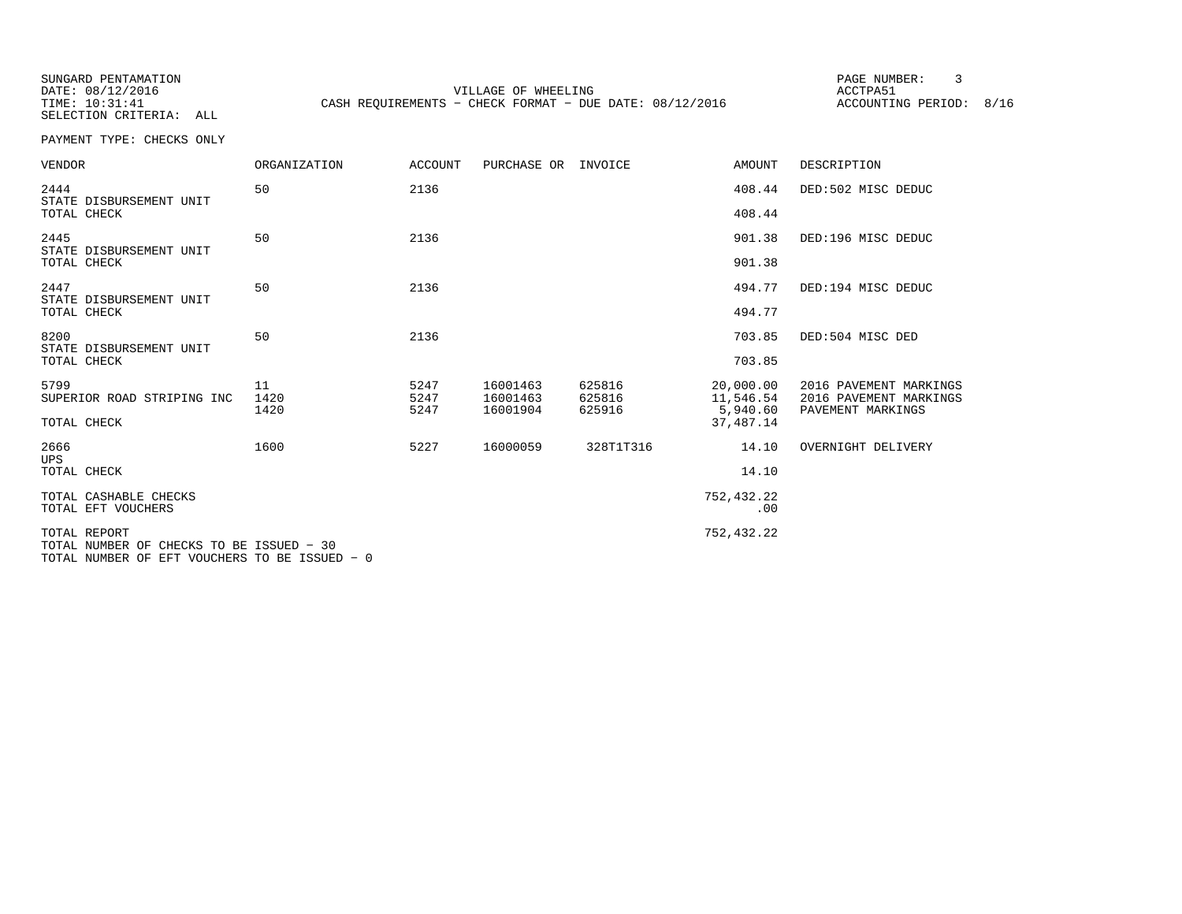SUNGARD PENTAMATION
DATE: 08/12/2016
TIME: 10:31:41
SELECTION CRITERIA: ALL

VILLAGE OF WHEELING
CASH REQUIREMENTS - CHECK FORMAT - DUE DATE: 08/12/2016

PAGE NUMBER: 3
ACCTPA51
ACCOUNTING PERIOD: 8/16

PAYMENT TYPE: CHECKS ONLY

| VENDOR | ORGANIZATION | ACCOUNT | PURCHASE OR | INVOICE | AMOUNT | DESCRIPTION |
|---|---|---|---|---|---|---|
| 2444 | 50 | 2136 | | | 408.44 | DED:502 MISC DEDUC |
| STATE DISBURSEMENT UNIT | | | | | | |
| TOTAL CHECK | | | | | 408.44 | |
| 2445 | 50 | 2136 | | | 901.38 | DED:196 MISC DEDUC |
| STATE DISBURSEMENT UNIT | | | | | | |
| TOTAL CHECK | | | | | 901.38 | |
| 2447 | 50 | 2136 | | | 494.77 | DED:194 MISC DEDUC |
| STATE DISBURSEMENT UNIT | | | | | | |
| TOTAL CHECK | | | | | 494.77 | |
| 8200 | 50 | 2136 | | | 703.85 | DED:504 MISC DED |
| STATE DISBURSEMENT UNIT | | | | | | |
| TOTAL CHECK | | | | | 703.85 | |
| 5799 | 11 | 5247 | 16001463 | 625816 | 20,000.00 | 2016 PAVEMENT MARKINGS |
| SUPERIOR ROAD STRIPING INC | 1420 | 5247 | 16001463 | 625816 | 11,546.54 | 2016 PAVEMENT MARKINGS |
| | 1420 | 5247 | 16001904 | 625916 | 5,940.60 | PAVEMENT MARKINGS |
| TOTAL CHECK | | | | | 37,487.14 | |
| 2666 | 1600 | 5227 | 16000059 | 328T1T316 | 14.10 | OVERNIGHT DELIVERY |
| UPS | | | | | | |
| TOTAL CHECK | | | | | 14.10 | |
| TOTAL CASHABLE CHECKS | | | | | 752,432.22 | |
| TOTAL EFT VOUCHERS | | | | | .00 | |
| TOTAL REPORT | | | | | 752,432.22 | |

TOTAL NUMBER OF CHECKS TO BE ISSUED - 30
TOTAL NUMBER OF EFT VOUCHERS TO BE ISSUED - 0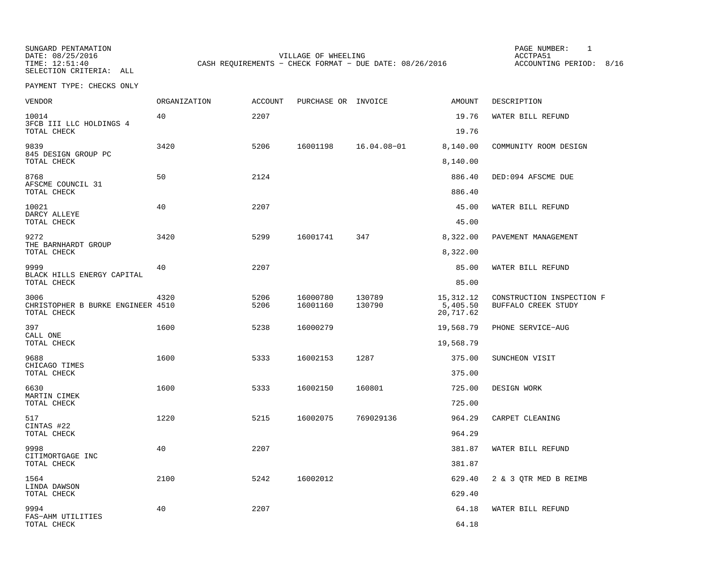SUNGARD PENTAMATION
DATE: 08/25/2016
TIME: 12:51:40
SELECTION CRITERIA: ALL

VILLAGE OF WHEELING
CASH REQUIREMENTS - CHECK FORMAT - DUE DATE: 08/26/2016

PAGE NUMBER: 1
ACCTPA51
ACCOUNTING PERIOD: 8/16

PAYMENT TYPE: CHECKS ONLY

| VENDOR | ORGANIZATION | ACCOUNT | PURCHASE OR | INVOICE | AMOUNT | DESCRIPTION |
|---|---|---|---|---|---|---|
| 10014 | 40 | 2207 | | | 19.76 | WATER BILL REFUND |
| 3FCB III LLC HOLDINGS 4 | | | | | | |
| TOTAL CHECK | | | | | 19.76 | |
| 9839 | 3420 | 5206 | 16001198 | 16.04.08-01 | 8,140.00 | COMMUNITY ROOM DESIGN |
| 845 DESIGN GROUP PC | | | | | | |
| TOTAL CHECK | | | | | 8,140.00 | |
| 8768 | 50 | 2124 | | | 886.40 | DED:094 AFSCME DUE |
| AFSCME COUNCIL 31 | | | | | | |
| TOTAL CHECK | | | | | 886.40 | |
| 10021 | 40 | 2207 | | | 45.00 | WATER BILL REFUND |
| DARCY ALLEYE | | | | | | |
| TOTAL CHECK | | | | | 45.00 | |
| 9272 | 3420 | 5299 | 16001741 | 347 | 8,322.00 | PAVEMENT MANAGEMENT |
| THE BARNHARDT GROUP | | | | | | |
| TOTAL CHECK | | | | | 8,322.00 | |
| 9999 | 40 | 2207 | | | 85.00 | WATER BILL REFUND |
| BLACK HILLS ENERGY CAPITAL | | | | | | |
| TOTAL CHECK | | | | | 85.00 | |
| 3006 | 4320 | 5206 | 16000780 | 130789 | 15,312.12 | CONSTRUCTION INSPECTION F |
| CHRISTOPHER B BURKE ENGINEER | 4510 | 5206 | 16001160 | 130790 | 5,405.50 | BUFFALO CREEK STUDY |
| TOTAL CHECK | | | | | 20,717.62 | |
| 397 | 1600 | 5238 | 16000279 | | 19,568.79 | PHONE SERVICE-AUG |
| CALL ONE | | | | | | |
| TOTAL CHECK | | | | | 19,568.79 | |
| 9688 | 1600 | 5333 | 16002153 | 1287 | 375.00 | SUNCHEON VISIT |
| CHICAGO TIMES | | | | | | |
| TOTAL CHECK | | | | | 375.00 | |
| 6630 | 1600 | 5333 | 16002150 | 160801 | 725.00 | DESIGN WORK |
| MARTIN CIMEK | | | | | | |
| TOTAL CHECK | | | | | 725.00 | |
| 517 | 1220 | 5215 | 16002075 | 769029136 | 964.29 | CARPET CLEANING |
| CINTAS #22 | | | | | | |
| TOTAL CHECK | | | | | 964.29 | |
| 9998 | 40 | 2207 | | | 381.87 | WATER BILL REFUND |
| CITIMORTGAGE INC | | | | | | |
| TOTAL CHECK | | | | | 381.87 | |
| 1564 | 2100 | 5242 | 16002012 | | 629.40 | 2 & 3 QTR MED B REIMB |
| LINDA DAWSON | | | | | | |
| TOTAL CHECK | | | | | 629.40 | |
| 9994 | 40 | 2207 | | | 64.18 | WATER BILL REFUND |
| FAS-AHM UTILITIES | | | | | | |
| TOTAL CHECK | | | | | 64.18 | |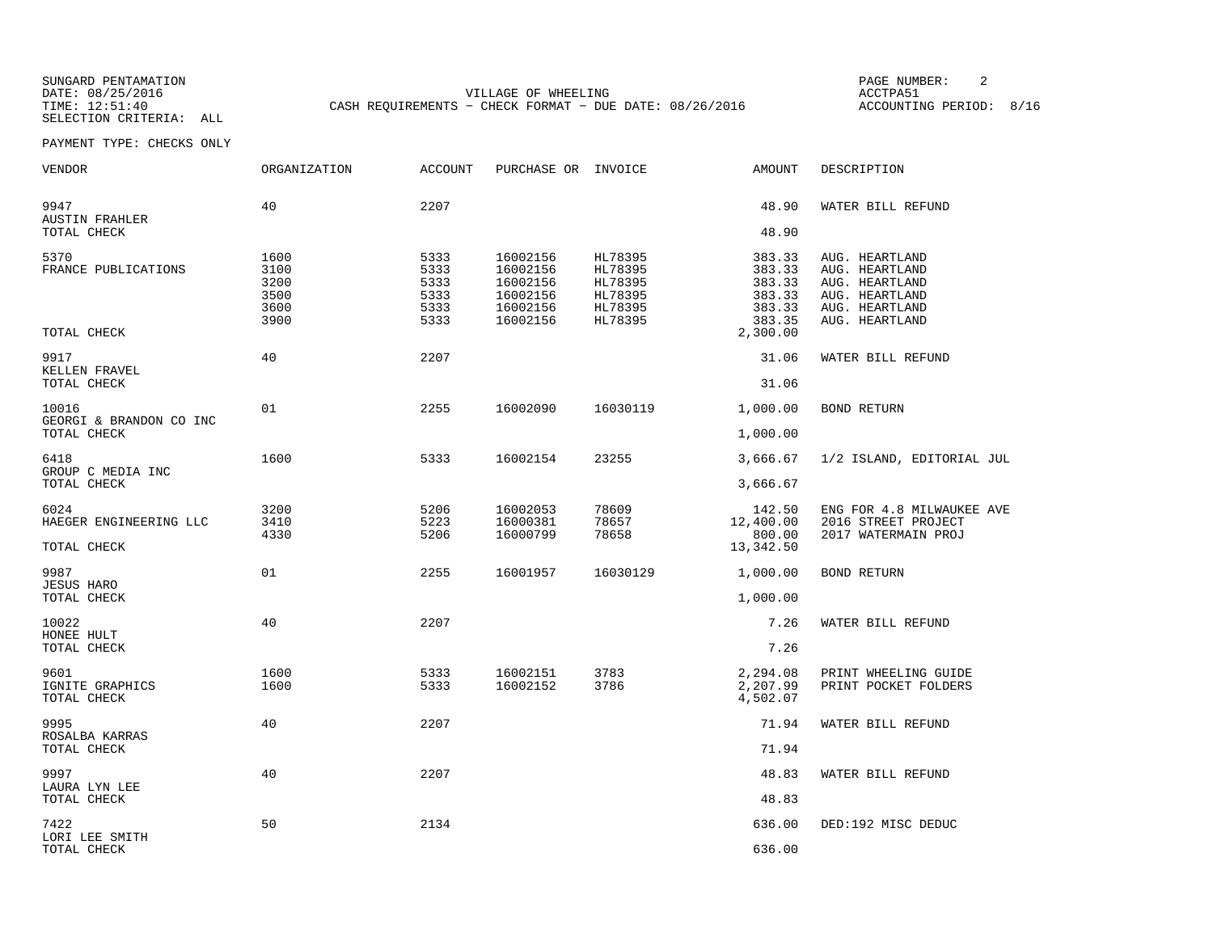SUNGARD PENTAMATION
DATE: 08/25/2016
TIME: 12:51:40
SELECTION CRITERIA: ALL

VILLAGE OF WHEELING
CASH REQUIREMENTS - CHECK FORMAT - DUE DATE: 08/26/2016

PAGE NUMBER: 2
ACCTPA51
ACCOUNTING PERIOD: 8/16

PAYMENT TYPE: CHECKS ONLY

| VENDOR | ORGANIZATION | ACCOUNT | PURCHASE OR | INVOICE | AMOUNT | DESCRIPTION |
|---|---|---|---|---|---|---|
| 9947 | 40 | 2207 | | | 48.90 | WATER BILL REFUND |
| AUSTIN FRAHLER | | | | | | |
| TOTAL CHECK | | | | | 48.90 | |
| 5370 | 1600 | 5333 | 16002156 | HL78395 | 383.33 | AUG. HEARTLAND |
| FRANCE PUBLICATIONS | 3100 | 5333 | 16002156 | HL78395 | 383.33 | AUG. HEARTLAND |
| | 3200 | 5333 | 16002156 | HL78395 | 383.33 | AUG. HEARTLAND |
| | 3500 | 5333 | 16002156 | HL78395 | 383.33 | AUG. HEARTLAND |
| | 3600 | 5333 | 16002156 | HL78395 | 383.33 | AUG. HEARTLAND |
| | 3900 | 5333 | 16002156 | HL78395 | 383.35 | AUG. HEARTLAND |
| TOTAL CHECK | | | | | 2,300.00 | |
| 9917 | 40 | 2207 | | | 31.06 | WATER BILL REFUND |
| KELLEN FRAVEL | | | | | | |
| TOTAL CHECK | | | | | 31.06 | |
| 10016 | 01 | 2255 | 16002090 | 16030119 | 1,000.00 | BOND RETURN |
| GEORGI & BRANDON CO INC | | | | | | |
| TOTAL CHECK | | | | | 1,000.00 | |
| 6418 | 1600 | 5333 | 16002154 | 23255 | 3,666.67 | 1/2 ISLAND, EDITORIAL JUL |
| GROUP C MEDIA INC | | | | | | |
| TOTAL CHECK | | | | | 3,666.67 | |
| 6024 | 3200 | 5206 | 16002053 | 78609 | 142.50 | ENG FOR 4.8 MILWAUKEE AVE |
| HAEGER ENGINEERING LLC | 3410 | 5223 | 16000381 | 78657 | 12,400.00 | 2016 STREET PROJECT |
| | 4330 | 5206 | 16000799 | 78658 | 800.00 | 2017 WATERMAIN PROJ |
| TOTAL CHECK | | | | | 13,342.50 | |
| 9987 | 01 | 2255 | 16001957 | 16030129 | 1,000.00 | BOND RETURN |
| JESUS HARO | | | | | | |
| TOTAL CHECK | | | | | 1,000.00 | |
| 10022 | 40 | 2207 | | | 7.26 | WATER BILL REFUND |
| HONEE HULT | | | | | | |
| TOTAL CHECK | | | | | 7.26 | |
| 9601 | 1600 | 5333 | 16002151 | 3783 | 2,294.08 | PRINT WHEELING GUIDE |
| IGNITE GRAPHICS | 1600 | 5333 | 16002152 | 3786 | 2,207.99 | PRINT POCKET FOLDERS |
| TOTAL CHECK | | | | | 4,502.07 | |
| 9995 | 40 | 2207 | | | 71.94 | WATER BILL REFUND |
| ROSALBA KARRAS | | | | | | |
| TOTAL CHECK | | | | | 71.94 | |
| 9997 | 40 | 2207 | | | 48.83 | WATER BILL REFUND |
| LAURA LYN LEE | | | | | | |
| TOTAL CHECK | | | | | 48.83 | |
| 7422 | 50 | 2134 | | | 636.00 | DED:192 MISC DEDUC |
| LORI LEE SMITH | | | | | | |
| TOTAL CHECK | | | | | 636.00 | |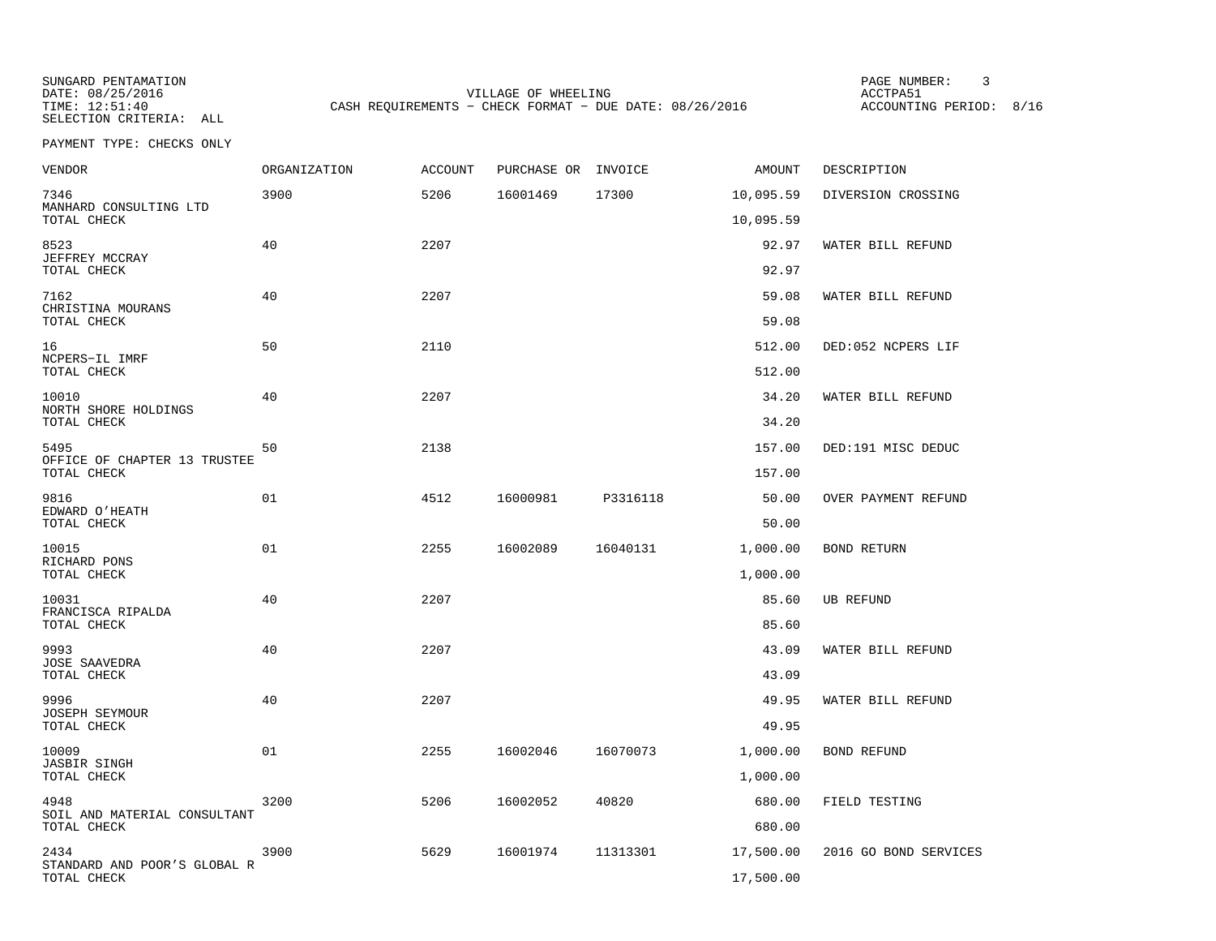SUNGARD PENTAMATION
DATE: 08/25/2016
TIME: 12:51:40
SELECTION CRITERIA: ALL

VILLAGE OF WHEELING
CASH REQUIREMENTS - CHECK FORMAT - DUE DATE: 08/26/2016

ACCTPA51
ACCOUNTING PERIOD: 8/16

PAYMENT TYPE: CHECKS ONLY

| VENDOR | ORGANIZATION | ACCOUNT | PURCHASE OR | INVOICE | AMOUNT | DESCRIPTION |
|---|---|---|---|---|---|---|
| 7346 MANHARD CONSULTING LTD | 3900 | 5206 | 16001469 | 17300 | 10,095.59 | DIVERSION CROSSING |
| TOTAL CHECK | | | | | 10,095.59 | |
| 8523 JEFFREY MCCRAY | 40 | 2207 | | | 92.97 | WATER BILL REFUND |
| TOTAL CHECK | | | | | 92.97 | |
| 7162 CHRISTINA MOURANS | 40 | 2207 | | | 59.08 | WATER BILL REFUND |
| TOTAL CHECK | | | | | 59.08 | |
| 16 NCPERS-IL IMRF | 50 | 2110 | | | 512.00 | DED:052 NCPERS LIF |
| TOTAL CHECK | | | | | 512.00 | |
| 10010 NORTH SHORE HOLDINGS | 40 | 2207 | | | 34.20 | WATER BILL REFUND |
| TOTAL CHECK | | | | | 34.20 | |
| 5495 OFFICE OF CHAPTER 13 TRUSTEE | 50 | 2138 | | | 157.00 | DED:191 MISC DEDUC |
| TOTAL CHECK | | | | | 157.00 | |
| 9816 EDWARD O'HEATH | 01 | 4512 | 16000981 | P3316118 | 50.00 | OVER PAYMENT REFUND |
| TOTAL CHECK | | | | | 50.00 | |
| 10015 RICHARD PONS | 01 | 2255 | 16002089 | 16040131 | 1,000.00 | BOND RETURN |
| TOTAL CHECK | | | | | 1,000.00 | |
| 10031 FRANCISCA RIPALDA | 40 | 2207 | | | 85.60 | UB REFUND |
| TOTAL CHECK | | | | | 85.60 | |
| 9993 JOSE SAAVEDRA | 40 | 2207 | | | 43.09 | WATER BILL REFUND |
| TOTAL CHECK | | | | | 43.09 | |
| 9996 JOSEPH SEYMOUR | 40 | 2207 | | | 49.95 | WATER BILL REFUND |
| TOTAL CHECK | | | | | 49.95 | |
| 10009 JASBIR SINGH | 01 | 2255 | 16002046 | 16070073 | 1,000.00 | BOND REFUND |
| TOTAL CHECK | | | | | 1,000.00 | |
| 4948 SOIL AND MATERIAL CONSULTANT | 3200 | 5206 | 16002052 | 40820 | 680.00 | FIELD TESTING |
| TOTAL CHECK | | | | | 680.00 | |
| 2434 STANDARD AND POOR'S GLOBAL R | 3900 | 5629 | 16001974 | 11313301 | 17,500.00 | 2016 GO BOND SERVICES |
| TOTAL CHECK | | | | | 17,500.00 | |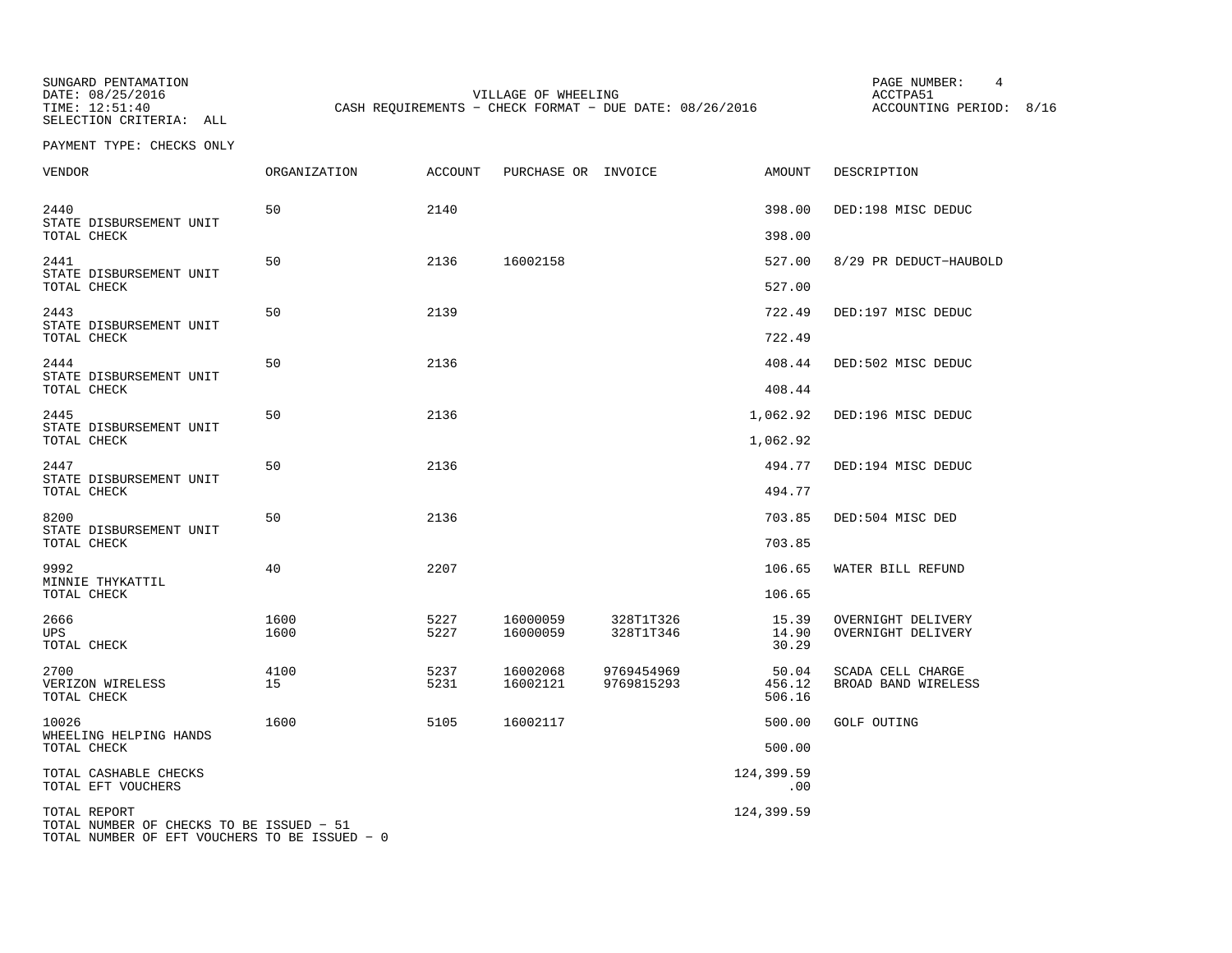SUNGARD PENTAMATION
DATE: 08/25/2016
TIME: 12:51:40
SELECTION CRITERIA: ALL

VILLAGE OF WHEELING
CASH REQUIREMENTS - CHECK FORMAT - DUE DATE: 08/26/2016

ACCTPA51
ACCOUNTING PERIOD: 8/16

PAYMENT TYPE: CHECKS ONLY

| VENDOR | ORGANIZATION | ACCOUNT | PURCHASE OR | INVOICE | AMOUNT | DESCRIPTION |
|---|---|---|---|---|---|---|
| 2440 STATE DISBURSEMENT UNIT | 50 | 2140 | | | 398.00 | DED:198 MISC DEDUC |
| TOTAL CHECK | | | | | 398.00 | |
| 2441 STATE DISBURSEMENT UNIT | 50 | 2136 | 16002158 | | 527.00 | 8/29 PR DEDUCT-HAUBOLD |
| TOTAL CHECK | | | | | 527.00 | |
| 2443 STATE DISBURSEMENT UNIT | 50 | 2139 | | | 722.49 | DED:197 MISC DEDUC |
| TOTAL CHECK | | | | | 722.49 | |
| 2444 STATE DISBURSEMENT UNIT | 50 | 2136 | | | 408.44 | DED:502 MISC DEDUC |
| TOTAL CHECK | | | | | 408.44 | |
| 2445 STATE DISBURSEMENT UNIT | 50 | 2136 | | | 1,062.92 | DED:196 MISC DEDUC |
| TOTAL CHECK | | | | | 1,062.92 | |
| 2447 STATE DISBURSEMENT UNIT | 50 | 2136 | | | 494.77 | DED:194 MISC DEDUC |
| TOTAL CHECK | | | | | 494.77 | |
| 8200 STATE DISBURSEMENT UNIT | 50 | 2136 | | | 703.85 | DED:504 MISC DED |
| TOTAL CHECK | | | | | 703.85 | |
| 9992 MINNIE THYKATTIL | 40 | 2207 | | | 106.65 | WATER BILL REFUND |
| TOTAL CHECK | | | | | 106.65 | |
| 2666 UPS | 1600 | 5227 | 16000059 | 328T1T326 | 15.39 | OVERNIGHT DELIVERY |
| | 1600 | 5227 | 16000059 | 328T1T346 | 14.90 | OVERNIGHT DELIVERY |
| TOTAL CHECK | | | | | 30.29 | |
| 2700 VERIZON WIRELESS | 4100 | 5237 | 16002068 | 9769454969 | 50.04 | SCADA CELL CHARGE |
| | 15 | 5231 | 16002121 | 9769815293 | 456.12 | BROAD BAND WIRELESS |
| TOTAL CHECK | | | | | 506.16 | |
| 10026 WHEELING HELPING HANDS | 1600 | 5105 | 16002117 | | 500.00 | GOLF OUTING |
| TOTAL CHECK | | | | | 500.00 | |
| TOTAL CASHABLE CHECKS | | | | | 124,399.59 | |
| TOTAL EFT VOUCHERS | | | | | .00 | |
| TOTAL REPORT | | | | | 124,399.59 | |

TOTAL NUMBER OF CHECKS TO BE ISSUED - 51
TOTAL NUMBER OF EFT VOUCHERS TO BE ISSUED - 0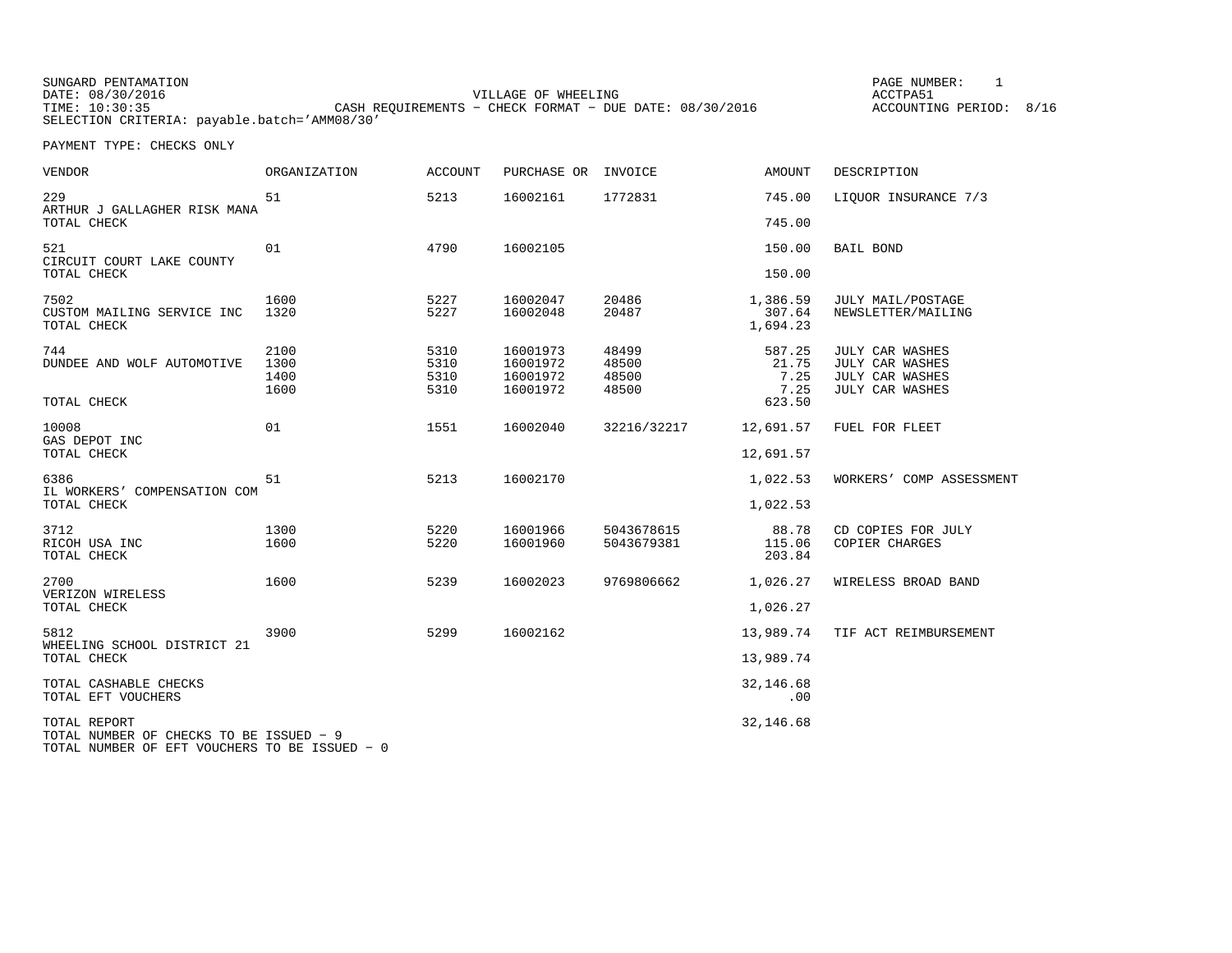SUNGARD PENTAMATION
DATE: 08/30/2016
TIME: 10:30:35
SELECTION CRITERIA: payable.batch='AMM08/30'

VILLAGE OF WHEELING
CASH REQUIREMENTS - CHECK FORMAT - DUE DATE: 08/30/2016

PAGE NUMBER: 1
ACCTPA51
ACCOUNTING PERIOD: 8/16

PAYMENT TYPE: CHECKS ONLY

| VENDOR | ORGANIZATION | ACCOUNT | PURCHASE OR | INVOICE | AMOUNT | DESCRIPTION |
|---|---|---|---|---|---|---|
| 229 ARTHUR J GALLAGHER RISK MANA | 51 | 5213 | 16002161 | 1772831 | 745.00 | LIQUOR INSURANCE 7/3 |
| TOTAL CHECK | | | | | 745.00 | |
| 521 CIRCUIT COURT LAKE COUNTY | 01 | 4790 | 16002105 | | 150.00 | BAIL BOND |
| TOTAL CHECK | | | | | 150.00 | |
| 7502 CUSTOM MAILING SERVICE INC | 1600 | 5227 | 16002047 | 20486 | 1,386.59 | JULY MAIL/POSTAGE |
| | 1320 | 5227 | 16002048 | 20487 | 307.64 | NEWSLETTER/MAILING |
| TOTAL CHECK | | | | | 1,694.23 | |
| 744 DUNDEE AND WOLF AUTOMOTIVE | 2100 | 5310 | 16001973 | 48499 | 587.25 | JULY CAR WASHES |
| | 1300 | 5310 | 16001972 | 48500 | 21.75 | JULY CAR WASHES |
| | 1400 | 5310 | 16001972 | 48500 | 7.25 | JULY CAR WASHES |
| | 1600 | 5310 | 16001972 | 48500 | 7.25 | JULY CAR WASHES |
| TOTAL CHECK | | | | | 623.50 | |
| 10008 GAS DEPOT INC | 01 | 1551 | 16002040 | 32216/32217 | 12,691.57 | FUEL FOR FLEET |
| TOTAL CHECK | | | | | 12,691.57 | |
| 6386 IL WORKERS' COMPENSATION COM | 51 | 5213 | 16002170 | | 1,022.53 | WORKERS' COMP ASSESSMENT |
| TOTAL CHECK | | | | | 1,022.53 | |
| 3712 RICOH USA INC | 1300 | 5220 | 16001966 | 5043678615 | 88.78 | CD COPIES FOR JULY |
| | 1600 | 5220 | 16001960 | 5043679381 | 115.06 | COPIER CHARGES |
| TOTAL CHECK | | | | | 203.84 | |
| 2700 VERIZON WIRELESS | 1600 | 5239 | 16002023 | 9769806662 | 1,026.27 | WIRELESS BROAD BAND |
| TOTAL CHECK | | | | | 1,026.27 | |
| 5812 WHEELING SCHOOL DISTRICT 21 | 3900 | 5299 | 16002162 | | 13,989.74 | TIF ACT REIMBURSEMENT |
| TOTAL CHECK | | | | | 13,989.74 | |
| TOTAL CASHABLE CHECKS | | | | | 32,146.68 | |
| TOTAL EFT VOUCHERS | | | | | .00 | |
| TOTAL REPORT | | | | | 32,146.68 | |

TOTAL NUMBER OF CHECKS TO BE ISSUED - 9
TOTAL NUMBER OF EFT VOUCHERS TO BE ISSUED - 0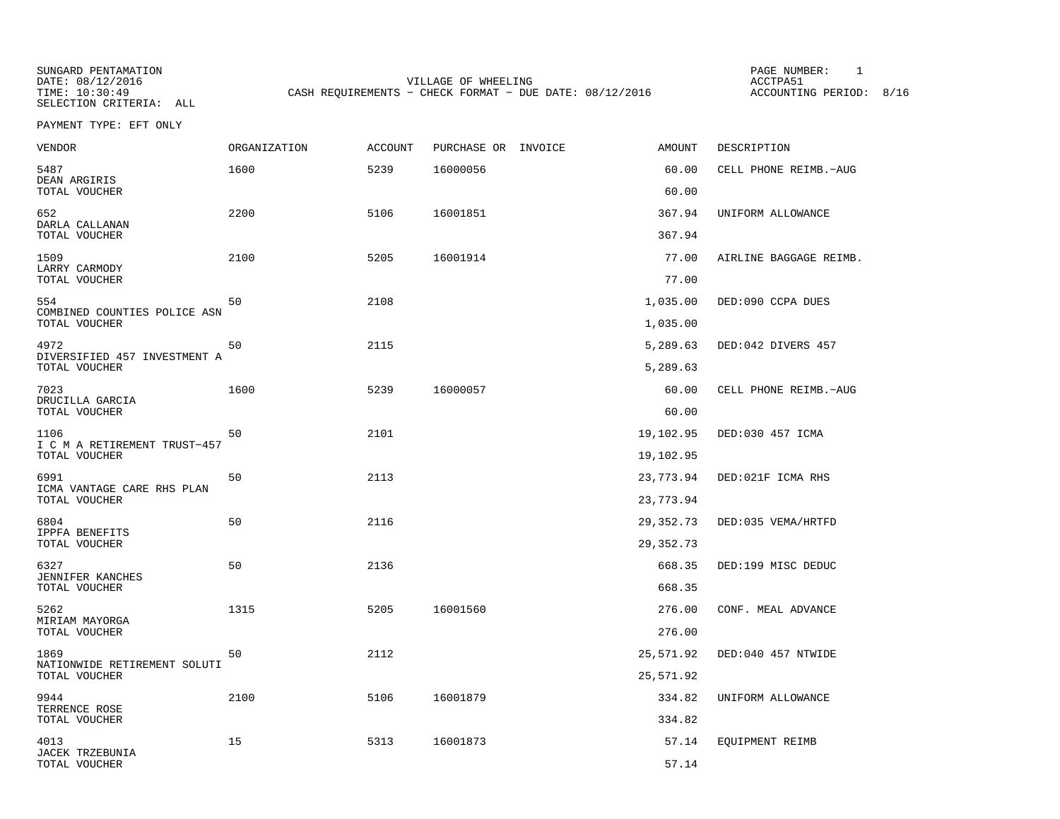SUNGARD PENTAMATION
DATE: 08/12/2016
TIME: 10:30:49
SELECTION CRITERIA: ALL

VILLAGE OF WHEELING
CASH REQUIREMENTS - CHECK FORMAT - DUE DATE: 08/12/2016

PAGE NUMBER: 1
ACCTPA51
ACCOUNTING PERIOD: 8/16

PAYMENT TYPE: EFT ONLY

| VENDOR | ORGANIZATION | ACCOUNT | PURCHASE OR | INVOICE | AMOUNT | DESCRIPTION |
|---|---|---|---|---|---|---|
| 5487 DEAN ARGIRIS | 1600 | 5239 | 16000056 | | 60.00 | CELL PHONE REIMB.-AUG |
| TOTAL VOUCHER | | | | | 60.00 | |
| 652 DARLA CALLANAN | 2200 | 5106 | 16001851 | | 367.94 | UNIFORM ALLOWANCE |
| TOTAL VOUCHER | | | | | 367.94 | |
| 1509 LARRY CARMODY | 2100 | 5205 | 16001914 | | 77.00 | AIRLINE BAGGAGE REIMB. |
| TOTAL VOUCHER | | | | | 77.00 | |
| 554 COMBINED COUNTIES POLICE ASN | 50 | 2108 | | | 1,035.00 | DED:090 CCPA DUES |
| TOTAL VOUCHER | | | | | 1,035.00 | |
| 4972 DIVERSIFIED 457 INVESTMENT A | 50 | 2115 | | | 5,289.63 | DED:042 DIVERS 457 |
| TOTAL VOUCHER | | | | | 5,289.63 | |
| 7023 DRUCILLA GARCIA | 1600 | 5239 | 16000057 | | 60.00 | CELL PHONE REIMB.-AUG |
| TOTAL VOUCHER | | | | | 60.00 | |
| 1106 I C M A RETIREMENT TRUST-457 | 50 | 2101 | | | 19,102.95 | DED:030 457 ICMA |
| TOTAL VOUCHER | | | | | 19,102.95 | |
| 6991 ICMA VANTAGE CARE RHS PLAN | 50 | 2113 | | | 23,773.94 | DED:021F ICMA RHS |
| TOTAL VOUCHER | | | | | 23,773.94 | |
| 6804 IPPFA BENEFITS | 50 | 2116 | | | 29,352.73 | DED:035 VEMA/HRTFD |
| TOTAL VOUCHER | | | | | 29,352.73 | |
| 6327 JENNIFER KANCHES | 50 | 2136 | | | 668.35 | DED:199 MISC DEDUC |
| TOTAL VOUCHER | | | | | 668.35 | |
| 5262 MIRIAM MAYORGA | 1315 | 5205 | 16001560 | | 276.00 | CONF. MEAL ADVANCE |
| TOTAL VOUCHER | | | | | 276.00 | |
| 1869 NATIONWIDE RETIREMENT SOLUTI | 50 | 2112 | | | 25,571.92 | DED:040 457 NTWIDE |
| TOTAL VOUCHER | | | | | 25,571.92 | |
| 9944 TERRENCE ROSE | 2100 | 5106 | 16001879 | | 334.82 | UNIFORM ALLOWANCE |
| TOTAL VOUCHER | | | | | 334.82 | |
| 4013 JACEK TRZEBUNIA | 15 | 5313 | 16001873 | | 57.14 | EQUIPMENT REIMB |
| TOTAL VOUCHER | | | | | 57.14 | |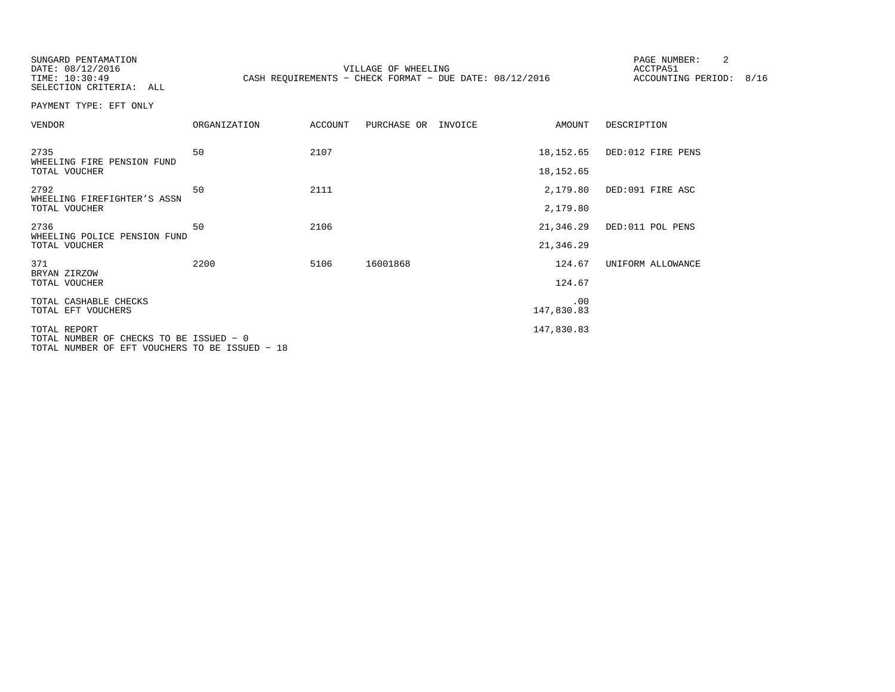SUNGARD PENTAMATION
DATE: 08/12/2016
TIME: 10:30:49
SELECTION CRITERIA: ALL

VILLAGE OF WHEELING
CASH REQUIREMENTS - CHECK FORMAT - DUE DATE: 08/12/2016

ACCTPA51
ACCOUNTING PERIOD: 8/16

PAYMENT TYPE: EFT ONLY

| VENDOR | ORGANIZATION | ACCOUNT | PURCHASE OR | INVOICE | AMOUNT | DESCRIPTION |
|---|---|---|---|---|---|---|
| 2735 WHEELING FIRE PENSION FUND | 50 | 2107 | | | 18,152.65 | DED:012 FIRE PENS |
| TOTAL VOUCHER | | | | | 18,152.65 | |
| 2792 WHEELING FIREFIGHTER'S ASSN | 50 | 2111 | | | 2,179.80 | DED:091 FIRE ASC |
| TOTAL VOUCHER | | | | | 2,179.80 | |
| 2736 WHEELING POLICE PENSION FUND | 50 | 2106 | | | 21,346.29 | DED:011 POL PENS |
| TOTAL VOUCHER | | | | | 21,346.29 | |
| 371 BRYAN ZIRZOW | 2200 | 5106 | 16001868 | | 124.67 | UNIFORM ALLOWANCE |
| TOTAL VOUCHER | | | | | 124.67 | |
| TOTAL CASHABLE CHECKS | | | | | .00 | |
| TOTAL EFT VOUCHERS | | | | | 147,830.83 | |
| TOTAL REPORT | | | | | 147,830.83 | |

TOTAL NUMBER OF CHECKS TO BE ISSUED - 0
TOTAL NUMBER OF EFT VOUCHERS TO BE ISSUED - 18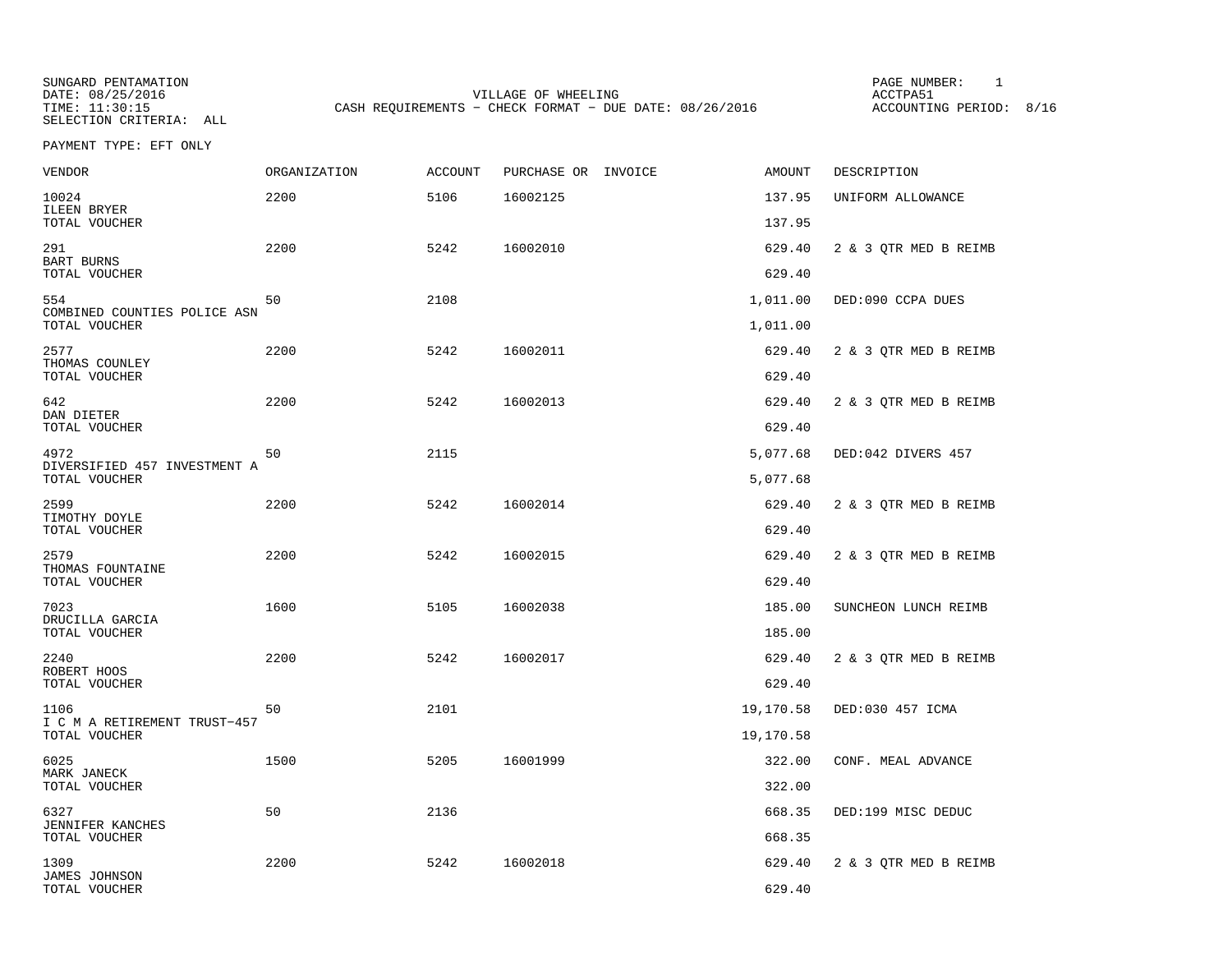SUNGARD PENTAMATION
DATE: 08/25/2016
TIME: 11:30:15
SELECTION CRITERIA: ALL

VILLAGE OF WHEELING
CASH REQUIREMENTS - CHECK FORMAT - DUE DATE: 08/26/2016

PAGE NUMBER: 1
ACCTPA51
ACCOUNTING PERIOD: 8/16

PAYMENT TYPE: EFT ONLY

| VENDOR | ORGANIZATION | ACCOUNT | PURCHASE OR | INVOICE | AMOUNT | DESCRIPTION |
|---|---|---|---|---|---|---|
| 10024 ILEEN BRYER | 2200 | 5106 | 16002125 | | 137.95 | UNIFORM ALLOWANCE |
| TOTAL VOUCHER | | | | | 137.95 | |
| 291 BART BURNS | 2200 | 5242 | 16002010 | | 629.40 | 2 & 3 QTR MED B REIMB |
| TOTAL VOUCHER | | | | | 629.40 | |
| 554 COMBINED COUNTIES POLICE ASN | 50 | 2108 | | | 1,011.00 | DED:090 CCPA DUES |
| TOTAL VOUCHER | | | | | 1,011.00 | |
| 2577 THOMAS COUNLEY | 2200 | 5242 | 16002011 | | 629.40 | 2 & 3 QTR MED B REIMB |
| TOTAL VOUCHER | | | | | 629.40 | |
| 642 DAN DIETER | 2200 | 5242 | 16002013 | | 629.40 | 2 & 3 QTR MED B REIMB |
| TOTAL VOUCHER | | | | | 629.40 | |
| 4972 DIVERSIFIED 457 INVESTMENT A | 50 | 2115 | | | 5,077.68 | DED:042 DIVERS 457 |
| TOTAL VOUCHER | | | | | 5,077.68 | |
| 2599 TIMOTHY DOYLE | 2200 | 5242 | 16002014 | | 629.40 | 2 & 3 QTR MED B REIMB |
| TOTAL VOUCHER | | | | | 629.40 | |
| 2579 THOMAS FOUNTAINE | 2200 | 5242 | 16002015 | | 629.40 | 2 & 3 QTR MED B REIMB |
| TOTAL VOUCHER | | | | | 629.40 | |
| 7023 DRUCILLA GARCIA | 1600 | 5105 | 16002038 | | 185.00 | SUNCHEON LUNCH REIMB |
| TOTAL VOUCHER | | | | | 185.00 | |
| 2240 ROBERT HOOS | 2200 | 5242 | 16002017 | | 629.40 | 2 & 3 QTR MED B REIMB |
| TOTAL VOUCHER | | | | | 629.40 | |
| 1106 I C M A RETIREMENT TRUST-457 | 50 | 2101 | | | 19,170.58 | DED:030 457 ICMA |
| TOTAL VOUCHER | | | | | 19,170.58 | |
| 6025 MARK JANECK | 1500 | 5205 | 16001999 | | 322.00 | CONF. MEAL ADVANCE |
| TOTAL VOUCHER | | | | | 322.00 | |
| 6327 JENNIFER KANCHES | 50 | 2136 | | | 668.35 | DED:199 MISC DEDUC |
| TOTAL VOUCHER | | | | | 668.35 | |
| 1309 JAMES JOHNSON | 2200 | 5242 | 16002018 | | 629.40 | 2 & 3 QTR MED B REIMB |
| TOTAL VOUCHER | | | | | 629.40 | |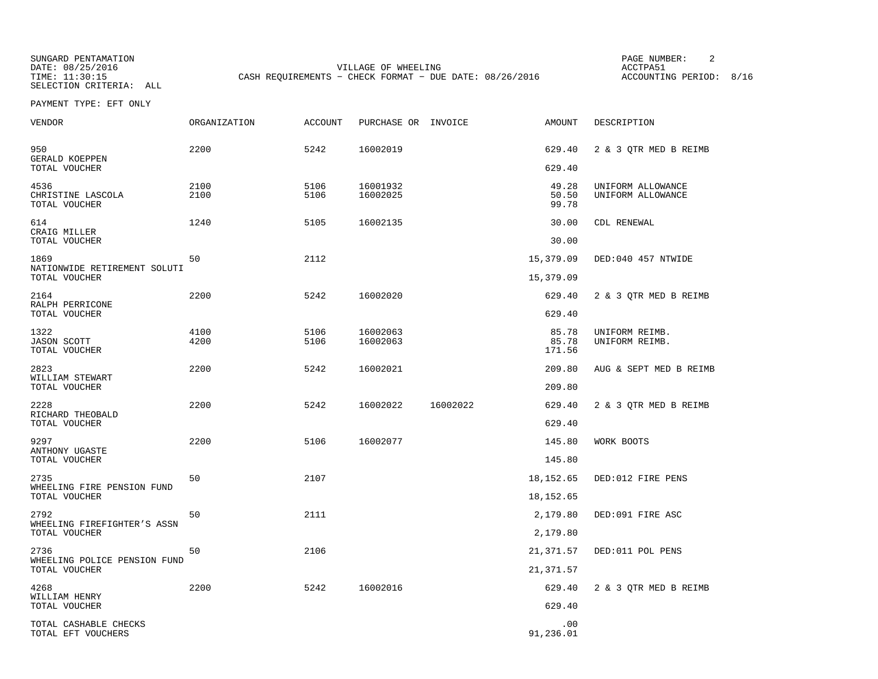SUNGARD PENTAMATION
DATE: 08/25/2016
TIME: 11:30:15
SELECTION CRITERIA: ALL

VILLAGE OF WHEELING
CASH REQUIREMENTS - CHECK FORMAT - DUE DATE: 08/26/2016

PAGE NUMBER: 2
ACCTPA51
ACCOUNTING PERIOD: 8/16

PAYMENT TYPE: EFT ONLY

| VENDOR | ORGANIZATION | ACCOUNT | PURCHASE OR | INVOICE | AMOUNT | DESCRIPTION |
|---|---|---|---|---|---|---|
| 950 GERALD KOEPPEN | 2200 | 5242 | 16002019 | | 629.40 | 2 & 3 QTR MED B REIMB |
| TOTAL VOUCHER | | | | | 629.40 | |
| 4536 | 2100 | 5106 | 16001932 | | 49.28 | UNIFORM ALLOWANCE |
| CHRISTINE LASCOLA | 2100 | 5106 | 16002025 | | 50.50 | UNIFORM ALLOWANCE |
| TOTAL VOUCHER | | | | | 99.78 | |
| 614 CRAIG MILLER | 1240 | 5105 | 16002135 | | 30.00 | CDL RENEWAL |
| TOTAL VOUCHER | | | | | 30.00 | |
| 1869 NATIONWIDE RETIREMENT SOLUTI | 50 | 2112 | | | 15,379.09 | DED:040 457 NTWIDE |
| TOTAL VOUCHER | | | | | 15,379.09 | |
| 2164 RALPH PERRICONE | 2200 | 5242 | 16002020 | | 629.40 | 2 & 3 QTR MED B REIMB |
| TOTAL VOUCHER | | | | | 629.40 | |
| 1322 | 4100 | 5106 | 16002063 | | 85.78 | UNIFORM REIMB. |
| JASON SCOTT | 4200 | 5106 | 16002063 | | 85.78 | UNIFORM REIMB. |
| TOTAL VOUCHER | | | | | 171.56 | |
| 2823 WILLIAM STEWART | 2200 | 5242 | 16002021 | | 209.80 | AUG & SEPT MED B REIMB |
| TOTAL VOUCHER | | | | | 209.80 | |
| 2228 RICHARD THEOBALD | 2200 | 5242 | 16002022 | 16002022 | 629.40 | 2 & 3 QTR MED B REIMB |
| TOTAL VOUCHER | | | | | 629.40 | |
| 9297 ANTHONY UGASTE | 2200 | 5106 | 16002077 | | 145.80 | WORK BOOTS |
| TOTAL VOUCHER | | | | | 145.80 | |
| 2735 WHEELING FIRE PENSION FUND | 50 | 2107 | | | 18,152.65 | DED:012 FIRE PENS |
| TOTAL VOUCHER | | | | | 18,152.65 | |
| 2792 WHEELING FIREFIGHTER'S ASSN | 50 | 2111 | | | 2,179.80 | DED:091 FIRE ASC |
| TOTAL VOUCHER | | | | | 2,179.80 | |
| 2736 WHEELING POLICE PENSION FUND | 50 | 2106 | | | 21,371.57 | DED:011 POL PENS |
| TOTAL VOUCHER | | | | | 21,371.57 | |
| 4268 WILLIAM HENRY | 2200 | 5242 | 16002016 | | 629.40 | 2 & 3 QTR MED B REIMB |
| TOTAL VOUCHER | | | | | 629.40 | |
| TOTAL CASHABLE CHECKS | | | | | .00 | |
| TOTAL EFT VOUCHERS | | | | | 91,236.01 | |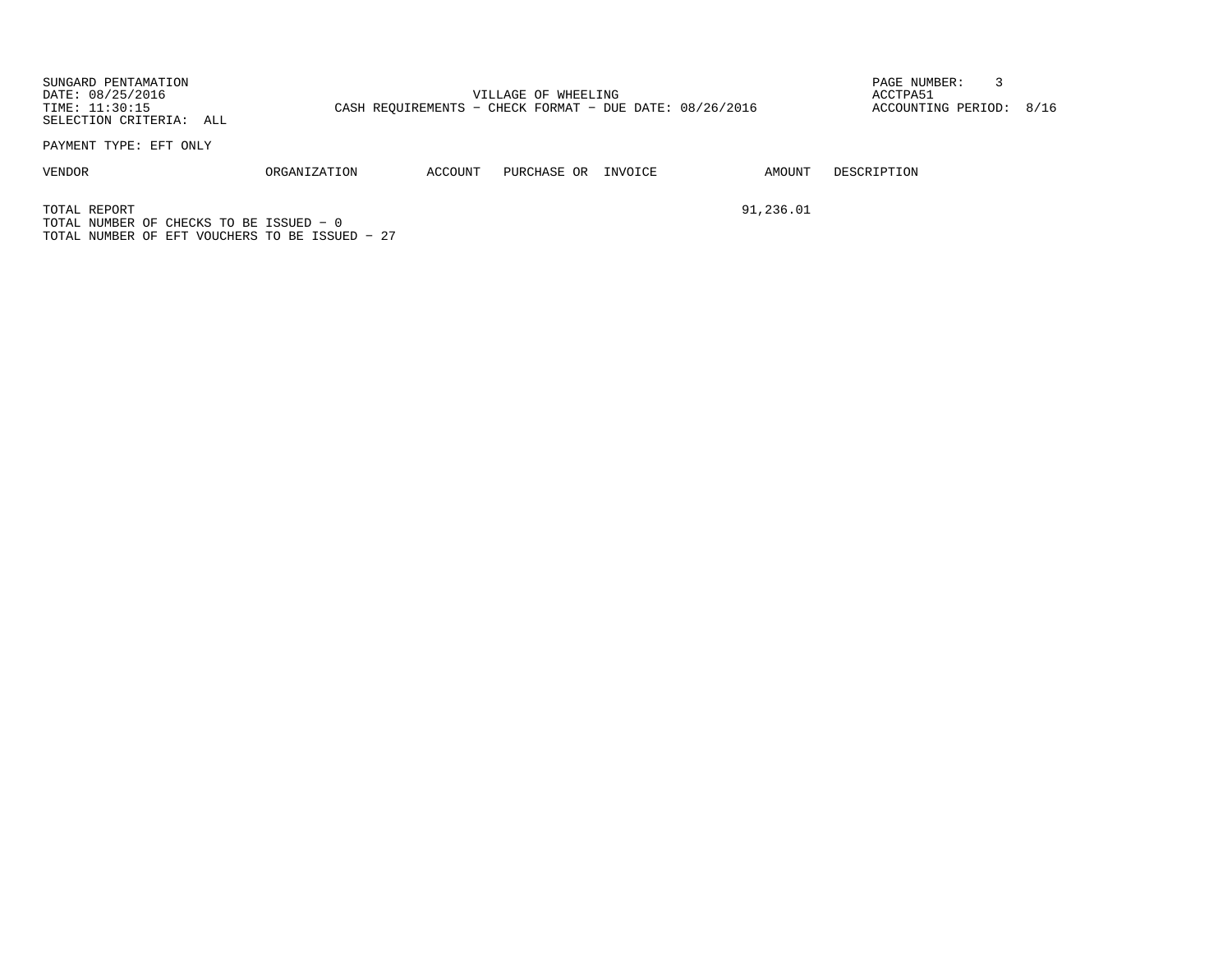SUNGARD PENTAMATION
DATE: 08/25/2016
TIME: 11:30:15
SELECTION CRITERIA: ALL

VILLAGE OF WHEELING
CASH REQUIREMENTS - CHECK FORMAT - DUE DATE: 08/26/2016

ACCTPA51
ACCOUNTING PERIOD: 8/16

PAYMENT TYPE: EFT ONLY

| VENDOR | ORGANIZATION | ACCOUNT | PURCHASE OR | INVOICE | AMOUNT | DESCRIPTION |
|---|---|---|---|---|---|---|
| TOTAL REPORT | | | | | 91,236.01 | |

TOTAL NUMBER OF CHECKS TO BE ISSUED - 0
TOTAL NUMBER OF EFT VOUCHERS TO BE ISSUED - 27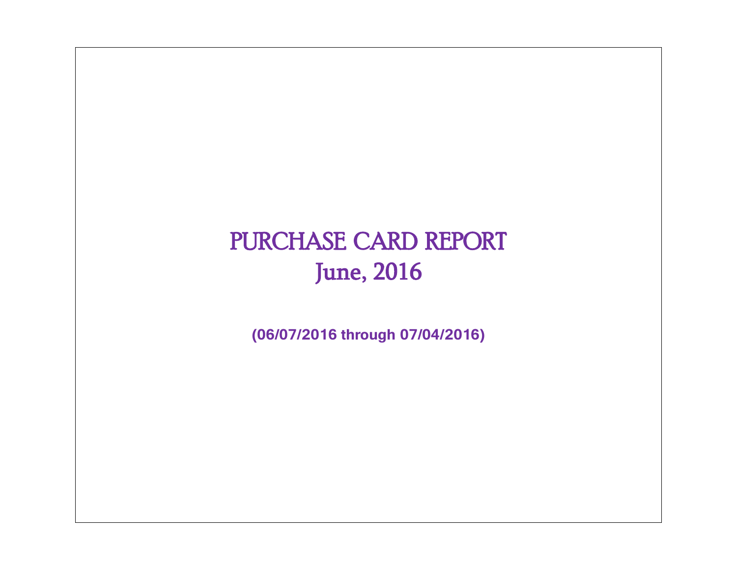# PURCHASE CARD REPORT
# June, 2016

**(06/07/2016 through 07/04/2016)**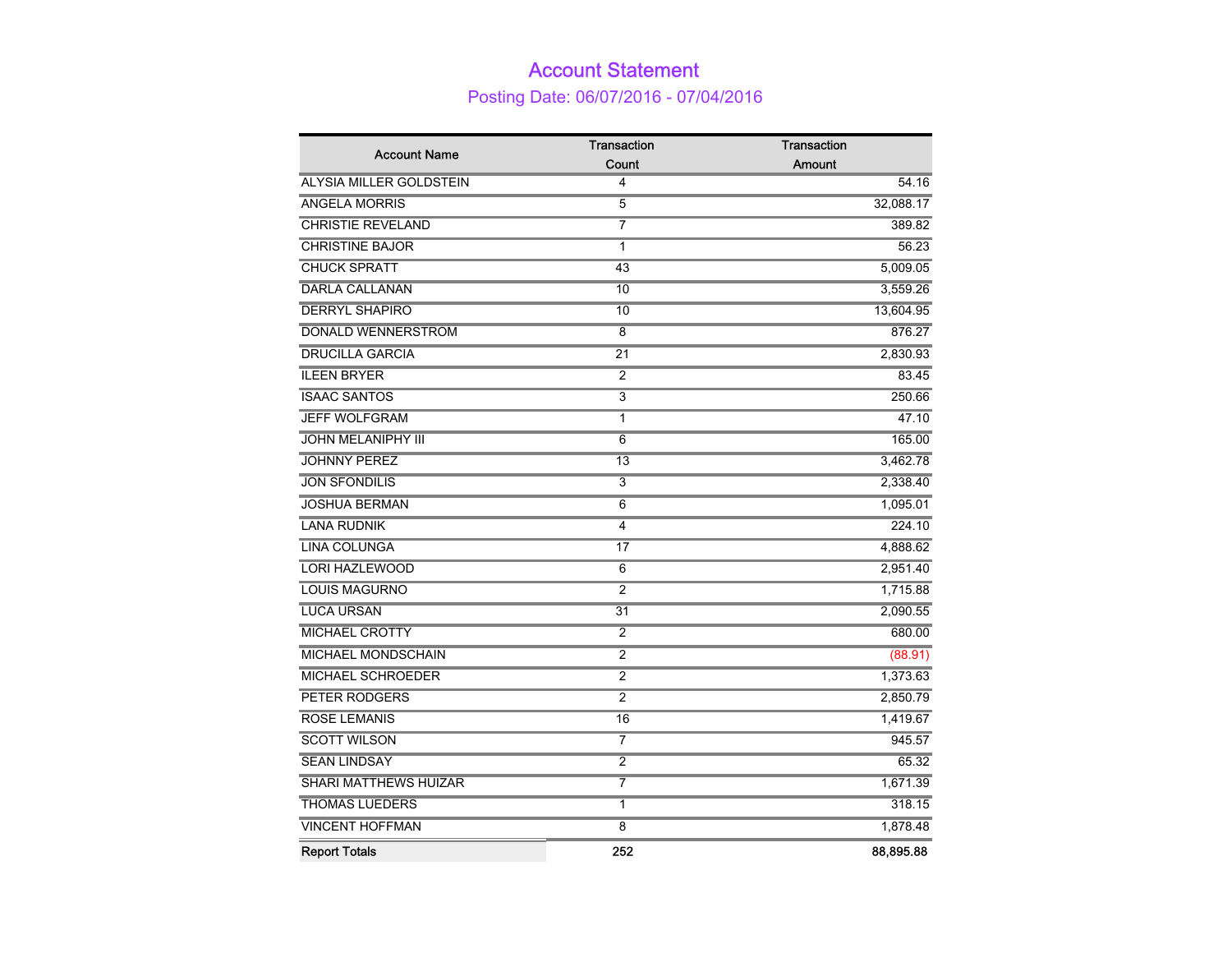# Account Statement

## Posting Date: 06/07/2016 - 07/04/2016

| Account Name | Transaction Count | Transaction Amount |
|---|---|---|
| ALYSIA MILLER GOLDSTEIN | 4 | 54.16 |
| ANGELA MORRIS | 5 | 32,088.17 |
| CHRISTIE REVELAND | 7 | 389.82 |
| CHRISTINE BAJOR | 1 | 56.23 |
| CHUCK SPRATT | 43 | 5,009.05 |
| DARLA CALLANAN | 10 | 3,559.26 |
| DERRYL SHAPIRO | 10 | 13,604.95 |
| DONALD WENNERSTROM | 8 | 876.27 |
| DRUCILLA GARCIA | 21 | 2,830.93 |
| ILEEN BRYER | 2 | 83.45 |
| ISAAC SANTOS | 3 | 250.66 |
| JEFF WOLFGRAM | 1 | 47.10 |
| JOHN MELANIPHY III | 6 | 165.00 |
| JOHNNY PEREZ | 13 | 3,462.78 |
| JON SFONDILIS | 3 | 2,338.40 |
| JOSHUA BERMAN | 6 | 1,095.01 |
| LANA RUDNIK | 4 | 224.10 |
| LINA COLUNGA | 17 | 4,888.62 |
| LORI HAZLEWOOD | 6 | 2,951.40 |
| LOUIS MAGURNO | 2 | 1,715.88 |
| LUCA URSAN | 31 | 2,090.55 |
| MICHAEL CROTTY | 2 | 680.00 |
| MICHAEL MONDSCHAIN | 2 | (88.91) |
| MICHAEL SCHROEDER | 2 | 1,373.63 |
| PETER RODGERS | 2 | 2,850.79 |
| ROSE LEMANIS | 16 | 1,419.67 |
| SCOTT WILSON | 7 | 945.57 |
| SEAN LINDSAY | 2 | 65.32 |
| SHARI MATTHEWS HUIZAR | 7 | 1,671.39 |
| THOMAS LUEDERS | 1 | 318.15 |
| VINCENT HOFFMAN | 8 | 1,878.48 |
| **Report Totals** | **252** | **88,895.88** |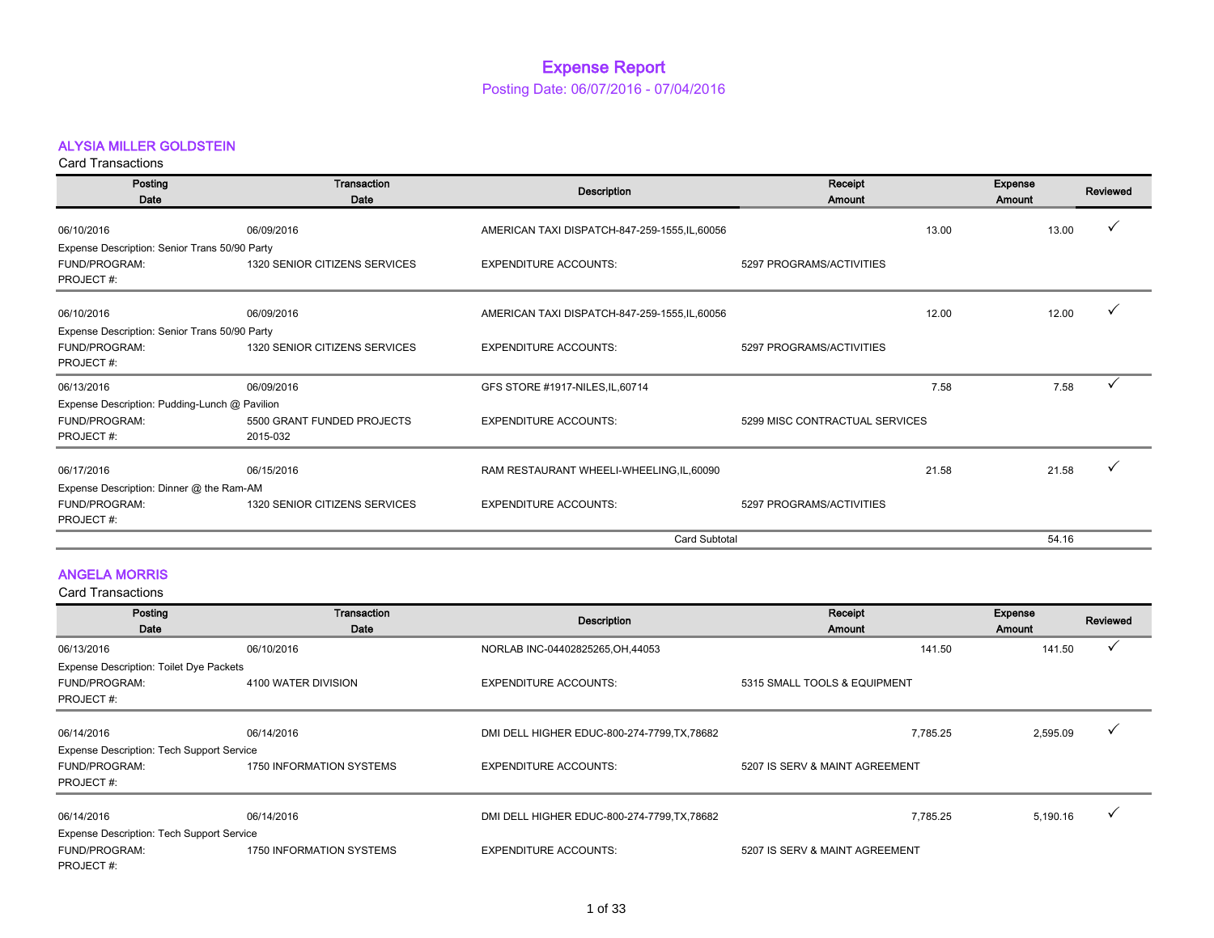# Expense Report

Posting Date: 06/07/2016 - 07/04/2016

## ALYSIA MILLER GOLDSTEIN

Card Transactions

| Posting Date | Transaction Date | Description | Receipt Amount | Expense Amount | Reviewed |
|---|---|---|---|---|---|
| 06/10/2016 | 06/09/2016 | AMERICAN TAXI DISPATCH-847-259-1555,IL,60056 | 13.00 | 13.00 | ✓ |
| Expense Description: Senior Trans 50/90 Party | | | | | |
| FUND/PROGRAM: | 1320 SENIOR CITIZENS SERVICES | EXPENDITURE ACCOUNTS: | 5297 PROGRAMS/ACTIVITIES | | |
| PROJECT #: | | | | | |
| 06/10/2016 | 06/09/2016 | AMERICAN TAXI DISPATCH-847-259-1555,IL,60056 | 12.00 | 12.00 | ✓ |
| Expense Description: Senior Trans 50/90 Party | | | | | |
| FUND/PROGRAM: | 1320 SENIOR CITIZENS SERVICES | EXPENDITURE ACCOUNTS: | 5297 PROGRAMS/ACTIVITIES | | |
| PROJECT #: | | | | | |
| 06/13/2016 | 06/09/2016 | GFS STORE #1917-NILES,IL,60714 | 7.58 | 7.58 | ✓ |
| Expense Description: Pudding-Lunch @ Pavilion | | | | | |
| FUND/PROGRAM: | 5500 GRANT FUNDED PROJECTS | EXPENDITURE ACCOUNTS: | 5299 MISC CONTRACTUAL SERVICES | | |
| PROJECT #: | 2015-032 | | | | |
| 06/17/2016 | 06/15/2016 | RAM RESTAURANT WHEELI-WHEELING,IL,60090 | 21.58 | 21.58 | ✓ |
| Expense Description: Dinner @ the Ram-AM | | | | | |
| FUND/PROGRAM: | 1320 SENIOR CITIZENS SERVICES | EXPENDITURE ACCOUNTS: | 5297 PROGRAMS/ACTIVITIES | | |
| PROJECT #: | | | | | |
| | | | Card Subtotal | 54.16 | |

## ANGELA MORRIS

Card Transactions

| Posting Date | Transaction Date | Description | Receipt Amount | Expense Amount | Reviewed |
|---|---|---|---|---|---|
| 06/13/2016 | 06/10/2016 | NORLAB INC-04402825265,OH,44053 | 141.50 | 141.50 | ✓ |
| Expense Description: Toilet Dye Packets | | | | | |
| FUND/PROGRAM: | 4100 WATER DIVISION | EXPENDITURE ACCOUNTS: | 5315 SMALL TOOLS & EQUIPMENT | | |
| PROJECT #: | | | | | |
| 06/14/2016 | 06/14/2016 | DMI DELL HIGHER EDUC-800-274-7799,TX,78682 | 7,785.25 | 2,595.09 | ✓ |
| Expense Description: Tech Support Service | | | | | |
| FUND/PROGRAM: | 1750 INFORMATION SYSTEMS | EXPENDITURE ACCOUNTS: | 5207 IS SERV & MAINT AGREEMENT | | |
| PROJECT #: | | | | | |
| 06/14/2016 | 06/14/2016 | DMI DELL HIGHER EDUC-800-274-7799,TX,78682 | 7,785.25 | 5,190.16 | ✓ |
| Expense Description: Tech Support Service | | | | | |
| FUND/PROGRAM: | 1750 INFORMATION SYSTEMS | EXPENDITURE ACCOUNTS: | 5207 IS SERV & MAINT AGREEMENT | | |
| PROJECT #: | | | | | |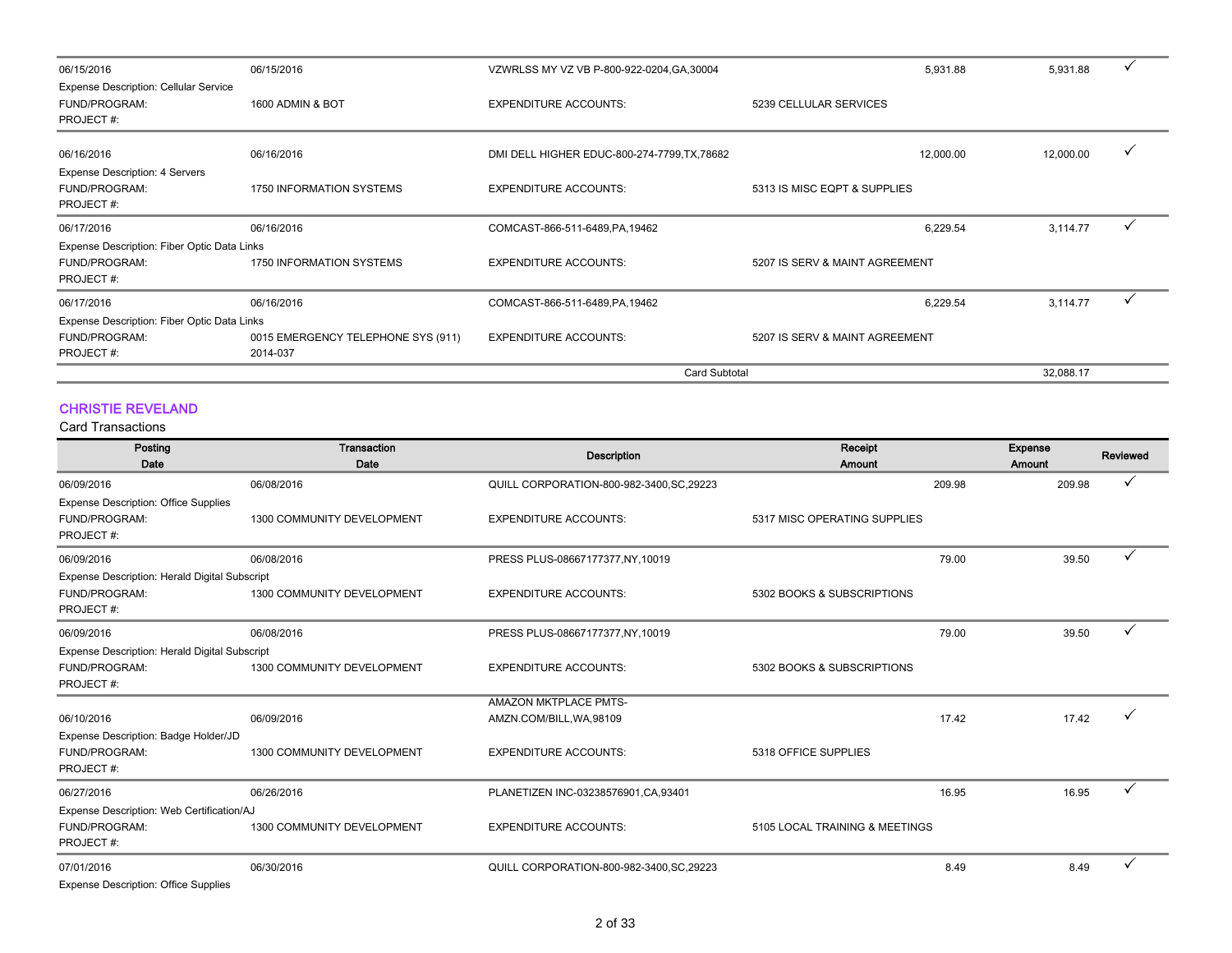| Posting Date | Transaction Date | Description | Receipt Amount | Expense Amount | Reviewed |
|---|---|---|---|---|---|
| 06/15/2016 | 06/15/2016 | VZWRLSS MY VZ VB P-800-922-0204,GA,30004 | 5,931.88 | 5,931.88 | ✓ |
| Expense Description: Cellular Service | | | | | |
| FUND/PROGRAM: | 1600 ADMIN & BOT | EXPENDITURE ACCOUNTS: | 5239 CELLULAR SERVICES | | |
| PROJECT #: | | | | | |
| 06/16/2016 | 06/16/2016 | DMI DELL HIGHER EDUC-800-274-7799,TX,78682 | 12,000.00 | 12,000.00 | ✓ |
| Expense Description: 4 Servers | | | | | |
| FUND/PROGRAM: | 1750 INFORMATION SYSTEMS | EXPENDITURE ACCOUNTS: | 5313 IS MISC EQPT & SUPPLIES | | |
| PROJECT #: | | | | | |
| 06/17/2016 | 06/16/2016 | COMCAST-866-511-6489,PA,19462 | 6,229.54 | 3,114.77 | ✓ |
| Expense Description: Fiber Optic Data Links | | | | | |
| FUND/PROGRAM: | 1750 INFORMATION SYSTEMS | EXPENDITURE ACCOUNTS: | 5207 IS SERV & MAINT AGREEMENT | | |
| PROJECT #: | | | | | |
| 06/17/2016 | 06/16/2016 | COMCAST-866-511-6489,PA,19462 | 6,229.54 | 3,114.77 | ✓ |
| Expense Description: Fiber Optic Data Links | | | | | |
| FUND/PROGRAM: | 0015 EMERGENCY TELEPHONE SYS (911) | EXPENDITURE ACCOUNTS: | 5207 IS SERV & MAINT AGREEMENT | | |
| PROJECT #: | 2014-037 | | | | |
| | | Card Subtotal | | 32,088.17 | |

## CHRISTIE REVELAND

Card Transactions

| Posting Date | Transaction Date | Description | Receipt Amount | Expense Amount | Reviewed |
|---|---|---|---|---|---|
| 06/09/2016 | 06/08/2016 | QUILL CORPORATION-800-982-3400,SC,29223 | 209.98 | 209.98 | ✓ |
| Expense Description: Office Supplies | | | | | |
| FUND/PROGRAM: | 1300 COMMUNITY DEVELOPMENT | EXPENDITURE ACCOUNTS: | 5317 MISC OPERATING SUPPLIES | | |
| PROJECT #: | | | | | |
| 06/09/2016 | 06/08/2016 | PRESS PLUS-08667177377,NY,10019 | 79.00 | 39.50 | ✓ |
| Expense Description: Herald Digital Subscript | | | | | |
| FUND/PROGRAM: | 1300 COMMUNITY DEVELOPMENT | EXPENDITURE ACCOUNTS: | 5302 BOOKS & SUBSCRIPTIONS | | |
| PROJECT #: | | | | | |
| 06/09/2016 | 06/08/2016 | PRESS PLUS-08667177377,NY,10019 | 79.00 | 39.50 | ✓ |
| Expense Description: Herald Digital Subscript | | | | | |
| FUND/PROGRAM: | 1300 COMMUNITY DEVELOPMENT | EXPENDITURE ACCOUNTS: | 5302 BOOKS & SUBSCRIPTIONS | | |
| PROJECT #: | | | | | |
| 06/10/2016 | 06/09/2016 | AMAZON MKTPLACE PMTS-AMZN.COM/BILL,WA,98109 | 17.42 | 17.42 | ✓ |
| Expense Description: Badge Holder/JD | | | | | |
| FUND/PROGRAM: | 1300 COMMUNITY DEVELOPMENT | EXPENDITURE ACCOUNTS: | 5318 OFFICE SUPPLIES | | |
| PROJECT #: | | | | | |
| 06/27/2016 | 06/26/2016 | PLANETIZEN INC-03238576901,CA,93401 | 16.95 | 16.95 | ✓ |
| Expense Description: Web Certification/AJ | | | | | |
| FUND/PROGRAM: | 1300 COMMUNITY DEVELOPMENT | EXPENDITURE ACCOUNTS: | 5105 LOCAL TRAINING & MEETINGS | | |
| PROJECT #: | | | | | |
| 07/01/2016 | 06/30/2016 | QUILL CORPORATION-800-982-3400,SC,29223 | 8.49 | 8.49 | ✓ |
| Expense Description: Office Supplies | | | | | |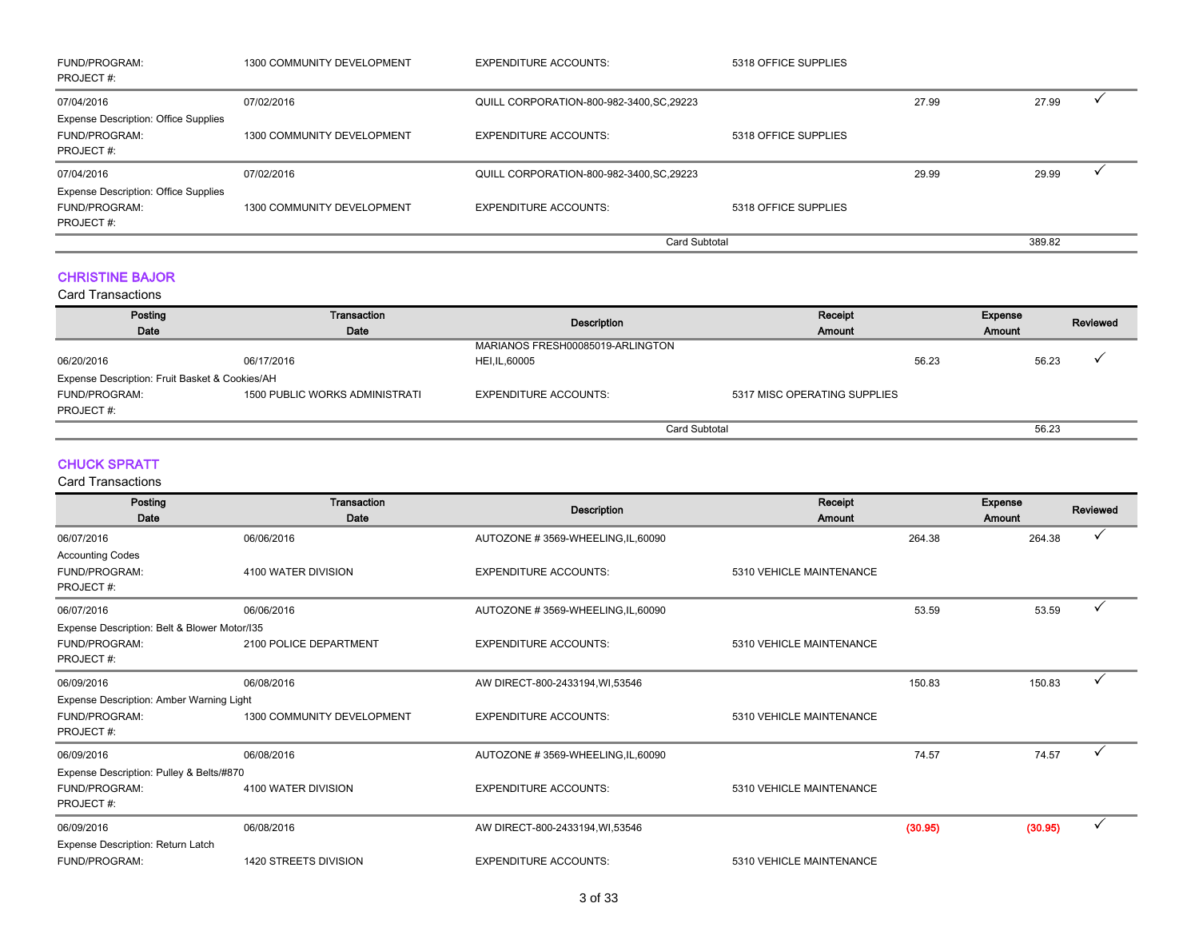| | | | | | | |
|---|---|---|---|---|---|---|
| FUND/PROGRAM: | 1300 COMMUNITY DEVELOPMENT | EXPENDITURE ACCOUNTS: | 5318 OFFICE SUPPLIES | | | |
| PROJECT #: | | | | | | |
| 07/04/2016 | 07/02/2016 | QUILL CORPORATION-800-982-3400,SC,29223 | | 27.99 | 27.99 | ✓ |
| Expense Description: Office Supplies | | | | | | |
| FUND/PROGRAM: | 1300 COMMUNITY DEVELOPMENT | EXPENDITURE ACCOUNTS: | 5318 OFFICE SUPPLIES | | | |
| PROJECT #: | | | | | | |
| 07/04/2016 | 07/02/2016 | QUILL CORPORATION-800-982-3400,SC,29223 | | 29.99 | 29.99 | ✓ |
| Expense Description: Office Supplies | | | | | | |
| FUND/PROGRAM: | 1300 COMMUNITY DEVELOPMENT | EXPENDITURE ACCOUNTS: | 5318 OFFICE SUPPLIES | | | |
| PROJECT #: | | | | | | |
| | | | Card Subtotal | | 389.82 | |

## CHRISTINE BAJOR

Card Transactions

| Posting Date | Transaction Date | Description | | Receipt Amount | Expense Amount | Reviewed |
|---|---|---|---|---|---|---|
| 06/20/2016 | 06/17/2016 | MARIANOS FRESH00085019-ARLINGTON HEI,IL,60005 | | 56.23 | 56.23 | ✓ |
| Expense Description: Fruit Basket & Cookies/AH | | | | | | |
| FUND/PROGRAM: | 1500 PUBLIC WORKS ADMINISTRATI | EXPENDITURE ACCOUNTS: | 5317 MISC OPERATING SUPPLIES | | | |
| PROJECT #: | | | | | | |
| | | | Card Subtotal | | 56.23 | |

## CHUCK SPRATT

Card Transactions

| Posting Date | Transaction Date | Description | | Receipt Amount | Expense Amount | Reviewed |
|---|---|---|---|---|---|---|
| 06/07/2016 | 06/06/2016 | AUTOZONE # 3569-WHEELING,IL,60090 | | 264.38 | 264.38 | ✓ |
| Accounting Codes | | | | | | |
| FUND/PROGRAM: | 4100 WATER DIVISION | EXPENDITURE ACCOUNTS: | 5310 VEHICLE MAINTENANCE | | | |
| PROJECT #: | | | | | | |
| 06/07/2016 | 06/06/2016 | AUTOZONE # 3569-WHEELING,IL,60090 | | 53.59 | 53.59 | ✓ |
| Expense Description: Belt & Blower Motor/I35 | | | | | | |
| FUND/PROGRAM: | 2100 POLICE DEPARTMENT | EXPENDITURE ACCOUNTS: | 5310 VEHICLE MAINTENANCE | | | |
| PROJECT #: | | | | | | |
| 06/09/2016 | 06/08/2016 | AW DIRECT-800-2433194,WI,53546 | | 150.83 | 150.83 | ✓ |
| Expense Description: Amber Warning Light | | | | | | |
| FUND/PROGRAM: | 1300 COMMUNITY DEVELOPMENT | EXPENDITURE ACCOUNTS: | 5310 VEHICLE MAINTENANCE | | | |
| PROJECT #: | | | | | | |
| 06/09/2016 | 06/08/2016 | AUTOZONE # 3569-WHEELING,IL,60090 | | 74.57 | 74.57 | ✓ |
| Expense Description: Pulley & Belts/#870 | | | | | | |
| FUND/PROGRAM: | 4100 WATER DIVISION | EXPENDITURE ACCOUNTS: | 5310 VEHICLE MAINTENANCE | | | |
| PROJECT #: | | | | | | |
| 06/09/2016 | 06/08/2016 | AW DIRECT-800-2433194,WI,53546 | | (30.95) | (30.95) | ✓ |
| Expense Description: Return Latch | | | | | | |
| FUND/PROGRAM: | 1420 STREETS DIVISION | EXPENDITURE ACCOUNTS: | 5310 VEHICLE MAINTENANCE | | | |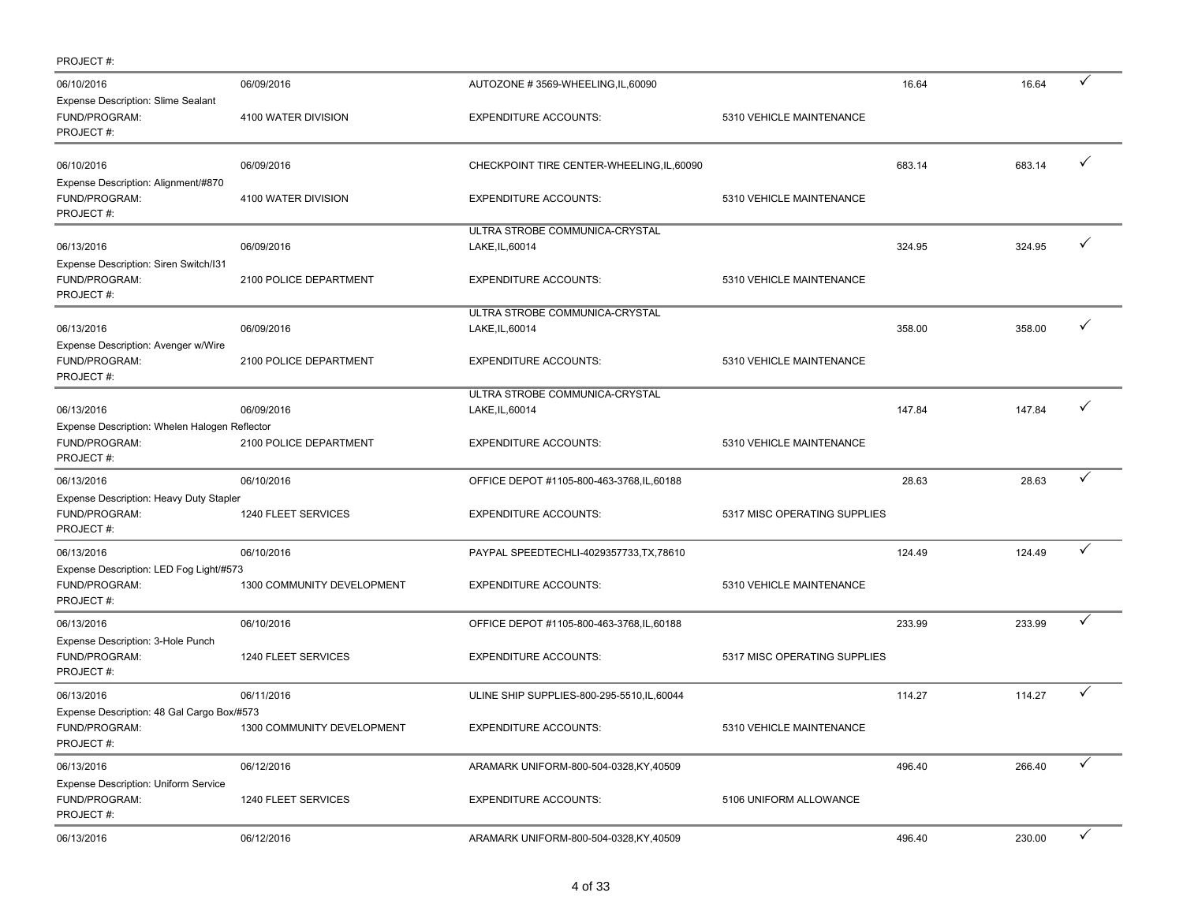PROJECT #:

| Post Date | Transaction Date | Merchant | Account | Amount | Allocated | |
|---|---|---|---|---|---|---|
| 06/10/2016 | 06/09/2016 | AUTOZONE # 3569-WHEELING,IL,60090 | | 16.64 | 16.64 | ✓ |
| Expense Description: Slime Sealant | | | | | | |
| FUND/PROGRAM: | 4100 WATER DIVISION | EXPENDITURE ACCOUNTS: | 5310 VEHICLE MAINTENANCE | | | |
| PROJECT #: | | | | | | |
| 06/10/2016 | 06/09/2016 | CHECKPOINT TIRE CENTER-WHEELING,IL,60090 | | 683.14 | 683.14 | ✓ |
| Expense Description: Alignment/#870 | | | | | | |
| FUND/PROGRAM: | 4100 WATER DIVISION | EXPENDITURE ACCOUNTS: | 5310 VEHICLE MAINTENANCE | | | |
| PROJECT #: | | | | | | |
| 06/13/2016 | 06/09/2016 | ULTRA STROBE COMMUNICA-CRYSTAL LAKE,IL,60014 | | 324.95 | 324.95 | ✓ |
| Expense Description: Siren Switch/I31 | | | | | | |
| FUND/PROGRAM: | 2100 POLICE DEPARTMENT | EXPENDITURE ACCOUNTS: | 5310 VEHICLE MAINTENANCE | | | |
| PROJECT #: | | | | | | |
| 06/13/2016 | 06/09/2016 | ULTRA STROBE COMMUNICA-CRYSTAL LAKE,IL,60014 | | 358.00 | 358.00 | ✓ |
| Expense Description: Avenger w/Wire | | | | | | |
| FUND/PROGRAM: | 2100 POLICE DEPARTMENT | EXPENDITURE ACCOUNTS: | 5310 VEHICLE MAINTENANCE | | | |
| PROJECT #: | | | | | | |
| 06/13/2016 | 06/09/2016 | ULTRA STROBE COMMUNICA-CRYSTAL LAKE,IL,60014 | | 147.84 | 147.84 | ✓ |
| Expense Description: Whelen Halogen Reflector | | | | | | |
| FUND/PROGRAM: | 2100 POLICE DEPARTMENT | EXPENDITURE ACCOUNTS: | 5310 VEHICLE MAINTENANCE | | | |
| PROJECT #: | | | | | | |
| 06/13/2016 | 06/10/2016 | OFFICE DEPOT #1105-800-463-3768,IL,60188 | | 28.63 | 28.63 | ✓ |
| Expense Description: Heavy Duty Stapler | | | | | | |
| FUND/PROGRAM: | 1240 FLEET SERVICES | EXPENDITURE ACCOUNTS: | 5317 MISC OPERATING SUPPLIES | | | |
| PROJECT #: | | | | | | |
| 06/13/2016 | 06/10/2016 | PAYPAL SPEEDTECHLI-4029357733,TX,78610 | | 124.49 | 124.49 | ✓ |
| Expense Description: LED Fog Light/#573 | | | | | | |
| FUND/PROGRAM: | 1300 COMMUNITY DEVELOPMENT | EXPENDITURE ACCOUNTS: | 5310 VEHICLE MAINTENANCE | | | |
| PROJECT #: | | | | | | |
| 06/13/2016 | 06/10/2016 | OFFICE DEPOT #1105-800-463-3768,IL,60188 | | 233.99 | 233.99 | ✓ |
| Expense Description: 3-Hole Punch | | | | | | |
| FUND/PROGRAM: | 1240 FLEET SERVICES | EXPENDITURE ACCOUNTS: | 5317 MISC OPERATING SUPPLIES | | | |
| PROJECT #: | | | | | | |
| 06/13/2016 | 06/11/2016 | ULINE SHIP SUPPLIES-800-295-5510,IL,60044 | | 114.27 | 114.27 | ✓ |
| Expense Description: 48 Gal Cargo Box/#573 | | | | | | |
| FUND/PROGRAM: | 1300 COMMUNITY DEVELOPMENT | EXPENDITURE ACCOUNTS: | 5310 VEHICLE MAINTENANCE | | | |
| PROJECT #: | | | | | | |
| 06/13/2016 | 06/12/2016 | ARAMARK UNIFORM-800-504-0328,KY,40509 | | 496.40 | 266.40 | ✓ |
| Expense Description: Uniform Service | | | | | | |
| FUND/PROGRAM: | 1240 FLEET SERVICES | EXPENDITURE ACCOUNTS: | 5106 UNIFORM ALLOWANCE | | | |
| PROJECT #: | | | | | | |
| 06/13/2016 | 06/12/2016 | ARAMARK UNIFORM-800-504-0328,KY,40509 | | 496.40 | 230.00 | ✓ |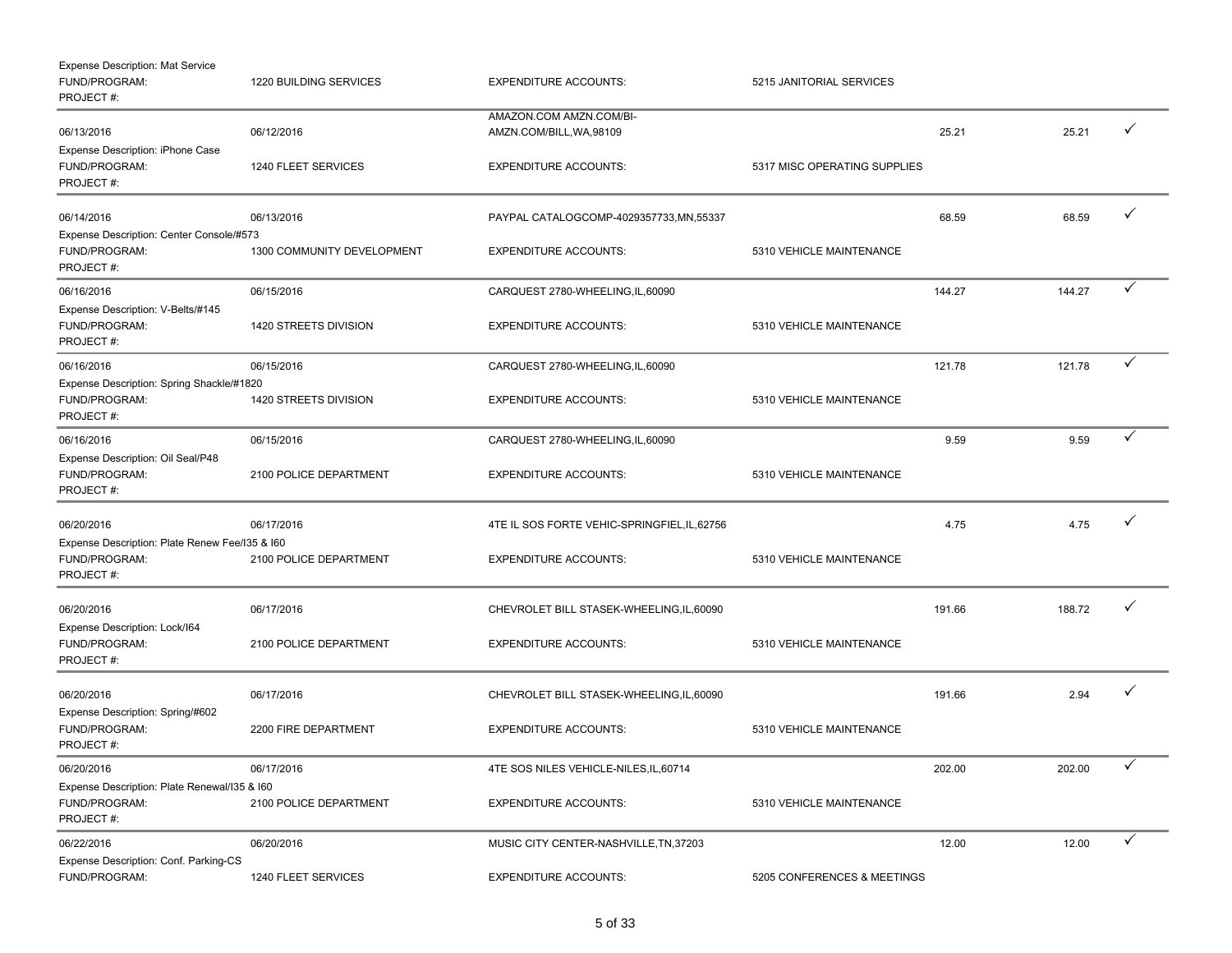Expense Description: Mat Service
FUND/PROGRAM: 1220 BUILDING SERVICES | EXPENDITURE ACCOUNTS: 5215 JANITORIAL SERVICES
PROJECT #:

---

| Posted Date | Transaction Date | Merchant | | Amount | Allocated | |
|---|---|---|---|---|---|---|
| 06/13/2016 | 06/12/2016 | AMAZON.COM AMZN.COM/BI-AMZN.COM/BILL,WA,98109 | | 25.21 | 25.21 | ✓ |
| Expense Description: iPhone Case | | | | | | |
| FUND/PROGRAM: | 1240 FLEET SERVICES | EXPENDITURE ACCOUNTS: | 5317 MISC OPERATING SUPPLIES | | | |
| PROJECT #: | | | | | | |
| 06/14/2016 | 06/13/2016 | PAYPAL CATALOGCOMP-4029357733,MN,55337 | | 68.59 | 68.59 | ✓ |
| Expense Description: Center Console/#573 | | | | | | |
| FUND/PROGRAM: | 1300 COMMUNITY DEVELOPMENT | EXPENDITURE ACCOUNTS: | 5310 VEHICLE MAINTENANCE | | | |
| PROJECT #: | | | | | | |
| 06/16/2016 | 06/15/2016 | CARQUEST 2780-WHEELING,IL,60090 | | 144.27 | 144.27 | ✓ |
| Expense Description: V-Belts/#145 | | | | | | |
| FUND/PROGRAM: | 1420 STREETS DIVISION | EXPENDITURE ACCOUNTS: | 5310 VEHICLE MAINTENANCE | | | |
| PROJECT #: | | | | | | |
| 06/16/2016 | 06/15/2016 | CARQUEST 2780-WHEELING,IL,60090 | | 121.78 | 121.78 | ✓ |
| Expense Description: Spring Shackle/#1820 | | | | | | |
| FUND/PROGRAM: | 1420 STREETS DIVISION | EXPENDITURE ACCOUNTS: | 5310 VEHICLE MAINTENANCE | | | |
| PROJECT #: | | | | | | |
| 06/16/2016 | 06/15/2016 | CARQUEST 2780-WHEELING,IL,60090 | | 9.59 | 9.59 | ✓ |
| Expense Description: Oil Seal/P48 | | | | | | |
| FUND/PROGRAM: | 2100 POLICE DEPARTMENT | EXPENDITURE ACCOUNTS: | 5310 VEHICLE MAINTENANCE | | | |
| PROJECT #: | | | | | | |
| 06/20/2016 | 06/17/2016 | 4TE IL SOS FORTE VEHIC-SPRINGFIEL,IL,62756 | | 4.75 | 4.75 | ✓ |
| Expense Description: Plate Renew Fee/I35 & I60 | | | | | | |
| FUND/PROGRAM: | 2100 POLICE DEPARTMENT | EXPENDITURE ACCOUNTS: | 5310 VEHICLE MAINTENANCE | | | |
| PROJECT #: | | | | | | |
| 06/20/2016 | 06/17/2016 | CHEVROLET BILL STASEK-WHEELING,IL,60090 | | 191.66 | 188.72 | ✓ |
| Expense Description: Lock/I64 | | | | | | |
| FUND/PROGRAM: | 2100 POLICE DEPARTMENT | EXPENDITURE ACCOUNTS: | 5310 VEHICLE MAINTENANCE | | | |
| PROJECT #: | | | | | | |
| 06/20/2016 | 06/17/2016 | CHEVROLET BILL STASEK-WHEELING,IL,60090 | | 191.66 | 2.94 | ✓ |
| Expense Description: Spring/#602 | | | | | | |
| FUND/PROGRAM: | 2200 FIRE DEPARTMENT | EXPENDITURE ACCOUNTS: | 5310 VEHICLE MAINTENANCE | | | |
| PROJECT #: | | | | | | |
| 06/20/2016 | 06/17/2016 | 4TE SOS NILES VEHICLE-NILES,IL,60714 | | 202.00 | 202.00 | ✓ |
| Expense Description: Plate Renewal/I35 & I60 | | | | | | |
| FUND/PROGRAM: | 2100 POLICE DEPARTMENT | EXPENDITURE ACCOUNTS: | 5310 VEHICLE MAINTENANCE | | | |
| PROJECT #: | | | | | | |
| 06/22/2016 | 06/20/2016 | MUSIC CITY CENTER-NASHVILLE,TN,37203 | | 12.00 | 12.00 | ✓ |
| Expense Description: Conf. Parking-CS | | | | | | |
| FUND/PROGRAM: | 1240 FLEET SERVICES | EXPENDITURE ACCOUNTS: | 5205 CONFERENCES & MEETINGS | | | |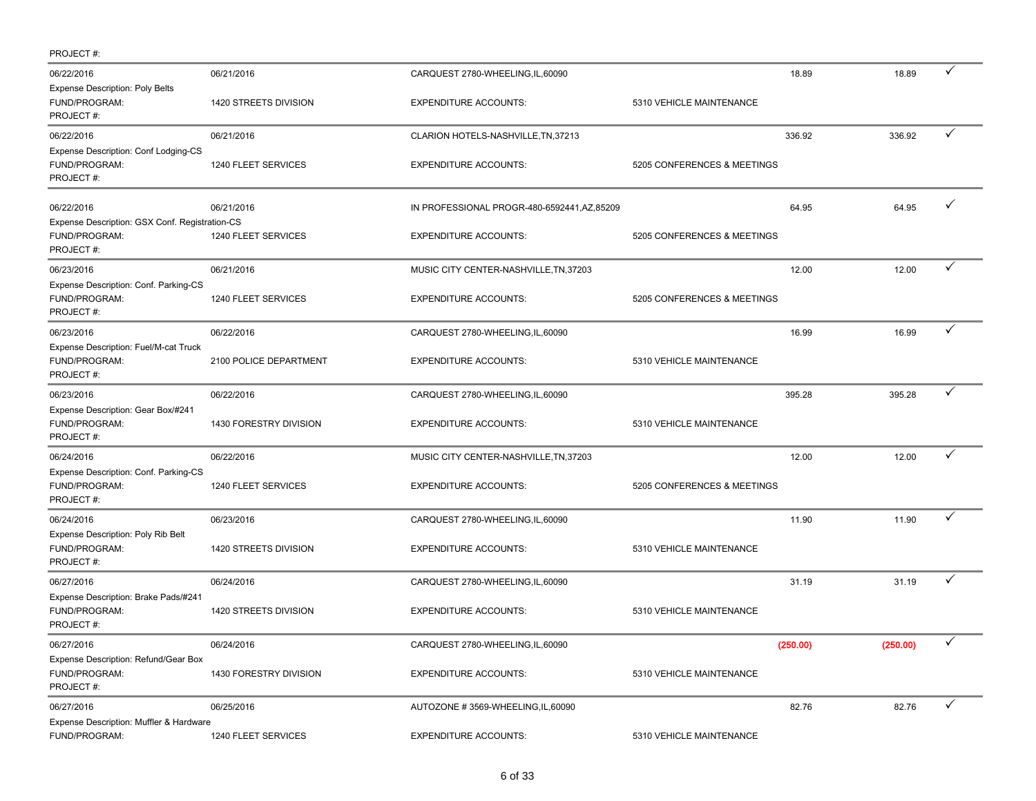PROJECT #:

| | | | | | | |
|---|---|---|---|---|---|---|
| 06/22/2016 | 06/21/2016 | CARQUEST 2780-WHEELING,IL,60090 | | 18.89 | 18.89 | ✓ |
| Expense Description: Poly Belts | | | | | | |
| FUND/PROGRAM: | 1420 STREETS DIVISION | EXPENDITURE ACCOUNTS: | 5310 VEHICLE MAINTENANCE | | | |
| PROJECT #: | | | | | | |
| 06/22/2016 | 06/21/2016 | CLARION HOTELS-NASHVILLE,TN,37213 | | 336.92 | 336.92 | ✓ |
| Expense Description: Conf Lodging-CS | | | | | | |
| FUND/PROGRAM: | 1240 FLEET SERVICES | EXPENDITURE ACCOUNTS: | 5205 CONFERENCES & MEETINGS | | | |
| PROJECT #: | | | | | | |
| 06/22/2016 | 06/21/2016 | IN PROFESSIONAL PROGR-480-6592441,AZ,85209 | | 64.95 | 64.95 | ✓ |
| Expense Description: GSX Conf. Registration-CS | | | | | | |
| FUND/PROGRAM: | 1240 FLEET SERVICES | EXPENDITURE ACCOUNTS: | 5205 CONFERENCES & MEETINGS | | | |
| PROJECT #: | | | | | | |
| 06/23/2016 | 06/21/2016 | MUSIC CITY CENTER-NASHVILLE,TN,37203 | | 12.00 | 12.00 | ✓ |
| Expense Description: Conf. Parking-CS | | | | | | |
| FUND/PROGRAM: | 1240 FLEET SERVICES | EXPENDITURE ACCOUNTS: | 5205 CONFERENCES & MEETINGS | | | |
| PROJECT #: | | | | | | |
| 06/23/2016 | 06/22/2016 | CARQUEST 2780-WHEELING,IL,60090 | | 16.99 | 16.99 | ✓ |
| Expense Description: Fuel/M-cat Truck | | | | | | |
| FUND/PROGRAM: | 2100 POLICE DEPARTMENT | EXPENDITURE ACCOUNTS: | 5310 VEHICLE MAINTENANCE | | | |
| PROJECT #: | | | | | | |
| 06/23/2016 | 06/22/2016 | CARQUEST 2780-WHEELING,IL,60090 | | 395.28 | 395.28 | ✓ |
| Expense Description: Gear Box/#241 | | | | | | |
| FUND/PROGRAM: | 1430 FORESTRY DIVISION | EXPENDITURE ACCOUNTS: | 5310 VEHICLE MAINTENANCE | | | |
| PROJECT #: | | | | | | |
| 06/24/2016 | 06/22/2016 | MUSIC CITY CENTER-NASHVILLE,TN,37203 | | 12.00 | 12.00 | ✓ |
| Expense Description: Conf. Parking-CS | | | | | | |
| FUND/PROGRAM: | 1240 FLEET SERVICES | EXPENDITURE ACCOUNTS: | 5205 CONFERENCES & MEETINGS | | | |
| PROJECT #: | | | | | | |
| 06/24/2016 | 06/23/2016 | CARQUEST 2780-WHEELING,IL,60090 | | 11.90 | 11.90 | ✓ |
| Expense Description: Poly Rib Belt | | | | | | |
| FUND/PROGRAM: | 1420 STREETS DIVISION | EXPENDITURE ACCOUNTS: | 5310 VEHICLE MAINTENANCE | | | |
| PROJECT #: | | | | | | |
| 06/27/2016 | 06/24/2016 | CARQUEST 2780-WHEELING,IL,60090 | | 31.19 | 31.19 | ✓ |
| Expense Description: Brake Pads/#241 | | | | | | |
| FUND/PROGRAM: | 1420 STREETS DIVISION | EXPENDITURE ACCOUNTS: | 5310 VEHICLE MAINTENANCE | | | |
| PROJECT #: | | | | | | |
| 06/27/2016 | 06/24/2016 | CARQUEST 2780-WHEELING,IL,60090 | | (250.00) | (250.00) | ✓ |
| Expense Description: Refund/Gear Box | | | | | | |
| FUND/PROGRAM: | 1430 FORESTRY DIVISION | EXPENDITURE ACCOUNTS: | 5310 VEHICLE MAINTENANCE | | | |
| PROJECT #: | | | | | | |
| 06/27/2016 | 06/25/2016 | AUTOZONE # 3569-WHEELING,IL,60090 | | 82.76 | 82.76 | ✓ |
| Expense Description: Muffler & Hardware | | | | | | |
| FUND/PROGRAM: | 1240 FLEET SERVICES | EXPENDITURE ACCOUNTS: | 5310 VEHICLE MAINTENANCE | | | |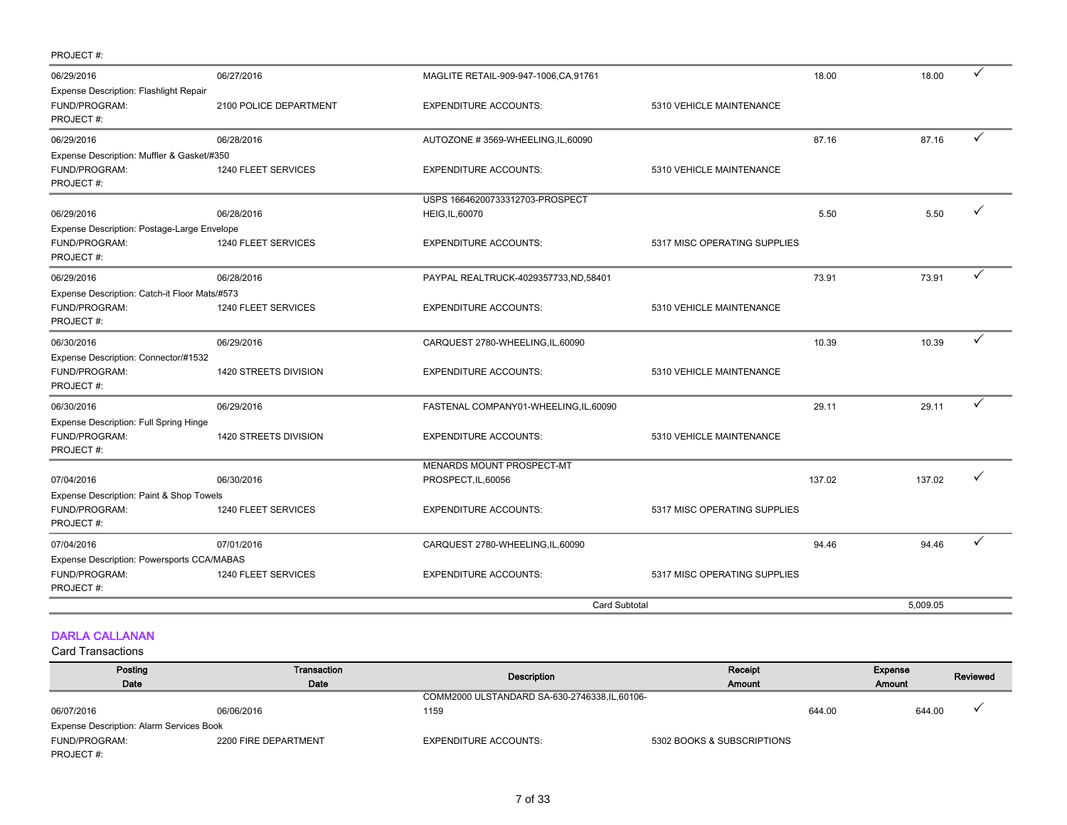PROJECT #:

| | | | | | | |
|---|---|---|---|---|---|---|
| 06/29/2016 | 06/27/2016 | MAGLITE RETAIL-909-947-1006,CA,91761 | | 18.00 | 18.00 | ✓ |
| Expense Description: Flashlight Repair | | | | | | |
| FUND/PROGRAM: | 2100 POLICE DEPARTMENT | EXPENDITURE ACCOUNTS: | 5310 VEHICLE MAINTENANCE | | | |
| PROJECT #: | | | | | | |
| 06/29/2016 | 06/28/2016 | AUTOZONE # 3569-WHEELING,IL,60090 | | 87.16 | 87.16 | ✓ |
| Expense Description: Muffler & Gasket/#350 | | | | | | |
| FUND/PROGRAM: | 1240 FLEET SERVICES | EXPENDITURE ACCOUNTS: | 5310 VEHICLE MAINTENANCE | | | |
| PROJECT #: | | | | | | |
| 06/29/2016 | 06/28/2016 | USPS 16646200733312703-PROSPECT HEIG,IL,60070 | | 5.50 | 5.50 | ✓ |
| Expense Description: Postage-Large Envelope | | | | | | |
| FUND/PROGRAM: | 1240 FLEET SERVICES | EXPENDITURE ACCOUNTS: | 5317 MISC OPERATING SUPPLIES | | | |
| PROJECT #: | | | | | | |
| 06/29/2016 | 06/28/2016 | PAYPAL REALTRUCK-4029357733,ND,58401 | | 73.91 | 73.91 | ✓ |
| Expense Description: Catch-it Floor Mats/#573 | | | | | | |
| FUND/PROGRAM: | 1240 FLEET SERVICES | EXPENDITURE ACCOUNTS: | 5310 VEHICLE MAINTENANCE | | | |
| PROJECT #: | | | | | | |
| 06/30/2016 | 06/29/2016 | CARQUEST 2780-WHEELING,IL,60090 | | 10.39 | 10.39 | ✓ |
| Expense Description: Connector/#1532 | | | | | | |
| FUND/PROGRAM: | 1420 STREETS DIVISION | EXPENDITURE ACCOUNTS: | 5310 VEHICLE MAINTENANCE | | | |
| PROJECT #: | | | | | | |
| 06/30/2016 | 06/29/2016 | FASTENAL COMPANY01-WHEELING,IL,60090 | | 29.11 | 29.11 | ✓ |
| Expense Description: Full Spring Hinge | | | | | | |
| FUND/PROGRAM: | 1420 STREETS DIVISION | EXPENDITURE ACCOUNTS: | 5310 VEHICLE MAINTENANCE | | | |
| PROJECT #: | | | | | | |
| 07/04/2016 | 06/30/2016 | MENARDS MOUNT PROSPECT-MT PROSPECT,IL,60056 | | 137.02 | 137.02 | ✓ |
| Expense Description: Paint & Shop Towels | | | | | | |
| FUND/PROGRAM: | 1240 FLEET SERVICES | EXPENDITURE ACCOUNTS: | 5317 MISC OPERATING SUPPLIES | | | |
| PROJECT #: | | | | | | |
| 07/04/2016 | 07/01/2016 | CARQUEST 2780-WHEELING,IL,60090 | | 94.46 | 94.46 | ✓ |
| Expense Description: Powersports CCA/MABAS | | | | | | |
| FUND/PROGRAM: | 1240 FLEET SERVICES | EXPENDITURE ACCOUNTS: | 5317 MISC OPERATING SUPPLIES | | | |
| PROJECT #: | | | | | | |
| | | | Card Subtotal | | 5,009.05 | |

## DARLA CALLANAN

Card Transactions

| Posting Date | Transaction Date | Description | | Receipt Amount | Expense Amount | Reviewed |
|---|---|---|---|---|---|---|
| 06/07/2016 | 06/06/2016 | COMM2000 ULSTANDARD SA-630-2746338,IL,60106-1159 | | 644.00 | 644.00 | ✓ |
| Expense Description: Alarm Services Book | | | | | | |
| FUND/PROGRAM: | 2200 FIRE DEPARTMENT | EXPENDITURE ACCOUNTS: | 5302 BOOKS & SUBSCRIPTIONS | | | |
| PROJECT #: | | | | | | |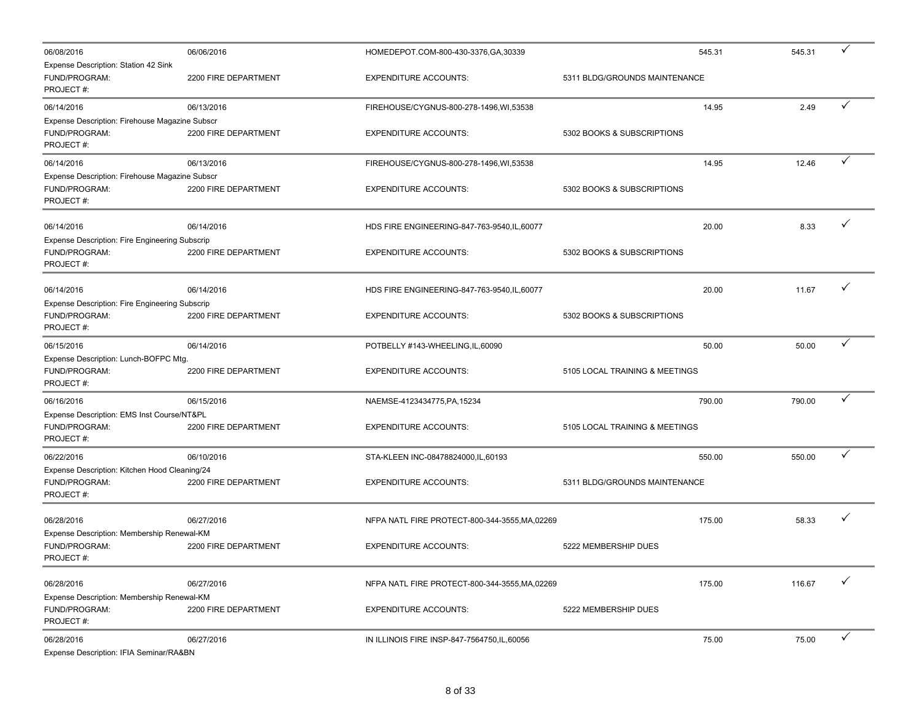| | | | | | | |
|---|---|---|---|---|---|---|
| 06/08/2016 | 06/06/2016 | HOMEDEPOT.COM-800-430-3376,GA,30339 | | 545.31 | 545.31 | ✓ |
| Expense Description: Station 42 Sink | | | | | | |
| FUND/PROGRAM: | 2200 FIRE DEPARTMENT | EXPENDITURE ACCOUNTS: | 5311 BLDG/GROUNDS MAINTENANCE | | | |
| PROJECT #: | | | | | | |
| 06/14/2016 | 06/13/2016 | FIREHOUSE/CYGNUS-800-278-1496,WI,53538 | | 14.95 | 2.49 | ✓ |
| Expense Description: Firehouse Magazine Subscr | | | | | | |
| FUND/PROGRAM: | 2200 FIRE DEPARTMENT | EXPENDITURE ACCOUNTS: | 5302 BOOKS & SUBSCRIPTIONS | | | |
| PROJECT #: | | | | | | |
| 06/14/2016 | 06/13/2016 | FIREHOUSE/CYGNUS-800-278-1496,WI,53538 | | 14.95 | 12.46 | ✓ |
| Expense Description: Firehouse Magazine Subscr | | | | | | |
| FUND/PROGRAM: | 2200 FIRE DEPARTMENT | EXPENDITURE ACCOUNTS: | 5302 BOOKS & SUBSCRIPTIONS | | | |
| PROJECT #: | | | | | | |
| 06/14/2016 | 06/14/2016 | HDS FIRE ENGINEERING-847-763-9540,IL,60077 | | 20.00 | 8.33 | ✓ |
| Expense Description: Fire Engineering Subscrip | | | | | | |
| FUND/PROGRAM: | 2200 FIRE DEPARTMENT | EXPENDITURE ACCOUNTS: | 5302 BOOKS & SUBSCRIPTIONS | | | |
| PROJECT #: | | | | | | |
| 06/14/2016 | 06/14/2016 | HDS FIRE ENGINEERING-847-763-9540,IL,60077 | | 20.00 | 11.67 | ✓ |
| Expense Description: Fire Engineering Subscrip | | | | | | |
| FUND/PROGRAM: | 2200 FIRE DEPARTMENT | EXPENDITURE ACCOUNTS: | 5302 BOOKS & SUBSCRIPTIONS | | | |
| PROJECT #: | | | | | | |
| 06/15/2016 | 06/14/2016 | POTBELLY #143-WHEELING,IL,60090 | | 50.00 | 50.00 | ✓ |
| Expense Description: Lunch-BOFPC Mtg. | | | | | | |
| FUND/PROGRAM: | 2200 FIRE DEPARTMENT | EXPENDITURE ACCOUNTS: | 5105 LOCAL TRAINING & MEETINGS | | | |
| PROJECT #: | | | | | | |
| 06/16/2016 | 06/15/2016 | NAEMSE-4123434775,PA,15234 | | 790.00 | 790.00 | ✓ |
| Expense Description: EMS Inst Course/NT&PL | | | | | | |
| FUND/PROGRAM: | 2200 FIRE DEPARTMENT | EXPENDITURE ACCOUNTS: | 5105 LOCAL TRAINING & MEETINGS | | | |
| PROJECT #: | | | | | | |
| 06/22/2016 | 06/10/2016 | STA-KLEEN INC-08478824000,IL,60193 | | 550.00 | 550.00 | ✓ |
| Expense Description: Kitchen Hood Cleaning/24 | | | | | | |
| FUND/PROGRAM: | 2200 FIRE DEPARTMENT | EXPENDITURE ACCOUNTS: | 5311 BLDG/GROUNDS MAINTENANCE | | | |
| PROJECT #: | | | | | | |
| 06/28/2016 | 06/27/2016 | NFPA NATL FIRE PROTECT-800-344-3555,MA,02269 | | 175.00 | 58.33 | ✓ |
| Expense Description: Membership Renewal-KM | | | | | | |
| FUND/PROGRAM: | 2200 FIRE DEPARTMENT | EXPENDITURE ACCOUNTS: | 5222 MEMBERSHIP DUES | | | |
| PROJECT #: | | | | | | |
| 06/28/2016 | 06/27/2016 | NFPA NATL FIRE PROTECT-800-344-3555,MA,02269 | | 175.00 | 116.67 | ✓ |
| Expense Description: Membership Renewal-KM | | | | | | |
| FUND/PROGRAM: | 2200 FIRE DEPARTMENT | EXPENDITURE ACCOUNTS: | 5222 MEMBERSHIP DUES | | | |
| PROJECT #: | | | | | | |
| 06/28/2016 | 06/27/2016 | IN ILLINOIS FIRE INSP-847-7564750,IL,60056 | | 75.00 | 75.00 | ✓ |
| Expense Description: IFIA Seminar/RA&BN | | | | | | |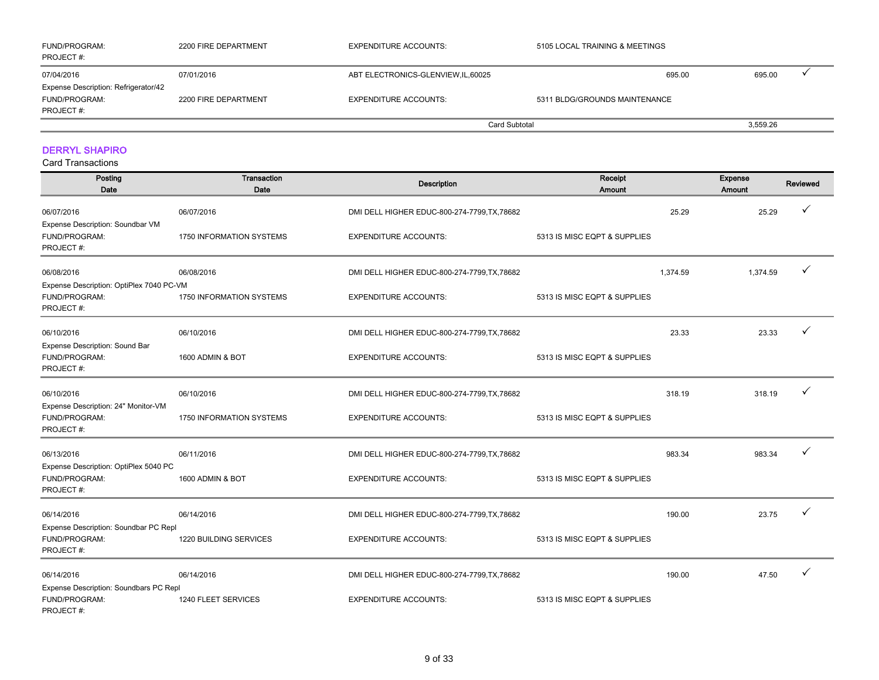| | | | | | | |
|---|---|---|---|---|---|---|
| FUND/PROGRAM: | 2200 FIRE DEPARTMENT | EXPENDITURE ACCOUNTS: | 5105 LOCAL TRAINING & MEETINGS | | | |
| PROJECT #: | | | | | | |
| 07/04/2016 | 07/01/2016 | ABT ELECTRONICS-GLENVIEW,IL,60025 | | 695.00 | 695.00 | ✓ |
| Expense Description: Refrigerator/42 | | | | | | |
| FUND/PROGRAM: | 2200 FIRE DEPARTMENT | EXPENDITURE ACCOUNTS: | 5311 BLDG/GROUNDS MAINTENANCE | | | |
| PROJECT #: | | | | | | |
| | | Card Subtotal | | | 3,559.26 | |

## DERRYL SHAPIRO

Card Transactions

| Posting Date | Transaction Date | Description | | Receipt Amount | Expense Amount | Reviewed |
|---|---|---|---|---|---|---|
| 06/07/2016 | 06/07/2016 | DMI DELL HIGHER EDUC-800-274-7799,TX,78682 | | 25.29 | 25.29 | ✓ |
| Expense Description: Soundbar VM | | | | | | |
| FUND/PROGRAM: | 1750 INFORMATION SYSTEMS | EXPENDITURE ACCOUNTS: | 5313 IS MISC EQPT & SUPPLIES | | | |
| PROJECT #: | | | | | | |
| 06/08/2016 | 06/08/2016 | DMI DELL HIGHER EDUC-800-274-7799,TX,78682 | | 1,374.59 | 1,374.59 | ✓ |
| Expense Description: OptiPlex 7040 PC-VM | | | | | | |
| FUND/PROGRAM: | 1750 INFORMATION SYSTEMS | EXPENDITURE ACCOUNTS: | 5313 IS MISC EQPT & SUPPLIES | | | |
| PROJECT #: | | | | | | |
| 06/10/2016 | 06/10/2016 | DMI DELL HIGHER EDUC-800-274-7799,TX,78682 | | 23.33 | 23.33 | ✓ |
| Expense Description: Sound Bar | | | | | | |
| FUND/PROGRAM: | 1600 ADMIN & BOT | EXPENDITURE ACCOUNTS: | 5313 IS MISC EQPT & SUPPLIES | | | |
| PROJECT #: | | | | | | |
| 06/10/2016 | 06/10/2016 | DMI DELL HIGHER EDUC-800-274-7799,TX,78682 | | 318.19 | 318.19 | ✓ |
| Expense Description: 24" Monitor-VM | | | | | | |
| FUND/PROGRAM: | 1750 INFORMATION SYSTEMS | EXPENDITURE ACCOUNTS: | 5313 IS MISC EQPT & SUPPLIES | | | |
| PROJECT #: | | | | | | |
| 06/13/2016 | 06/11/2016 | DMI DELL HIGHER EDUC-800-274-7799,TX,78682 | | 983.34 | 983.34 | ✓ |
| Expense Description: OptiPlex 5040 PC | | | | | | |
| FUND/PROGRAM: | 1600 ADMIN & BOT | EXPENDITURE ACCOUNTS: | 5313 IS MISC EQPT & SUPPLIES | | | |
| PROJECT #: | | | | | | |
| 06/14/2016 | 06/14/2016 | DMI DELL HIGHER EDUC-800-274-7799,TX,78682 | | 190.00 | 23.75 | ✓ |
| Expense Description: Soundbar PC Repl | | | | | | |
| FUND/PROGRAM: | 1220 BUILDING SERVICES | EXPENDITURE ACCOUNTS: | 5313 IS MISC EQPT & SUPPLIES | | | |
| PROJECT #: | | | | | | |
| 06/14/2016 | 06/14/2016 | DMI DELL HIGHER EDUC-800-274-7799,TX,78682 | | 190.00 | 47.50 | ✓ |
| Expense Description: Soundbars PC Repl | | | | | | |
| FUND/PROGRAM: | 1240 FLEET SERVICES | EXPENDITURE ACCOUNTS: | 5313 IS MISC EQPT & SUPPLIES | | | |
| PROJECT #: | | | | | | |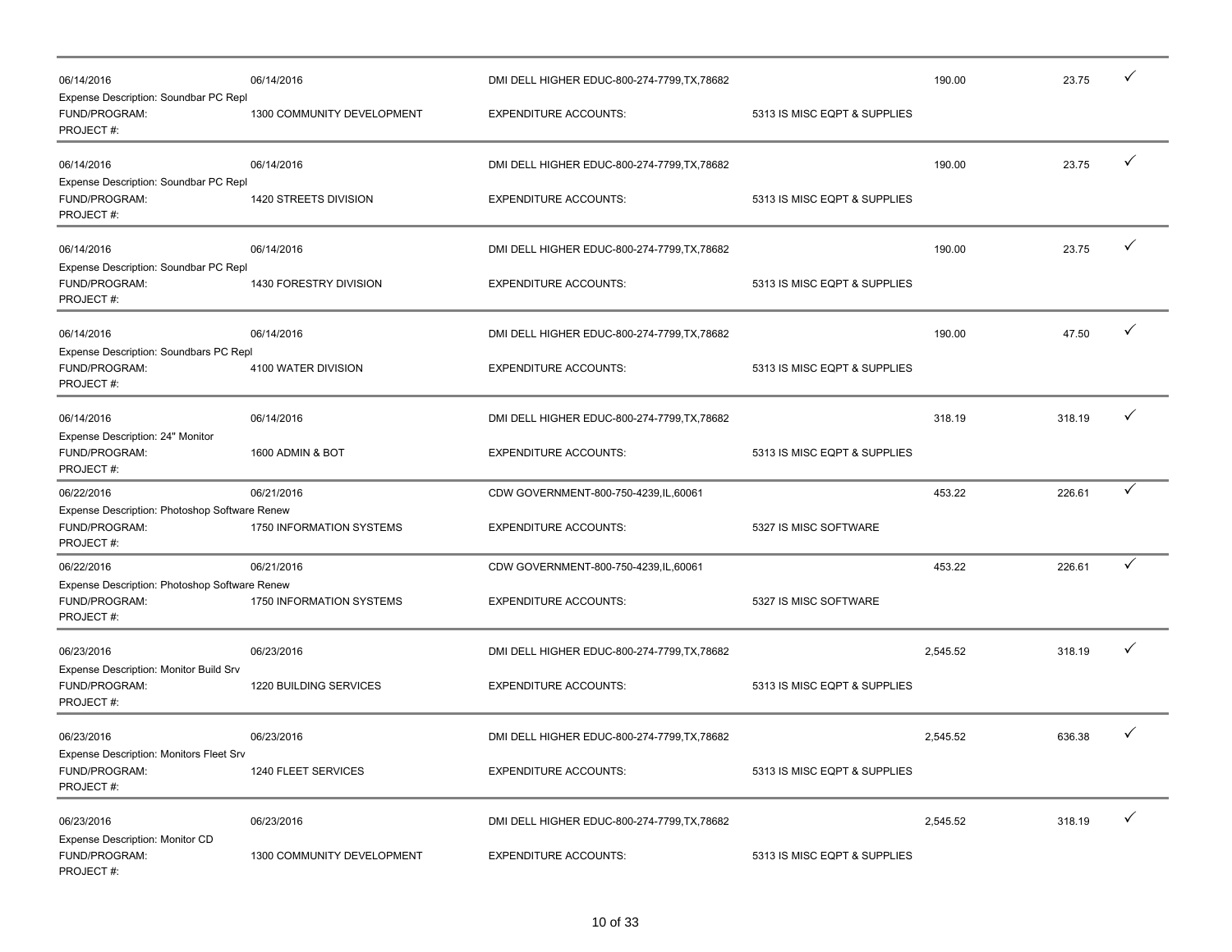| | | | | | | |
|---|---|---|---|---|---|---|
| 06/14/2016 | 06/14/2016 | DMI DELL HIGHER EDUC-800-274-7799,TX,78682 | | 190.00 | 23.75 | ✓ |
| Expense Description: Soundbar PC Repl | | | | | | |
| FUND/PROGRAM: | 1300 COMMUNITY DEVELOPMENT | EXPENDITURE ACCOUNTS: | 5313 IS MISC EQPT & SUPPLIES | | | |
| PROJECT #: | | | | | | |
| 06/14/2016 | 06/14/2016 | DMI DELL HIGHER EDUC-800-274-7799,TX,78682 | | 190.00 | 23.75 | ✓ |
| Expense Description: Soundbar PC Repl | | | | | | |
| FUND/PROGRAM: | 1420 STREETS DIVISION | EXPENDITURE ACCOUNTS: | 5313 IS MISC EQPT & SUPPLIES | | | |
| PROJECT #: | | | | | | |
| 06/14/2016 | 06/14/2016 | DMI DELL HIGHER EDUC-800-274-7799,TX,78682 | | 190.00 | 23.75 | ✓ |
| Expense Description: Soundbar PC Repl | | | | | | |
| FUND/PROGRAM: | 1430 FORESTRY DIVISION | EXPENDITURE ACCOUNTS: | 5313 IS MISC EQPT & SUPPLIES | | | |
| PROJECT #: | | | | | | |
| 06/14/2016 | 06/14/2016 | DMI DELL HIGHER EDUC-800-274-7799,TX,78682 | | 190.00 | 47.50 | ✓ |
| Expense Description: Soundbars PC Repl | | | | | | |
| FUND/PROGRAM: | 4100 WATER DIVISION | EXPENDITURE ACCOUNTS: | 5313 IS MISC EQPT & SUPPLIES | | | |
| PROJECT #: | | | | | | |
| 06/14/2016 | 06/14/2016 | DMI DELL HIGHER EDUC-800-274-7799,TX,78682 | | 318.19 | 318.19 | ✓ |
| Expense Description: 24" Monitor | | | | | | |
| FUND/PROGRAM: | 1600 ADMIN & BOT | EXPENDITURE ACCOUNTS: | 5313 IS MISC EQPT & SUPPLIES | | | |
| PROJECT #: | | | | | | |
| 06/22/2016 | 06/21/2016 | CDW GOVERNMENT-800-750-4239,IL,60061 | | 453.22 | 226.61 | ✓ |
| Expense Description: Photoshop Software Renew | | | | | | |
| FUND/PROGRAM: | 1750 INFORMATION SYSTEMS | EXPENDITURE ACCOUNTS: | 5327 IS MISC SOFTWARE | | | |
| PROJECT #: | | | | | | |
| 06/22/2016 | 06/21/2016 | CDW GOVERNMENT-800-750-4239,IL,60061 | | 453.22 | 226.61 | ✓ |
| Expense Description: Photoshop Software Renew | | | | | | |
| FUND/PROGRAM: | 1750 INFORMATION SYSTEMS | EXPENDITURE ACCOUNTS: | 5327 IS MISC SOFTWARE | | | |
| PROJECT #: | | | | | | |
| 06/23/2016 | 06/23/2016 | DMI DELL HIGHER EDUC-800-274-7799,TX,78682 | | 2,545.52 | 318.19 | ✓ |
| Expense Description: Monitor Build Srv | | | | | | |
| FUND/PROGRAM: | 1220 BUILDING SERVICES | EXPENDITURE ACCOUNTS: | 5313 IS MISC EQPT & SUPPLIES | | | |
| PROJECT #: | | | | | | |
| 06/23/2016 | 06/23/2016 | DMI DELL HIGHER EDUC-800-274-7799,TX,78682 | | 2,545.52 | 636.38 | ✓ |
| Expense Description: Monitors Fleet Srv | | | | | | |
| FUND/PROGRAM: | 1240 FLEET SERVICES | EXPENDITURE ACCOUNTS: | 5313 IS MISC EQPT & SUPPLIES | | | |
| PROJECT #: | | | | | | |
| 06/23/2016 | 06/23/2016 | DMI DELL HIGHER EDUC-800-274-7799,TX,78682 | | 2,545.52 | 318.19 | ✓ |
| Expense Description: Monitor CD | | | | | | |
| FUND/PROGRAM: | 1300 COMMUNITY DEVELOPMENT | EXPENDITURE ACCOUNTS: | 5313 IS MISC EQPT & SUPPLIES | | | |
| PROJECT #: | | | | | | |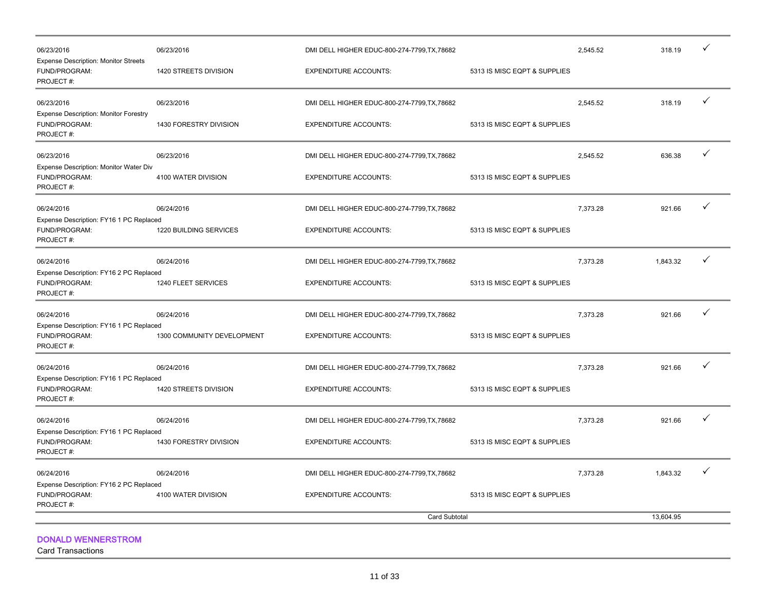| | | | | | | |
|---|---|---|---|---|---|---|
| 06/23/2016 | 06/23/2016 | DMI DELL HIGHER EDUC-800-274-7799,TX,78682 | | 2,545.52 | 318.19 | ✓ |
| Expense Description: Monitor Streets | | | | | | |
| FUND/PROGRAM: | 1420 STREETS DIVISION | EXPENDITURE ACCOUNTS: | 5313 IS MISC EQPT & SUPPLIES | | | |
| PROJECT #: | | | | | | |
| 06/23/2016 | 06/23/2016 | DMI DELL HIGHER EDUC-800-274-7799,TX,78682 | | 2,545.52 | 318.19 | ✓ |
| Expense Description: Monitor Forestry | | | | | | |
| FUND/PROGRAM: | 1430 FORESTRY DIVISION | EXPENDITURE ACCOUNTS: | 5313 IS MISC EQPT & SUPPLIES | | | |
| PROJECT #: | | | | | | |
| 06/23/2016 | 06/23/2016 | DMI DELL HIGHER EDUC-800-274-7799,TX,78682 | | 2,545.52 | 636.38 | ✓ |
| Expense Description: Monitor Water Div | | | | | | |
| FUND/PROGRAM: | 4100 WATER DIVISION | EXPENDITURE ACCOUNTS: | 5313 IS MISC EQPT & SUPPLIES | | | |
| PROJECT #: | | | | | | |
| 06/24/2016 | 06/24/2016 | DMI DELL HIGHER EDUC-800-274-7799,TX,78682 | | 7,373.28 | 921.66 | ✓ |
| Expense Description: FY16 1 PC Replaced | | | | | | |
| FUND/PROGRAM: | 1220 BUILDING SERVICES | EXPENDITURE ACCOUNTS: | 5313 IS MISC EQPT & SUPPLIES | | | |
| PROJECT #: | | | | | | |
| 06/24/2016 | 06/24/2016 | DMI DELL HIGHER EDUC-800-274-7799,TX,78682 | | 7,373.28 | 1,843.32 | ✓ |
| Expense Description: FY16 2 PC Replaced | | | | | | |
| FUND/PROGRAM: | 1240 FLEET SERVICES | EXPENDITURE ACCOUNTS: | 5313 IS MISC EQPT & SUPPLIES | | | |
| PROJECT #: | | | | | | |
| 06/24/2016 | 06/24/2016 | DMI DELL HIGHER EDUC-800-274-7799,TX,78682 | | 7,373.28 | 921.66 | ✓ |
| Expense Description: FY16 1 PC Replaced | | | | | | |
| FUND/PROGRAM: | 1300 COMMUNITY DEVELOPMENT | EXPENDITURE ACCOUNTS: | 5313 IS MISC EQPT & SUPPLIES | | | |
| PROJECT #: | | | | | | |
| 06/24/2016 | 06/24/2016 | DMI DELL HIGHER EDUC-800-274-7799,TX,78682 | | 7,373.28 | 921.66 | ✓ |
| Expense Description: FY16 1 PC Replaced | | | | | | |
| FUND/PROGRAM: | 1420 STREETS DIVISION | EXPENDITURE ACCOUNTS: | 5313 IS MISC EQPT & SUPPLIES | | | |
| PROJECT #: | | | | | | |
| 06/24/2016 | 06/24/2016 | DMI DELL HIGHER EDUC-800-274-7799,TX,78682 | | 7,373.28 | 921.66 | ✓ |
| Expense Description: FY16 1 PC Replaced | | | | | | |
| FUND/PROGRAM: | 1430 FORESTRY DIVISION | EXPENDITURE ACCOUNTS: | 5313 IS MISC EQPT & SUPPLIES | | | |
| PROJECT #: | | | | | | |
| 06/24/2016 | 06/24/2016 | DMI DELL HIGHER EDUC-800-274-7799,TX,78682 | | 7,373.28 | 1,843.32 | ✓ |
| Expense Description: FY16 2 PC Replaced | | | | | | |
| FUND/PROGRAM: | 4100 WATER DIVISION | EXPENDITURE ACCOUNTS: | 5313 IS MISC EQPT & SUPPLIES | | | |
| PROJECT #: | | | | | | |
| | | Card Subtotal | | | 13,604.95 | |

## DONALD WENNERSTROM

Card Transactions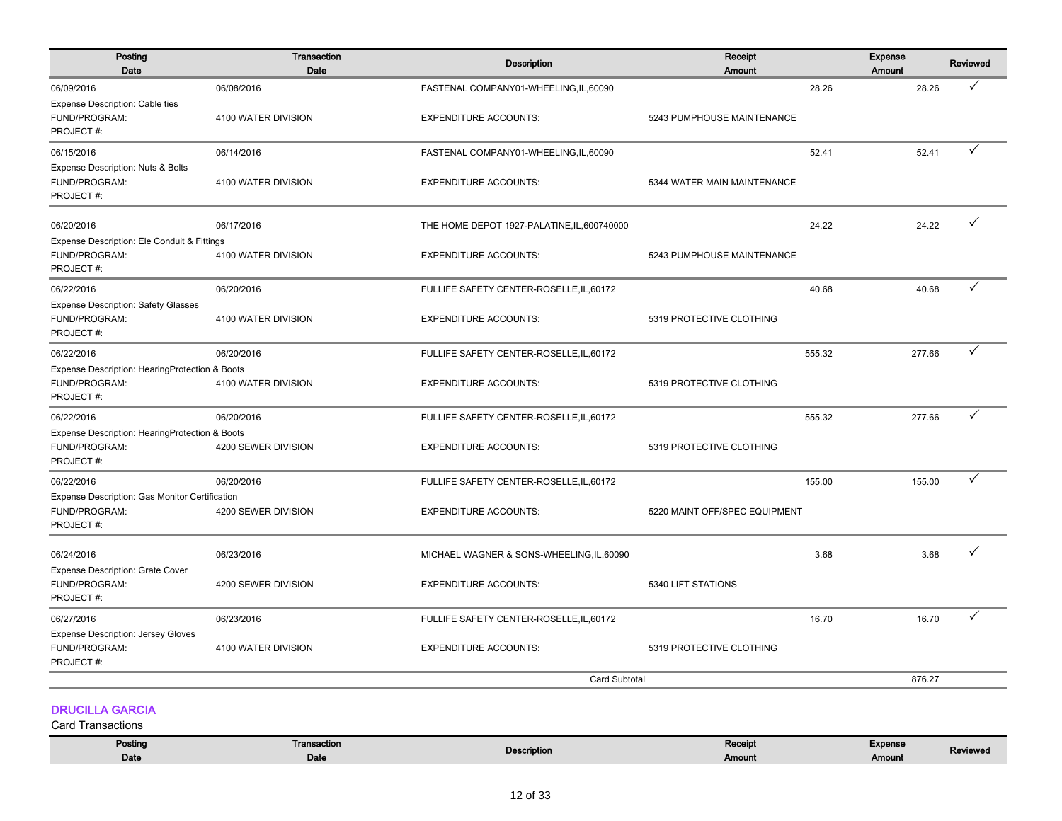| Posting Date | Transaction Date | Description | Receipt Amount | Expense Amount | Reviewed |
|---|---|---|---|---|---|
| 06/09/2016 | 06/08/2016 | FASTENAL COMPANY01-WHEELING,IL,60090 | 28.26 | 28.26 | ✓ |
| Expense Description: Cable ties | | | | | |
| FUND/PROGRAM: | 4100 WATER DIVISION | EXPENDITURE ACCOUNTS: | 5243 PUMPHOUSE MAINTENANCE | | |
| PROJECT #: | | | | | |
| 06/15/2016 | 06/14/2016 | FASTENAL COMPANY01-WHEELING,IL,60090 | 52.41 | 52.41 | ✓ |
| Expense Description: Nuts & Bolts | | | | | |
| FUND/PROGRAM: | 4100 WATER DIVISION | EXPENDITURE ACCOUNTS: | 5344 WATER MAIN MAINTENANCE | | |
| PROJECT #: | | | | | |
| 06/20/2016 | 06/17/2016 | THE HOME DEPOT 1927-PALATINE,IL,600740000 | 24.22 | 24.22 | ✓ |
| Expense Description: Ele Conduit & Fittings | | | | | |
| FUND/PROGRAM: | 4100 WATER DIVISION | EXPENDITURE ACCOUNTS: | 5243 PUMPHOUSE MAINTENANCE | | |
| PROJECT #: | | | | | |
| 06/22/2016 | 06/20/2016 | FULLIFE SAFETY CENTER-ROSELLE,IL,60172 | 40.68 | 40.68 | ✓ |
| Expense Description: Safety Glasses | | | | | |
| FUND/PROGRAM: | 4100 WATER DIVISION | EXPENDITURE ACCOUNTS: | 5319 PROTECTIVE CLOTHING | | |
| PROJECT #: | | | | | |
| 06/22/2016 | 06/20/2016 | FULLIFE SAFETY CENTER-ROSELLE,IL,60172 | 555.32 | 277.66 | ✓ |
| Expense Description: HearingProtection & Boots | | | | | |
| FUND/PROGRAM: | 4100 WATER DIVISION | EXPENDITURE ACCOUNTS: | 5319 PROTECTIVE CLOTHING | | |
| PROJECT #: | | | | | |
| 06/22/2016 | 06/20/2016 | FULLIFE SAFETY CENTER-ROSELLE,IL,60172 | 555.32 | 277.66 | ✓ |
| Expense Description: HearingProtection & Boots | | | | | |
| FUND/PROGRAM: | 4200 SEWER DIVISION | EXPENDITURE ACCOUNTS: | 5319 PROTECTIVE CLOTHING | | |
| PROJECT #: | | | | | |
| 06/22/2016 | 06/20/2016 | FULLIFE SAFETY CENTER-ROSELLE,IL,60172 | 155.00 | 155.00 | ✓ |
| Expense Description: Gas Monitor Certification | | | | | |
| FUND/PROGRAM: | 4200 SEWER DIVISION | EXPENDITURE ACCOUNTS: | 5220 MAINT OFF/SPEC EQUIPMENT | | |
| PROJECT #: | | | | | |
| 06/24/2016 | 06/23/2016 | MICHAEL WAGNER & SONS-WHEELING,IL,60090 | 3.68 | 3.68 | ✓ |
| Expense Description: Grate Cover | | | | | |
| FUND/PROGRAM: | 4200 SEWER DIVISION | EXPENDITURE ACCOUNTS: | 5340 LIFT STATIONS | | |
| PROJECT #: | | | | | |
| 06/27/2016 | 06/23/2016 | FULLIFE SAFETY CENTER-ROSELLE,IL,60172 | 16.70 | 16.70 | ✓ |
| Expense Description: Jersey Gloves | | | | | |
| FUND/PROGRAM: | 4100 WATER DIVISION | EXPENDITURE ACCOUNTS: | 5319 PROTECTIVE CLOTHING | | |
| PROJECT #: | | | | | |
| | | Card Subtotal | | 876.27 | |

## DRUCILLA GARCIA

Card Transactions

| Posting Date | Transaction Date | Description | Receipt Amount | Expense Amount | Reviewed |
|---|---|---|---|---|---|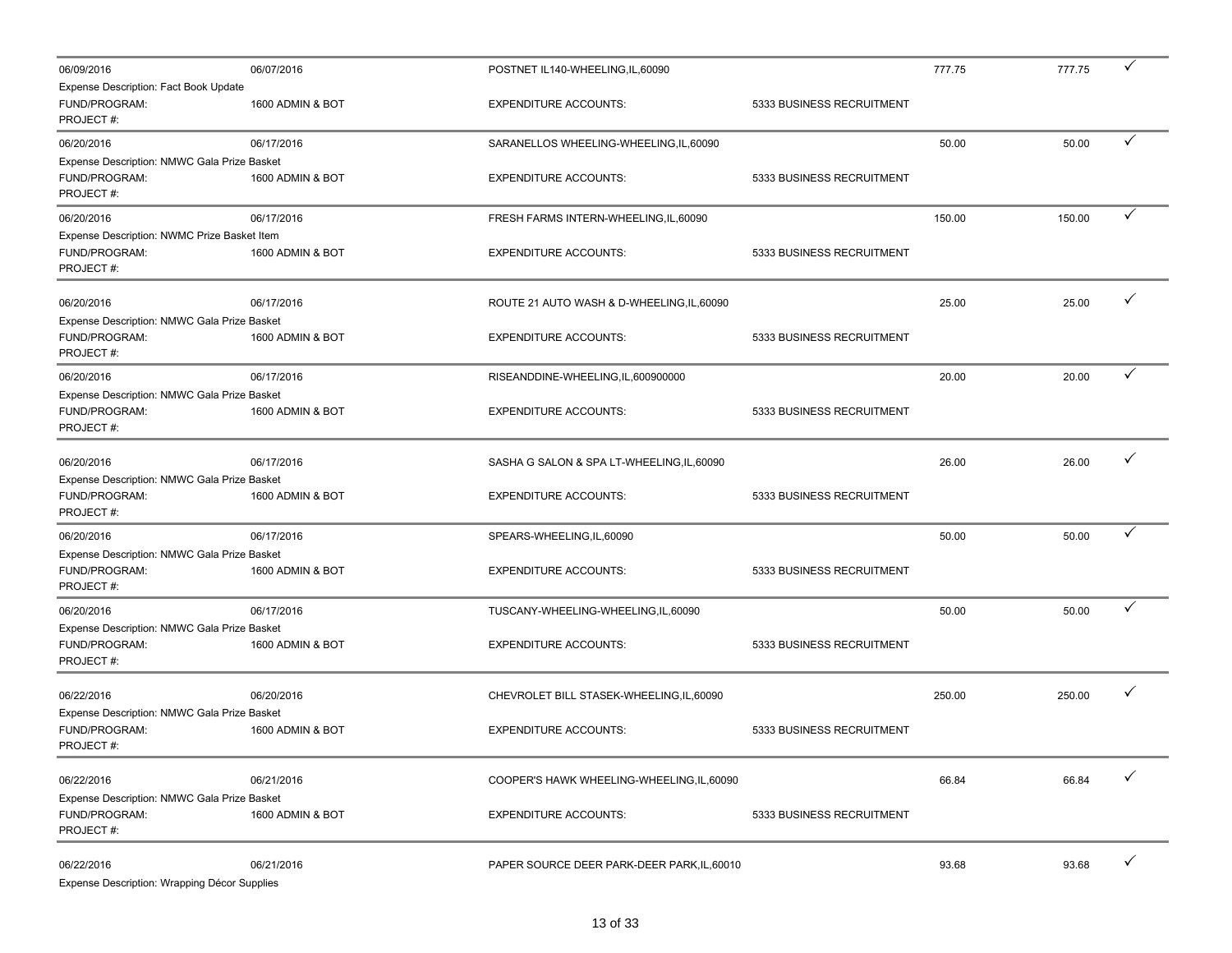| | | | | | | |
|---|---|---|---|---|---|---|
| 06/09/2016 | 06/07/2016 | POSTNET IL140-WHEELING,IL,60090 | | 777.75 | 777.75 | ✓ |
| Expense Description: Fact Book Update | | | | | | |
| FUND/PROGRAM: | 1600 ADMIN & BOT | EXPENDITURE ACCOUNTS: | 5333 BUSINESS RECRUITMENT | | | |
| PROJECT #: | | | | | | |
| 06/20/2016 | 06/17/2016 | SARANELLOS WHEELING-WHEELING,IL,60090 | | 50.00 | 50.00 | ✓ |
| Expense Description: NMWC Gala Prize Basket | | | | | | |
| FUND/PROGRAM: | 1600 ADMIN & BOT | EXPENDITURE ACCOUNTS: | 5333 BUSINESS RECRUITMENT | | | |
| PROJECT #: | | | | | | |
| 06/20/2016 | 06/17/2016 | FRESH FARMS INTERN-WHEELING,IL,60090 | | 150.00 | 150.00 | ✓ |
| Expense Description: NWMC Prize Basket Item | | | | | | |
| FUND/PROGRAM: | 1600 ADMIN & BOT | EXPENDITURE ACCOUNTS: | 5333 BUSINESS RECRUITMENT | | | |
| PROJECT #: | | | | | | |
| 06/20/2016 | 06/17/2016 | ROUTE 21 AUTO WASH & D-WHEELING,IL,60090 | | 25.00 | 25.00 | ✓ |
| Expense Description: NMWC Gala Prize Basket | | | | | | |
| FUND/PROGRAM: | 1600 ADMIN & BOT | EXPENDITURE ACCOUNTS: | 5333 BUSINESS RECRUITMENT | | | |
| PROJECT #: | | | | | | |
| 06/20/2016 | 06/17/2016 | RISEANDDINE-WHEELING,IL,600900000 | | 20.00 | 20.00 | ✓ |
| Expense Description: NMWC Gala Prize Basket | | | | | | |
| FUND/PROGRAM: | 1600 ADMIN & BOT | EXPENDITURE ACCOUNTS: | 5333 BUSINESS RECRUITMENT | | | |
| PROJECT #: | | | | | | |
| 06/20/2016 | 06/17/2016 | SASHA G SALON & SPA LT-WHEELING,IL,60090 | | 26.00 | 26.00 | ✓ |
| Expense Description: NMWC Gala Prize Basket | | | | | | |
| FUND/PROGRAM: | 1600 ADMIN & BOT | EXPENDITURE ACCOUNTS: | 5333 BUSINESS RECRUITMENT | | | |
| PROJECT #: | | | | | | |
| 06/20/2016 | 06/17/2016 | SPEARS-WHEELING,IL,60090 | | 50.00 | 50.00 | ✓ |
| Expense Description: NMWC Gala Prize Basket | | | | | | |
| FUND/PROGRAM: | 1600 ADMIN & BOT | EXPENDITURE ACCOUNTS: | 5333 BUSINESS RECRUITMENT | | | |
| PROJECT #: | | | | | | |
| 06/20/2016 | 06/17/2016 | TUSCANY-WHEELING-WHEELING,IL,60090 | | 50.00 | 50.00 | ✓ |
| Expense Description: NMWC Gala Prize Basket | | | | | | |
| FUND/PROGRAM: | 1600 ADMIN & BOT | EXPENDITURE ACCOUNTS: | 5333 BUSINESS RECRUITMENT | | | |
| PROJECT #: | | | | | | |
| 06/22/2016 | 06/20/2016 | CHEVROLET BILL STASEK-WHEELING,IL,60090 | | 250.00 | 250.00 | ✓ |
| Expense Description: NMWC Gala Prize Basket | | | | | | |
| FUND/PROGRAM: | 1600 ADMIN & BOT | EXPENDITURE ACCOUNTS: | 5333 BUSINESS RECRUITMENT | | | |
| PROJECT #: | | | | | | |
| 06/22/2016 | 06/21/2016 | COOPER'S HAWK WHEELING-WHEELING,IL,60090 | | 66.84 | 66.84 | ✓ |
| Expense Description: NMWC Gala Prize Basket | | | | | | |
| FUND/PROGRAM: | 1600 ADMIN & BOT | EXPENDITURE ACCOUNTS: | 5333 BUSINESS RECRUITMENT | | | |
| PROJECT #: | | | | | | |
| 06/22/2016 | 06/21/2016 | PAPER SOURCE DEER PARK-DEER PARK,IL,60010 | | 93.68 | 93.68 | ✓ |
| Expense Description: Wrapping Décor Supplies | | | | | | |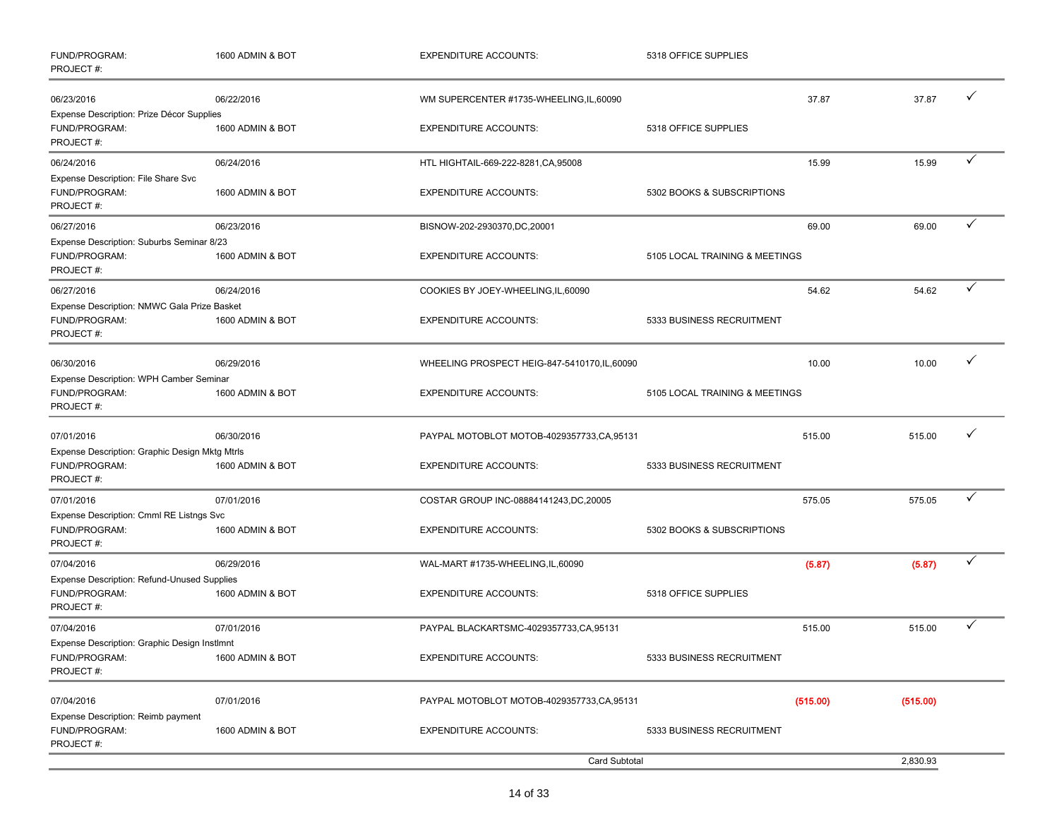| | | | | | | |
|---|---|---|---|---|---|---|
| FUND/PROGRAM: | 1600 ADMIN & BOT | EXPENDITURE ACCOUNTS: | 5318 OFFICE SUPPLIES | | | |
| PROJECT #: | | | | | | |
| 06/23/2016 | 06/22/2016 | WM SUPERCENTER #1735-WHEELING,IL,60090 | | 37.87 | 37.87 | ✓ |
| Expense Description: Prize Décor Supplies | | | | | | |
| FUND/PROGRAM: | 1600 ADMIN & BOT | EXPENDITURE ACCOUNTS: | 5318 OFFICE SUPPLIES | | | |
| PROJECT #: | | | | | | |
| 06/24/2016 | 06/24/2016 | HTL HIGHTAIL-669-222-8281,CA,95008 | | 15.99 | 15.99 | ✓ |
| Expense Description: File Share Svc | | | | | | |
| FUND/PROGRAM: | 1600 ADMIN & BOT | EXPENDITURE ACCOUNTS: | 5302 BOOKS & SUBSCRIPTIONS | | | |
| PROJECT #: | | | | | | |
| 06/27/2016 | 06/23/2016 | BISNOW-202-2930370,DC,20001 | | 69.00 | 69.00 | ✓ |
| Expense Description: Suburbs Seminar 8/23 | | | | | | |
| FUND/PROGRAM: | 1600 ADMIN & BOT | EXPENDITURE ACCOUNTS: | 5105 LOCAL TRAINING & MEETINGS | | | |
| PROJECT #: | | | | | | |
| 06/27/2016 | 06/24/2016 | COOKIES BY JOEY-WHEELING,IL,60090 | | 54.62 | 54.62 | ✓ |
| Expense Description: NMWC Gala Prize Basket | | | | | | |
| FUND/PROGRAM: | 1600 ADMIN & BOT | EXPENDITURE ACCOUNTS: | 5333 BUSINESS RECRUITMENT | | | |
| PROJECT #: | | | | | | |
| 06/30/2016 | 06/29/2016 | WHEELING PROSPECT HEIG-847-5410170,IL,60090 | | 10.00 | 10.00 | ✓ |
| Expense Description: WPH Camber Seminar | | | | | | |
| FUND/PROGRAM: | 1600 ADMIN & BOT | EXPENDITURE ACCOUNTS: | 5105 LOCAL TRAINING & MEETINGS | | | |
| PROJECT #: | | | | | | |
| 07/01/2016 | 06/30/2016 | PAYPAL MOTOBLOT MOTOB-4029357733,CA,95131 | | 515.00 | 515.00 | ✓ |
| Expense Description: Graphic Design Mktg Mtrls | | | | | | |
| FUND/PROGRAM: | 1600 ADMIN & BOT | EXPENDITURE ACCOUNTS: | 5333 BUSINESS RECRUITMENT | | | |
| PROJECT #: | | | | | | |
| 07/01/2016 | 07/01/2016 | COSTAR GROUP INC-08884141243,DC,20005 | | 575.05 | 575.05 | ✓ |
| Expense Description: Cmml RE Listngs Svc | | | | | | |
| FUND/PROGRAM: | 1600 ADMIN & BOT | EXPENDITURE ACCOUNTS: | 5302 BOOKS & SUBSCRIPTIONS | | | |
| PROJECT #: | | | | | | |
| 07/04/2016 | 06/29/2016 | WAL-MART #1735-WHEELING,IL,60090 | | (5.87) | (5.87) | ✓ |
| Expense Description: Refund-Unused Supplies | | | | | | |
| FUND/PROGRAM: | 1600 ADMIN & BOT | EXPENDITURE ACCOUNTS: | 5318 OFFICE SUPPLIES | | | |
| PROJECT #: | | | | | | |
| 07/04/2016 | 07/01/2016 | PAYPAL BLACKARTSMC-4029357733,CA,95131 | | 515.00 | 515.00 | ✓ |
| Expense Description: Graphic Design Instlmnt | | | | | | |
| FUND/PROGRAM: | 1600 ADMIN & BOT | EXPENDITURE ACCOUNTS: | 5333 BUSINESS RECRUITMENT | | | |
| PROJECT #: | | | | | | |
| 07/04/2016 | 07/01/2016 | PAYPAL MOTOBLOT MOTOB-4029357733,CA,95131 | | (515.00) | (515.00) | |
| Expense Description: Reimb payment | | | | | | |
| FUND/PROGRAM: | 1600 ADMIN & BOT | EXPENDITURE ACCOUNTS: | 5333 BUSINESS RECRUITMENT | | | |
| PROJECT #: | | | | | | |
| | | Card Subtotal | | | 2,830.93 | |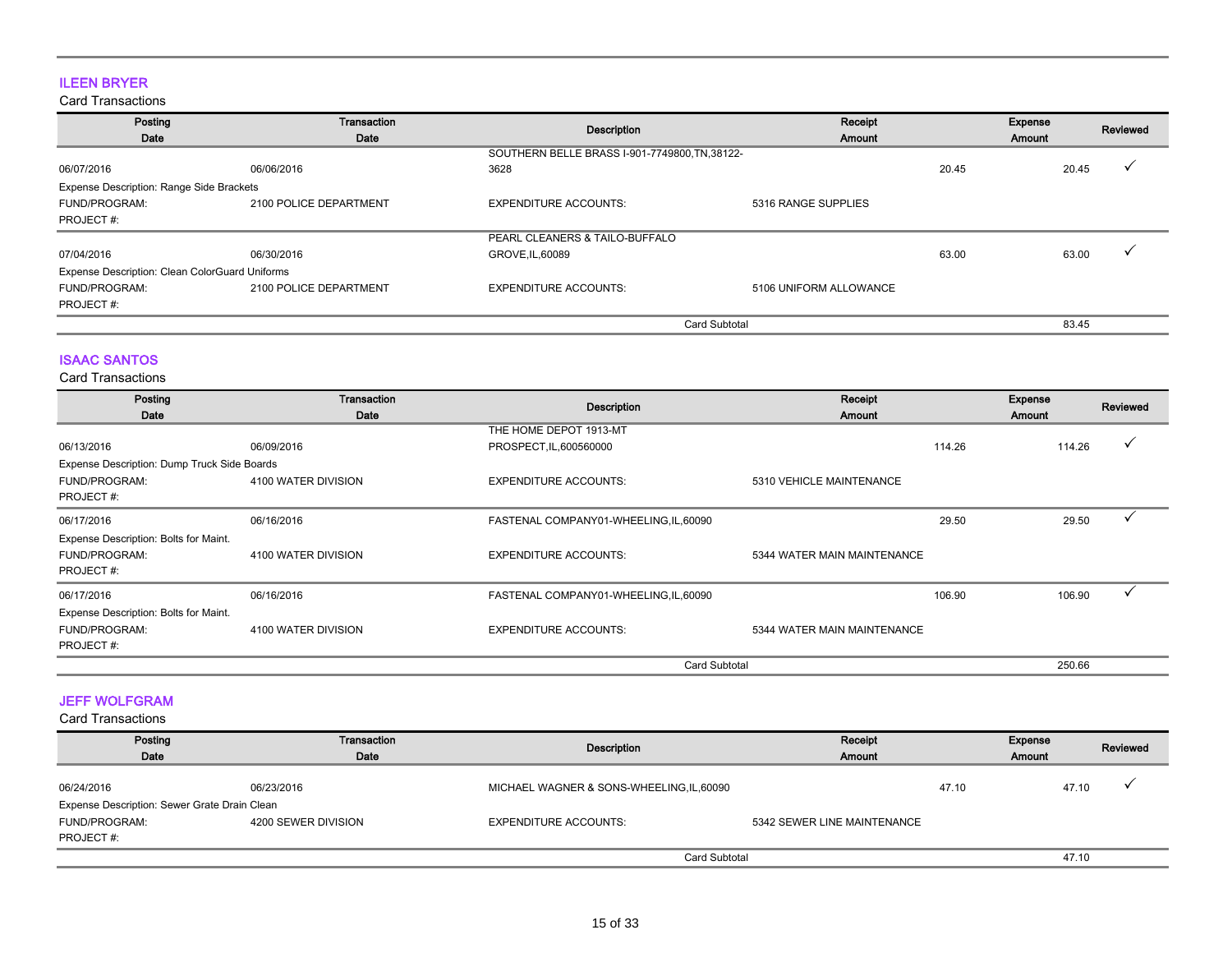## ILEEN BRYER

Card Transactions

| Posting Date | Transaction Date | Description | Receipt Amount | Expense Amount | Reviewed |
|---|---|---|---|---|---|
| 06/07/2016 | 06/06/2016 | SOUTHERN BELLE BRASS I-901-7749800,TN,38122-3628 | 20.45 | 20.45 | ✓ |
| Expense Description: Range Side Brackets | | | | | |
| FUND/PROGRAM: | 2100 POLICE DEPARTMENT | EXPENDITURE ACCOUNTS: | 5316 RANGE SUPPLIES | | |
| PROJECT #: | | | | | |
| 07/04/2016 | 06/30/2016 | PEARL CLEANERS & TAILO-BUFFALO GROVE,IL,60089 | 63.00 | 63.00 | ✓ |
| Expense Description: Clean ColorGuard Uniforms | | | | | |
| FUND/PROGRAM: | 2100 POLICE DEPARTMENT | EXPENDITURE ACCOUNTS: | 5106 UNIFORM ALLOWANCE | | |
| PROJECT #: | | | | | |
| | | Card Subtotal | | 83.45 | |

## ISAAC SANTOS

Card Transactions

| Posting Date | Transaction Date | Description | Receipt Amount | Expense Amount | Reviewed |
|---|---|---|---|---|---|
| 06/13/2016 | 06/09/2016 | THE HOME DEPOT 1913-MT PROSPECT,IL,600560000 | 114.26 | 114.26 | ✓ |
| Expense Description: Dump Truck Side Boards | | | | | |
| FUND/PROGRAM: | 4100 WATER DIVISION | EXPENDITURE ACCOUNTS: | 5310 VEHICLE MAINTENANCE | | |
| PROJECT #: | | | | | |
| 06/17/2016 | 06/16/2016 | FASTENAL COMPANY01-WHEELING,IL,60090 | 29.50 | 29.50 | ✓ |
| Expense Description: Bolts for Maint. | | | | | |
| FUND/PROGRAM: | 4100 WATER DIVISION | EXPENDITURE ACCOUNTS: | 5344 WATER MAIN MAINTENANCE | | |
| PROJECT #: | | | | | |
| 06/17/2016 | 06/16/2016 | FASTENAL COMPANY01-WHEELING,IL,60090 | 106.90 | 106.90 | ✓ |
| Expense Description: Bolts for Maint. | | | | | |
| FUND/PROGRAM: | 4100 WATER DIVISION | EXPENDITURE ACCOUNTS: | 5344 WATER MAIN MAINTENANCE | | |
| PROJECT #: | | | | | |
| | | Card Subtotal | | 250.66 | |

## JEFF WOLFGRAM

Card Transactions

| Posting Date | Transaction Date | Description | Receipt Amount | Expense Amount | Reviewed |
|---|---|---|---|---|---|
| 06/24/2016 | 06/23/2016 | MICHAEL WAGNER & SONS-WHEELING,IL,60090 | 47.10 | 47.10 | ✓ |
| Expense Description: Sewer Grate Drain Clean | | | | | |
| FUND/PROGRAM: | 4200 SEWER DIVISION | EXPENDITURE ACCOUNTS: | 5342 SEWER LINE MAINTENANCE | | |
| PROJECT #: | | | | | |
| | | Card Subtotal | | 47.10 | |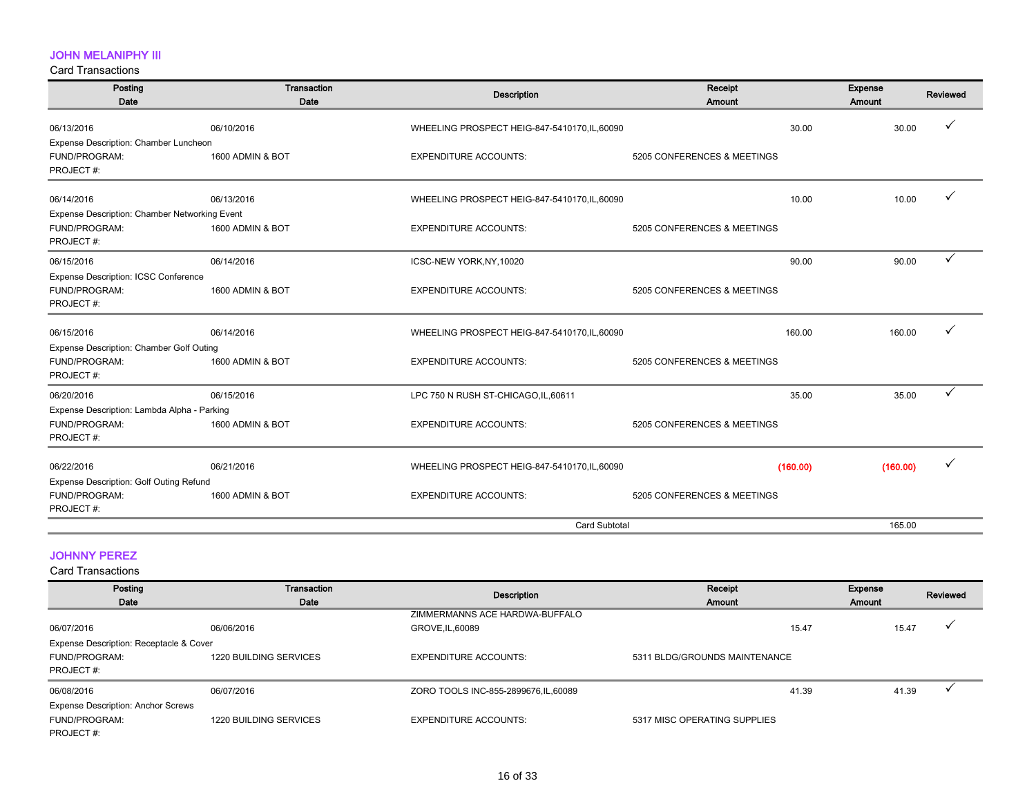### JOHNNY MELANIPHY III

Card Transactions

| Posting Date | Transaction Date | Description | Receipt Amount | Expense Amount | Reviewed |
|---|---|---|---|---|---|
| 06/13/2016 | 06/10/2016 | WHEELING PROSPECT HEIG-847-5410170,IL,60090 | 30.00 | 30.00 | ✓ |
| Expense Description: Chamber Luncheon | | | | | |
| FUND/PROGRAM: | 1600 ADMIN & BOT | EXPENDITURE ACCOUNTS: | 5205 CONFERENCES & MEETINGS | | |
| PROJECT #: | | | | | |
| 06/14/2016 | 06/13/2016 | WHEELING PROSPECT HEIG-847-5410170,IL,60090 | 10.00 | 10.00 | ✓ |
| Expense Description: Chamber Networking Event | | | | | |
| FUND/PROGRAM: | 1600 ADMIN & BOT | EXPENDITURE ACCOUNTS: | 5205 CONFERENCES & MEETINGS | | |
| PROJECT #: | | | | | |
| 06/15/2016 | 06/14/2016 | ICSC-NEW YORK,NY,10020 | 90.00 | 90.00 | ✓ |
| Expense Description: ICSC Conference | | | | | |
| FUND/PROGRAM: | 1600 ADMIN & BOT | EXPENDITURE ACCOUNTS: | 5205 CONFERENCES & MEETINGS | | |
| PROJECT #: | | | | | |
| 06/15/2016 | 06/14/2016 | WHEELING PROSPECT HEIG-847-5410170,IL,60090 | 160.00 | 160.00 | ✓ |
| Expense Description: Chamber Golf Outing | | | | | |
| FUND/PROGRAM: | 1600 ADMIN & BOT | EXPENDITURE ACCOUNTS: | 5205 CONFERENCES & MEETINGS | | |
| PROJECT #: | | | | | |
| 06/20/2016 | 06/15/2016 | LPC 750 N RUSH ST-CHICAGO,IL,60611 | 35.00 | 35.00 | ✓ |
| Expense Description: Lambda Alpha - Parking | | | | | |
| FUND/PROGRAM: | 1600 ADMIN & BOT | EXPENDITURE ACCOUNTS: | 5205 CONFERENCES & MEETINGS | | |
| PROJECT #: | | | | | |
| 06/22/2016 | 06/21/2016 | WHEELING PROSPECT HEIG-847-5410170,IL,60090 | (160.00) | (160.00) | ✓ |
| Expense Description: Golf Outing Refund | | | | | |
| FUND/PROGRAM: | 1600 ADMIN & BOT | EXPENDITURE ACCOUNTS: | 5205 CONFERENCES & MEETINGS | | |
| PROJECT #: | | | | | |
| | | Card Subtotal | | 165.00 | |

### JOHNNY PEREZ

Card Transactions

| Posting Date | Transaction Date | Description | Receipt Amount | Expense Amount | Reviewed |
|---|---|---|---|---|---|
| 06/07/2016 | 06/06/2016 | ZIMMERMANNS ACE HARDWA-BUFFALO GROVE,IL,60089 | 15.47 | 15.47 | ✓ |
| Expense Description: Receptacle & Cover | | | | | |
| FUND/PROGRAM: | 1220 BUILDING SERVICES | EXPENDITURE ACCOUNTS: | 5311 BLDG/GROUNDS MAINTENANCE | | |
| PROJECT #: | | | | | |
| 06/08/2016 | 06/07/2016 | ZORO TOOLS INC-855-2899676,IL,60089 | 41.39 | 41.39 | ✓ |
| Expense Description: Anchor Screws | | | | | |
| FUND/PROGRAM: | 1220 BUILDING SERVICES | EXPENDITURE ACCOUNTS: | 5317 MISC OPERATING SUPPLIES | | |
| PROJECT #: | | | | | |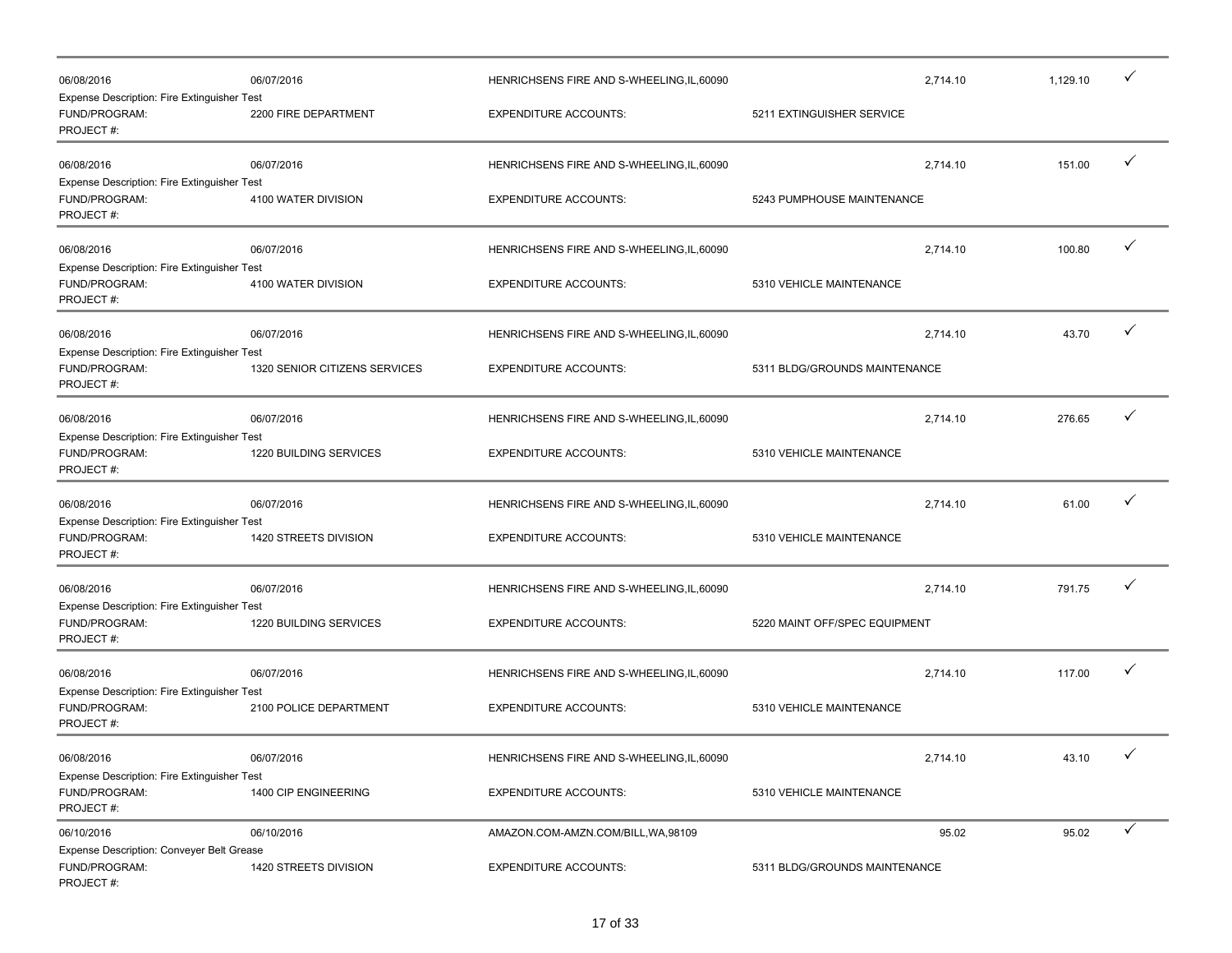| | | | | | | |
|---|---|---|---|---|---|---|
| 06/08/2016 | 06/07/2016 | HENRICHSENS FIRE AND S-WHEELING,IL,60090 | | 2,714.10 | 1,129.10 | ✓ |
| Expense Description: Fire Extinguisher Test | | | | | | |
| FUND/PROGRAM: | 2200 FIRE DEPARTMENT | EXPENDITURE ACCOUNTS: | 5211 EXTINGUISHER SERVICE | | | |
| PROJECT #: | | | | | | |
| 06/08/2016 | 06/07/2016 | HENRICHSENS FIRE AND S-WHEELING,IL,60090 | | 2,714.10 | 151.00 | ✓ |
| Expense Description: Fire Extinguisher Test | | | | | | |
| FUND/PROGRAM: | 4100 WATER DIVISION | EXPENDITURE ACCOUNTS: | 5243 PUMPHOUSE MAINTENANCE | | | |
| PROJECT #: | | | | | | |
| 06/08/2016 | 06/07/2016 | HENRICHSENS FIRE AND S-WHEELING,IL,60090 | | 2,714.10 | 100.80 | ✓ |
| Expense Description: Fire Extinguisher Test | | | | | | |
| FUND/PROGRAM: | 4100 WATER DIVISION | EXPENDITURE ACCOUNTS: | 5310 VEHICLE MAINTENANCE | | | |
| PROJECT #: | | | | | | |
| 06/08/2016 | 06/07/2016 | HENRICHSENS FIRE AND S-WHEELING,IL,60090 | | 2,714.10 | 43.70 | ✓ |
| Expense Description: Fire Extinguisher Test | | | | | | |
| FUND/PROGRAM: | 1320 SENIOR CITIZENS SERVICES | EXPENDITURE ACCOUNTS: | 5311 BLDG/GROUNDS MAINTENANCE | | | |
| PROJECT #: | | | | | | |
| 06/08/2016 | 06/07/2016 | HENRICHSENS FIRE AND S-WHEELING,IL,60090 | | 2,714.10 | 276.65 | ✓ |
| Expense Description: Fire Extinguisher Test | | | | | | |
| FUND/PROGRAM: | 1220 BUILDING SERVICES | EXPENDITURE ACCOUNTS: | 5310 VEHICLE MAINTENANCE | | | |
| PROJECT #: | | | | | | |
| 06/08/2016 | 06/07/2016 | HENRICHSENS FIRE AND S-WHEELING,IL,60090 | | 2,714.10 | 61.00 | ✓ |
| Expense Description: Fire Extinguisher Test | | | | | | |
| FUND/PROGRAM: | 1420 STREETS DIVISION | EXPENDITURE ACCOUNTS: | 5310 VEHICLE MAINTENANCE | | | |
| PROJECT #: | | | | | | |
| 06/08/2016 | 06/07/2016 | HENRICHSENS FIRE AND S-WHEELING,IL,60090 | | 2,714.10 | 791.75 | ✓ |
| Expense Description: Fire Extinguisher Test | | | | | | |
| FUND/PROGRAM: | 1220 BUILDING SERVICES | EXPENDITURE ACCOUNTS: | 5220 MAINT OFF/SPEC EQUIPMENT | | | |
| PROJECT #: | | | | | | |
| 06/08/2016 | 06/07/2016 | HENRICHSENS FIRE AND S-WHEELING,IL,60090 | | 2,714.10 | 117.00 | ✓ |
| Expense Description: Fire Extinguisher Test | | | | | | |
| FUND/PROGRAM: | 2100 POLICE DEPARTMENT | EXPENDITURE ACCOUNTS: | 5310 VEHICLE MAINTENANCE | | | |
| PROJECT #: | | | | | | |
| 06/08/2016 | 06/07/2016 | HENRICHSENS FIRE AND S-WHEELING,IL,60090 | | 2,714.10 | 43.10 | ✓ |
| Expense Description: Fire Extinguisher Test | | | | | | |
| FUND/PROGRAM: | 1400 CIP ENGINEERING | EXPENDITURE ACCOUNTS: | 5310 VEHICLE MAINTENANCE | | | |
| PROJECT #: | | | | | | |
| 06/10/2016 | 06/10/2016 | AMAZON.COM-AMZN.COM/BILL,WA,98109 | | 95.02 | 95.02 | ✓ |
| Expense Description: Conveyer Belt Grease | | | | | | |
| FUND/PROGRAM: | 1420 STREETS DIVISION | EXPENDITURE ACCOUNTS: | 5311 BLDG/GROUNDS MAINTENANCE | | | |
| PROJECT #: | | | | | | |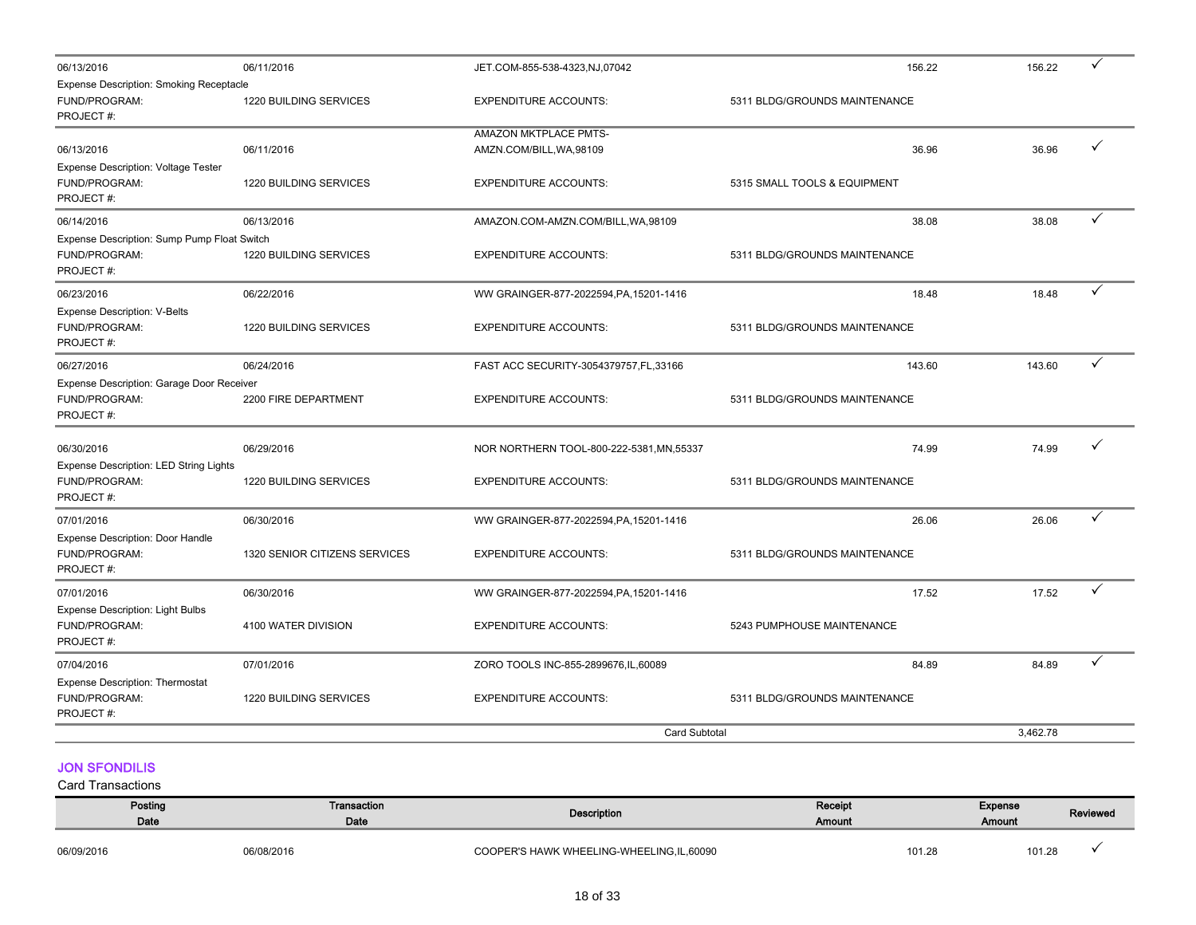| Posting Date | Transaction Date | Description | Receipt Amount | Expense Amount | Reviewed |
|---|---|---|---|---|---|
| 06/13/2016 | 06/11/2016 | JET.COM-855-538-4323,NJ,07042 | 156.22 | 156.22 | ✓ |
| Expense Description: Smoking Receptacle | | | | | |
| FUND/PROGRAM: | 1220 BUILDING SERVICES | EXPENDITURE ACCOUNTS: | 5311 BLDG/GROUNDS MAINTENANCE | | |
| PROJECT #: | | | | | |
| 06/13/2016 | 06/11/2016 | AMAZON MKTPLACE PMTS-AMZN.COM/BILL,WA,98109 | 36.96 | 36.96 | ✓ |
| Expense Description: Voltage Tester | | | | | |
| FUND/PROGRAM: | 1220 BUILDING SERVICES | EXPENDITURE ACCOUNTS: | 5315 SMALL TOOLS & EQUIPMENT | | |
| PROJECT #: | | | | | |
| 06/14/2016 | 06/13/2016 | AMAZON.COM-AMZN.COM/BILL,WA,98109 | 38.08 | 38.08 | ✓ |
| Expense Description: Sump Pump Float Switch | | | | | |
| FUND/PROGRAM: | 1220 BUILDING SERVICES | EXPENDITURE ACCOUNTS: | 5311 BLDG/GROUNDS MAINTENANCE | | |
| PROJECT #: | | | | | |
| 06/23/2016 | 06/22/2016 | WW GRAINGER-877-2022594,PA,15201-1416 | 18.48 | 18.48 | ✓ |
| Expense Description: V-Belts | | | | | |
| FUND/PROGRAM: | 1220 BUILDING SERVICES | EXPENDITURE ACCOUNTS: | 5311 BLDG/GROUNDS MAINTENANCE | | |
| PROJECT #: | | | | | |
| 06/27/2016 | 06/24/2016 | FAST ACC SECURITY-3054379757,FL,33166 | 143.60 | 143.60 | ✓ |
| Expense Description: Garage Door Receiver | | | | | |
| FUND/PROGRAM: | 2200 FIRE DEPARTMENT | EXPENDITURE ACCOUNTS: | 5311 BLDG/GROUNDS MAINTENANCE | | |
| PROJECT #: | | | | | |
| 06/30/2016 | 06/29/2016 | NOR NORTHERN TOOL-800-222-5381,MN,55337 | 74.99 | 74.99 | ✓ |
| Expense Description: LED String Lights | | | | | |
| FUND/PROGRAM: | 1220 BUILDING SERVICES | EXPENDITURE ACCOUNTS: | 5311 BLDG/GROUNDS MAINTENANCE | | |
| PROJECT #: | | | | | |
| 07/01/2016 | 06/30/2016 | WW GRAINGER-877-2022594,PA,15201-1416 | 26.06 | 26.06 | ✓ |
| Expense Description: Door Handle | | | | | |
| FUND/PROGRAM: | 1320 SENIOR CITIZENS SERVICES | EXPENDITURE ACCOUNTS: | 5311 BLDG/GROUNDS MAINTENANCE | | |
| PROJECT #: | | | | | |
| 07/01/2016 | 06/30/2016 | WW GRAINGER-877-2022594,PA,15201-1416 | 17.52 | 17.52 | ✓ |
| Expense Description: Light Bulbs | | | | | |
| FUND/PROGRAM: | 4100 WATER DIVISION | EXPENDITURE ACCOUNTS: | 5243 PUMPHOUSE MAINTENANCE | | |
| PROJECT #: | | | | | |
| 07/04/2016 | 07/01/2016 | ZORO TOOLS INC-855-2899676,IL,60089 | 84.89 | 84.89 | ✓ |
| Expense Description: Thermostat | | | | | |
| FUND/PROGRAM: | 1220 BUILDING SERVICES | EXPENDITURE ACCOUNTS: | 5311 BLDG/GROUNDS MAINTENANCE | | |
| PROJECT #: | | | | | |
| | | Card Subtotal | | 3,462.78 | |

## JON SFONDILIS

Card Transactions

| Posting Date | Transaction Date | Description | Receipt Amount | Expense Amount | Reviewed |
|---|---|---|---|---|---|
| 06/09/2016 | 06/08/2016 | COOPER'S HAWK WHEELING-WHEELING,IL,60090 | 101.28 | 101.28 | ✓ |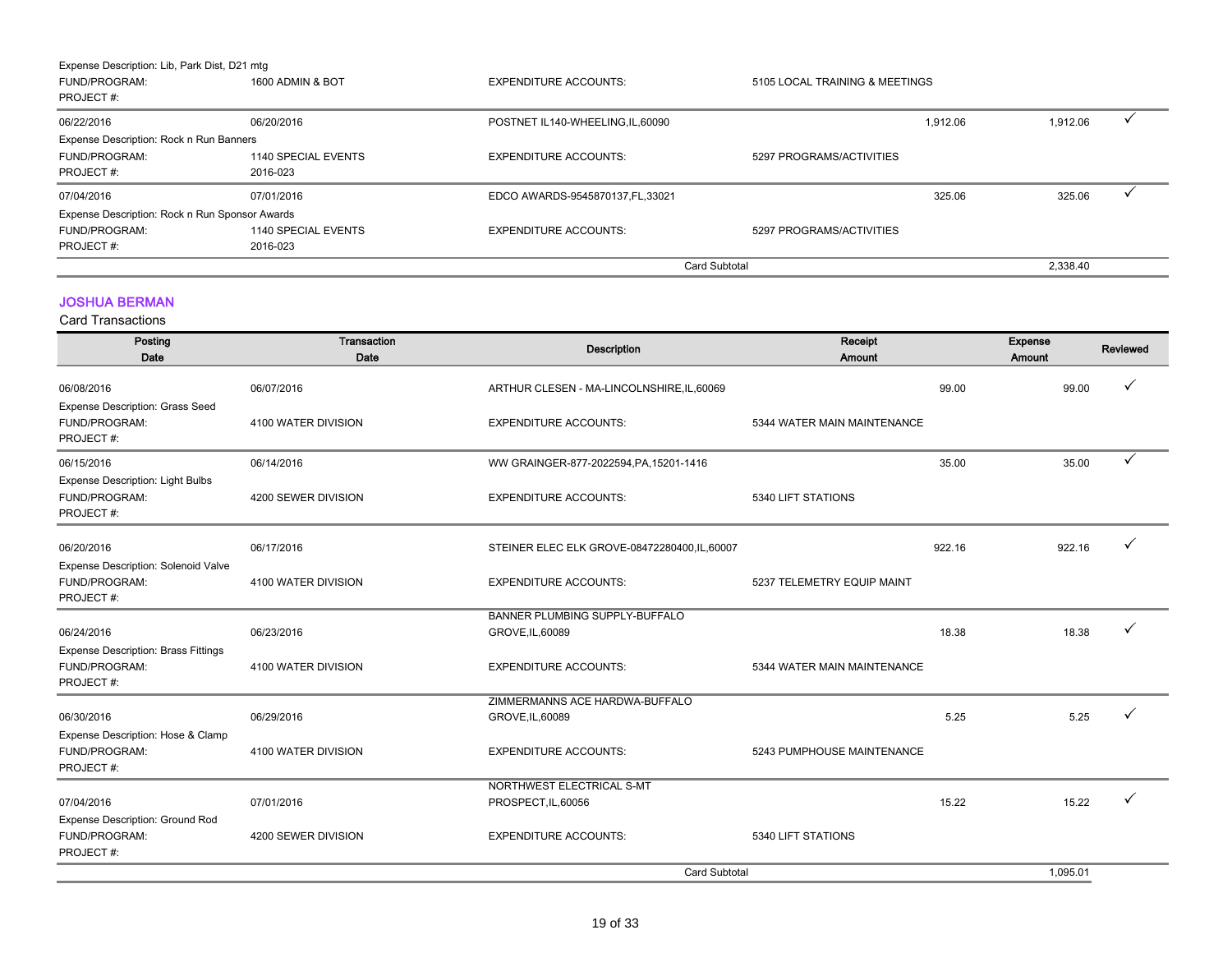| | | | | | |
|---|---|---|---|---|---|
| Expense Description: Lib, Park Dist, D21 mtg | | | | | |
| FUND/PROGRAM: | 1600 ADMIN & BOT | EXPENDITURE ACCOUNTS: | 5105 LOCAL TRAINING & MEETINGS | | |
| PROJECT #: | | | | | |
| 06/22/2016 | 06/20/2016 | POSTNET IL140-WHEELING,IL,60090 | 1,912.06 | 1,912.06 | ✓ |
| Expense Description: Rock n Run Banners | | | | | |
| FUND/PROGRAM: | 1140 SPECIAL EVENTS | EXPENDITURE ACCOUNTS: | 5297 PROGRAMS/ACTIVITIES | | |
| PROJECT #: | 2016-023 | | | | |
| 07/04/2016 | 07/01/2016 | EDCO AWARDS-9545870137,FL,33021 | 325.06 | 325.06 | ✓ |
| Expense Description: Rock n Run Sponsor Awards | | | | | |
| FUND/PROGRAM: | 1140 SPECIAL EVENTS | EXPENDITURE ACCOUNTS: | 5297 PROGRAMS/ACTIVITIES | | |
| PROJECT #: | 2016-023 | | | | |
| | | Card Subtotal | | 2,338.40 | |

## JOSHUA BERMAN

Card Transactions

| Posting Date | Transaction Date | Description | Receipt Amount | Expense Amount | Reviewed |
|---|---|---|---|---|---|
| 06/08/2016 | 06/07/2016 | ARTHUR CLESEN - MA-LINCOLNSHIRE,IL,60069 | 99.00 | 99.00 | ✓ |
| Expense Description: Grass Seed | | | | | |
| FUND/PROGRAM: | 4100 WATER DIVISION | EXPENDITURE ACCOUNTS: | 5344 WATER MAIN MAINTENANCE | | |
| PROJECT #: | | | | | |
| 06/15/2016 | 06/14/2016 | WW GRAINGER-877-2022594,PA,15201-1416 | 35.00 | 35.00 | ✓ |
| Expense Description: Light Bulbs | | | | | |
| FUND/PROGRAM: | 4200 SEWER DIVISION | EXPENDITURE ACCOUNTS: | 5340 LIFT STATIONS | | |
| PROJECT #: | | | | | |
| 06/20/2016 | 06/17/2016 | STEINER ELEC ELK GROVE-08472280400,IL,60007 | 922.16 | 922.16 | ✓ |
| Expense Description: Solenoid Valve | | | | | |
| FUND/PROGRAM: | 4100 WATER DIVISION | EXPENDITURE ACCOUNTS: | 5237 TELEMETRY EQUIP MAINT | | |
| PROJECT #: | | | | | |
| 06/24/2016 | 06/23/2016 | BANNER PLUMBING SUPPLY-BUFFALO GROVE,IL,60089 | 18.38 | 18.38 | ✓ |
| Expense Description: Brass Fittings | | | | | |
| FUND/PROGRAM: | 4100 WATER DIVISION | EXPENDITURE ACCOUNTS: | 5344 WATER MAIN MAINTENANCE | | |
| PROJECT #: | | | | | |
| 06/30/2016 | 06/29/2016 | ZIMMERMANNS ACE HARDWA-BUFFALO GROVE,IL,60089 | 5.25 | 5.25 | ✓ |
| Expense Description: Hose & Clamp | | | | | |
| FUND/PROGRAM: | 4100 WATER DIVISION | EXPENDITURE ACCOUNTS: | 5243 PUMPHOUSE MAINTENANCE | | |
| PROJECT #: | | | | | |
| 07/04/2016 | 07/01/2016 | NORTHWEST ELECTRICAL S-MT PROSPECT,IL,60056 | 15.22 | 15.22 | ✓ |
| Expense Description: Ground Rod | | | | | |
| FUND/PROGRAM: | 4200 SEWER DIVISION | EXPENDITURE ACCOUNTS: | 5340 LIFT STATIONS | | |
| PROJECT #: | | | | | |
| | | Card Subtotal | | 1,095.01 | |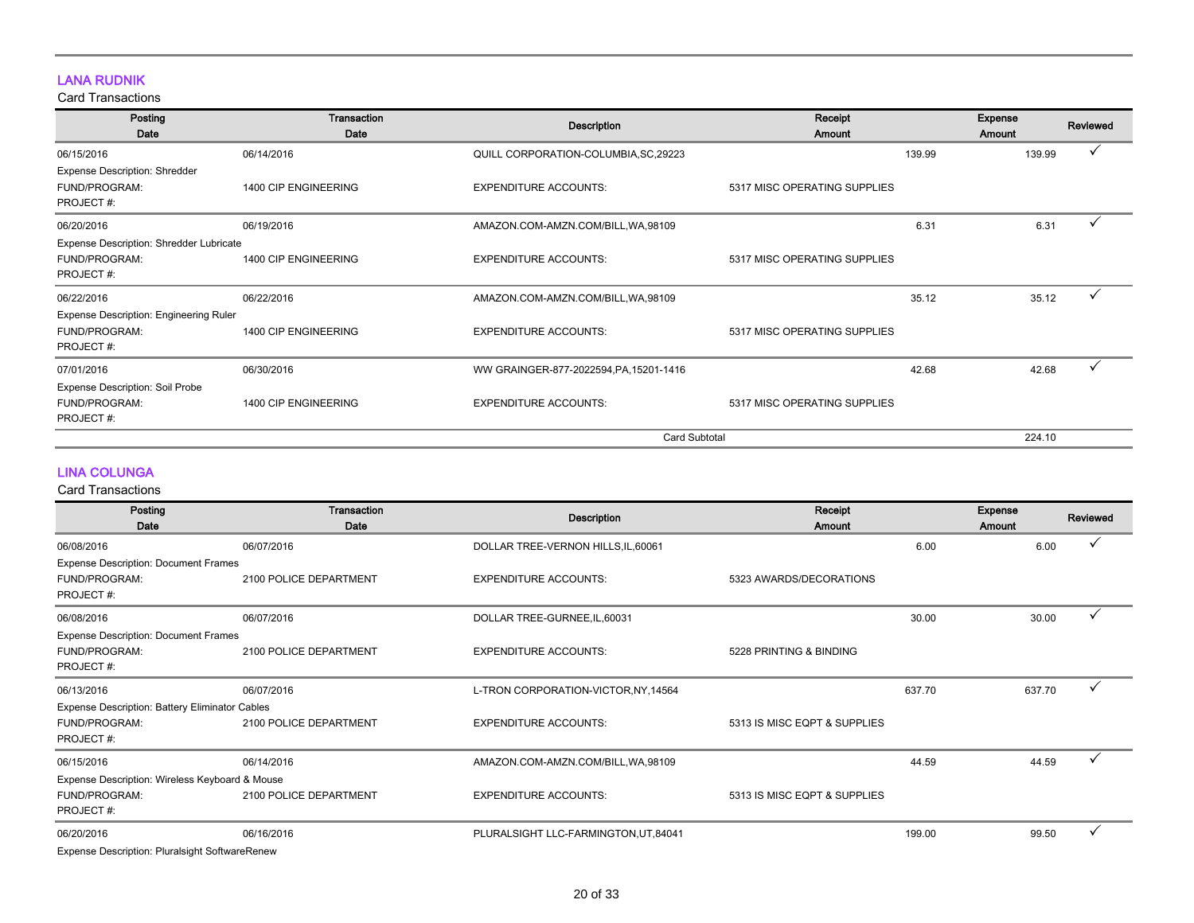## LANA RUDNIK

Card Transactions

| Posting Date | Transaction Date | Description | Receipt Amount | Expense Amount | Reviewed |
|---|---|---|---|---|---|
| 06/15/2016 | 06/14/2016 | QUILL CORPORATION-COLUMBIA,SC,29223 | 139.99 | 139.99 | ✓ |
| Expense Description: Shredder | | | | | |
| FUND/PROGRAM: | 1400 CIP ENGINEERING | EXPENDITURE ACCOUNTS: | 5317 MISC OPERATING SUPPLIES | | |
| PROJECT #: | | | | | |
| 06/20/2016 | 06/19/2016 | AMAZON.COM-AMZN.COM/BILL,WA,98109 | 6.31 | 6.31 | ✓ |
| Expense Description: Shredder Lubricate | | | | | |
| FUND/PROGRAM: | 1400 CIP ENGINEERING | EXPENDITURE ACCOUNTS: | 5317 MISC OPERATING SUPPLIES | | |
| PROJECT #: | | | | | |
| 06/22/2016 | 06/22/2016 | AMAZON.COM-AMZN.COM/BILL,WA,98109 | 35.12 | 35.12 | ✓ |
| Expense Description: Engineering Ruler | | | | | |
| FUND/PROGRAM: | 1400 CIP ENGINEERING | EXPENDITURE ACCOUNTS: | 5317 MISC OPERATING SUPPLIES | | |
| PROJECT #: | | | | | |
| 07/01/2016 | 06/30/2016 | WW GRAINGER-877-2022594,PA,15201-1416 | 42.68 | 42.68 | ✓ |
| Expense Description: Soil Probe | | | | | |
| FUND/PROGRAM: | 1400 CIP ENGINEERING | EXPENDITURE ACCOUNTS: | 5317 MISC OPERATING SUPPLIES | | |
| PROJECT #: | | | | | |
| | | Card Subtotal | | 224.10 | |

## LINA COLUNGA

Card Transactions

| Posting Date | Transaction Date | Description | Receipt Amount | Expense Amount | Reviewed |
|---|---|---|---|---|---|
| 06/08/2016 | 06/07/2016 | DOLLAR TREE-VERNON HILLS,IL,60061 | 6.00 | 6.00 | ✓ |
| Expense Description: Document Frames | | | | | |
| FUND/PROGRAM: | 2100 POLICE DEPARTMENT | EXPENDITURE ACCOUNTS: | 5323 AWARDS/DECORATIONS | | |
| PROJECT #: | | | | | |
| 06/08/2016 | 06/07/2016 | DOLLAR TREE-GURNEE,IL,60031 | 30.00 | 30.00 | ✓ |
| Expense Description: Document Frames | | | | | |
| FUND/PROGRAM: | 2100 POLICE DEPARTMENT | EXPENDITURE ACCOUNTS: | 5228 PRINTING & BINDING | | |
| PROJECT #: | | | | | |
| 06/13/2016 | 06/07/2016 | L-TRON CORPORATION-VICTOR,NY,14564 | 637.70 | 637.70 | ✓ |
| Expense Description: Battery Eliminator Cables | | | | | |
| FUND/PROGRAM: | 2100 POLICE DEPARTMENT | EXPENDITURE ACCOUNTS: | 5313 IS MISC EQPT & SUPPLIES | | |
| PROJECT #: | | | | | |
| 06/15/2016 | 06/14/2016 | AMAZON.COM-AMZN.COM/BILL,WA,98109 | 44.59 | 44.59 | ✓ |
| Expense Description: Wireless Keyboard & Mouse | | | | | |
| FUND/PROGRAM: | 2100 POLICE DEPARTMENT | EXPENDITURE ACCOUNTS: | 5313 IS MISC EQPT & SUPPLIES | | |
| PROJECT #: | | | | | |
| 06/20/2016 | 06/16/2016 | PLURALSIGHT LLC-FARMINGTON,UT,84041 | 199.00 | 99.50 | ✓ |
| Expense Description: Pluralsight SoftwareRenew | | | | | |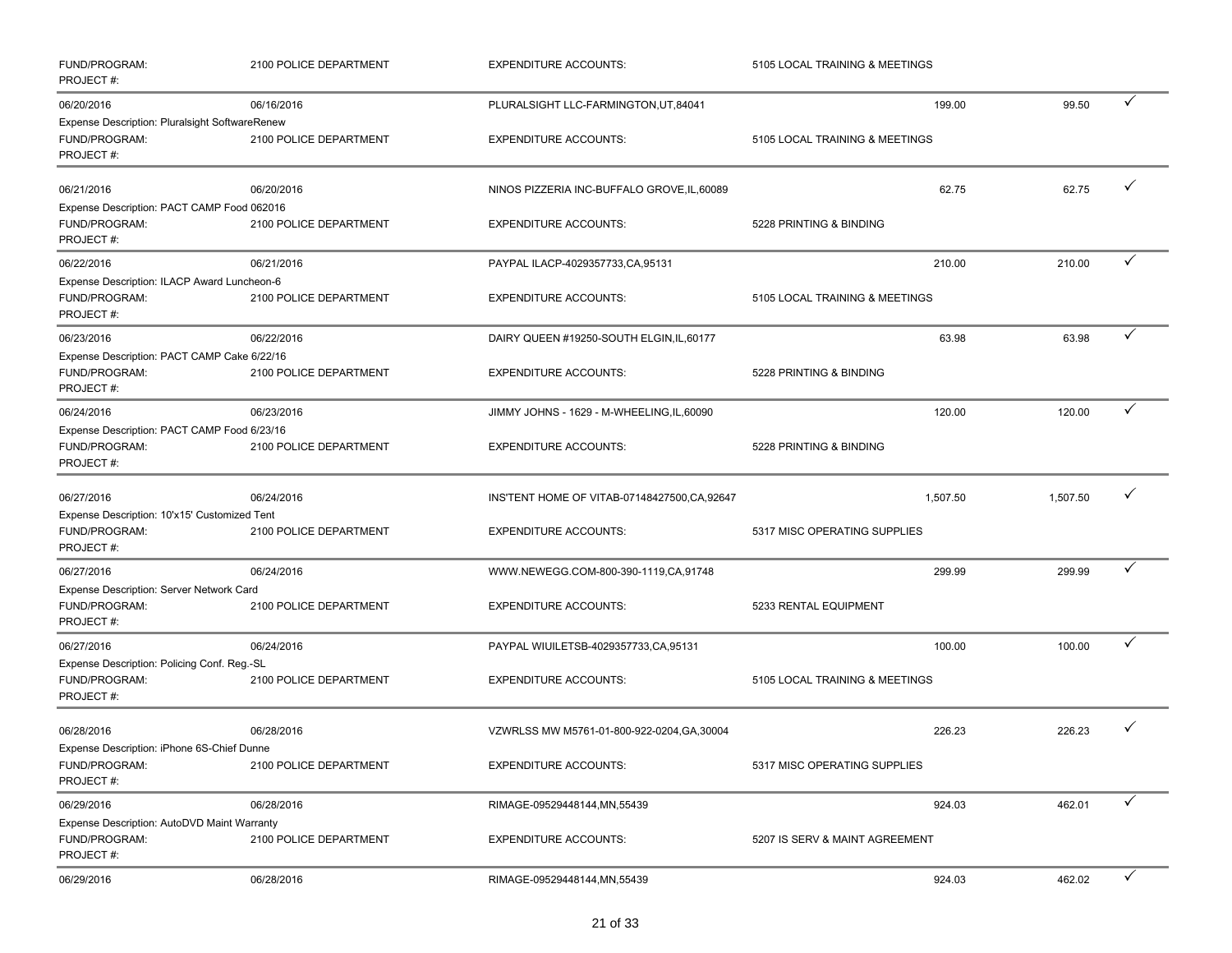| | | | | | | |
|---|---|---|---|---|---|---|
| FUND/PROGRAM: PROJECT #: | 2100 POLICE DEPARTMENT | EXPENDITURE ACCOUNTS: | 5105 LOCAL TRAINING & MEETINGS | | | |
| 06/20/2016 | 06/16/2016 | PLURALSIGHT LLC-FARMINGTON,UT,84041 | | 199.00 | 99.50 | ✓ |
| Expense Description: Pluralsight SoftwareRenew | | | | | | |
| FUND/PROGRAM: PROJECT #: | 2100 POLICE DEPARTMENT | EXPENDITURE ACCOUNTS: | 5105 LOCAL TRAINING & MEETINGS | | | |
| 06/21/2016 | 06/20/2016 | NINOS PIZZERIA INC-BUFFALO GROVE,IL,60089 | | 62.75 | 62.75 | ✓ |
| Expense Description: PACT CAMP Food 062016 | | | | | | |
| FUND/PROGRAM: PROJECT #: | 2100 POLICE DEPARTMENT | EXPENDITURE ACCOUNTS: | 5228 PRINTING & BINDING | | | |
| 06/22/2016 | 06/21/2016 | PAYPAL ILACP-4029357733,CA,95131 | | 210.00 | 210.00 | ✓ |
| Expense Description: ILACP Award Luncheon-6 | | | | | | |
| FUND/PROGRAM: PROJECT #: | 2100 POLICE DEPARTMENT | EXPENDITURE ACCOUNTS: | 5105 LOCAL TRAINING & MEETINGS | | | |
| 06/23/2016 | 06/22/2016 | DAIRY QUEEN #19250-SOUTH ELGIN,IL,60177 | | 63.98 | 63.98 | ✓ |
| Expense Description: PACT CAMP Cake 6/22/16 | | | | | | |
| FUND/PROGRAM: PROJECT #: | 2100 POLICE DEPARTMENT | EXPENDITURE ACCOUNTS: | 5228 PRINTING & BINDING | | | |
| 06/24/2016 | 06/23/2016 | JIMMY JOHNS - 1629 - M-WHEELING,IL,60090 | | 120.00 | 120.00 | ✓ |
| Expense Description: PACT CAMP Food 6/23/16 | | | | | | |
| FUND/PROGRAM: PROJECT #: | 2100 POLICE DEPARTMENT | EXPENDITURE ACCOUNTS: | 5228 PRINTING & BINDING | | | |
| 06/27/2016 | 06/24/2016 | INS'TENT HOME OF VITAB-07148427500,CA,92647 | | 1,507.50 | 1,507.50 | ✓ |
| Expense Description: 10'x15' Customized Tent | | | | | | |
| FUND/PROGRAM: PROJECT #: | 2100 POLICE DEPARTMENT | EXPENDITURE ACCOUNTS: | 5317 MISC OPERATING SUPPLIES | | | |
| 06/27/2016 | 06/24/2016 | WWW.NEWEGG.COM-800-390-1119,CA,91748 | | 299.99 | 299.99 | ✓ |
| Expense Description: Server Network Card | | | | | | |
| FUND/PROGRAM: PROJECT #: | 2100 POLICE DEPARTMENT | EXPENDITURE ACCOUNTS: | 5233 RENTAL EQUIPMENT | | | |
| 06/27/2016 | 06/24/2016 | PAYPAL WIUILETSB-4029357733,CA,95131 | | 100.00 | 100.00 | ✓ |
| Expense Description: Policing Conf. Reg.-SL | | | | | | |
| FUND/PROGRAM: PROJECT #: | 2100 POLICE DEPARTMENT | EXPENDITURE ACCOUNTS: | 5105 LOCAL TRAINING & MEETINGS | | | |
| 06/28/2016 | 06/28/2016 | VZWRLSS MW M5761-01-800-922-0204,GA,30004 | | 226.23 | 226.23 | ✓ |
| Expense Description: iPhone 6S-Chief Dunne | | | | | | |
| FUND/PROGRAM: PROJECT #: | 2100 POLICE DEPARTMENT | EXPENDITURE ACCOUNTS: | 5317 MISC OPERATING SUPPLIES | | | |
| 06/29/2016 | 06/28/2016 | RIMAGE-09529448144,MN,55439 | | 924.03 | 462.01 | ✓ |
| Expense Description: AutoDVD Maint Warranty | | | | | | |
| FUND/PROGRAM: PROJECT #: | 2100 POLICE DEPARTMENT | EXPENDITURE ACCOUNTS: | 5207 IS SERV & MAINT AGREEMENT | | | |
| 06/29/2016 | 06/28/2016 | RIMAGE-09529448144,MN,55439 | | 924.03 | 462.02 | ✓ |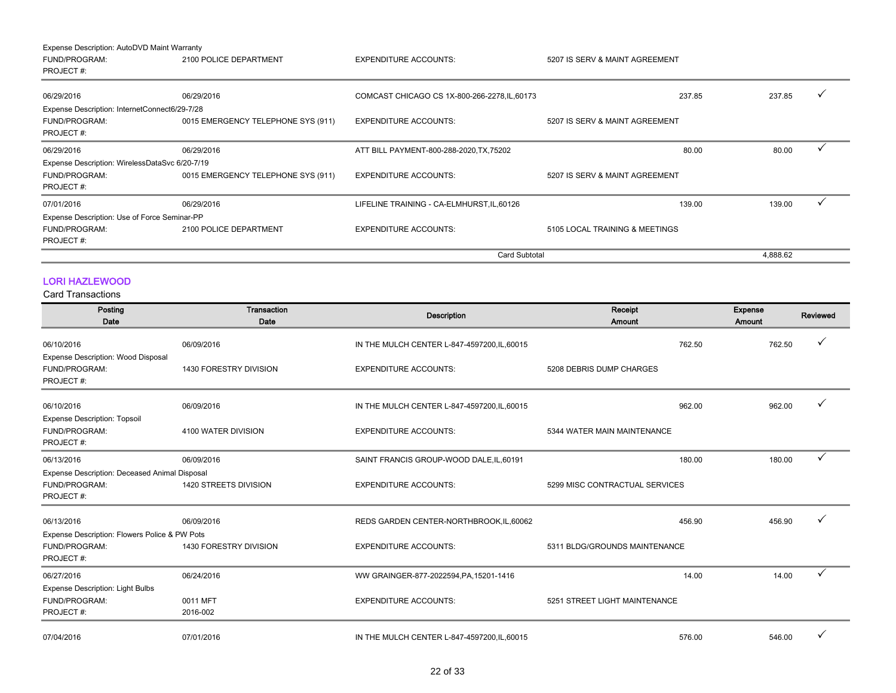Expense Description: AutoDVD Maint Warranty

| | | | | | |
|---|---|---|---|---|---|
| FUND/PROGRAM: | 2100 POLICE DEPARTMENT | EXPENDITURE ACCOUNTS: | 5207 IS SERV & MAINT AGREEMENT | | |
| PROJECT #: | | | | | |
| 06/29/2016 | 06/29/2016 | COMCAST CHICAGO CS 1X-800-266-2278,IL,60173 | 237.85 | 237.85 | ✓ |
| Expense Description: InternetConnect6/29-7/28 | | | | | |
| FUND/PROGRAM: | 0015 EMERGENCY TELEPHONE SYS (911) | EXPENDITURE ACCOUNTS: | 5207 IS SERV & MAINT AGREEMENT | | |
| PROJECT #: | | | | | |
| 06/29/2016 | 06/29/2016 | ATT BILL PAYMENT-800-288-2020,TX,75202 | 80.00 | 80.00 | ✓ |
| Expense Description: WirelessDataSvc 6/20-7/19 | | | | | |
| FUND/PROGRAM: | 0015 EMERGENCY TELEPHONE SYS (911) | EXPENDITURE ACCOUNTS: | 5207 IS SERV & MAINT AGREEMENT | | |
| PROJECT #: | | | | | |
| 07/01/2016 | 06/29/2016 | LIFELINE TRAINING - CA-ELMHURST,IL,60126 | 139.00 | 139.00 | ✓ |
| Expense Description: Use of Force Seminar-PP | | | | | |
| FUND/PROGRAM: | 2100 POLICE DEPARTMENT | EXPENDITURE ACCOUNTS: | 5105 LOCAL TRAINING & MEETINGS | | |
| PROJECT #: | | | | | |
| | | Card Subtotal | | 4,888.62 | |

## LORI HAZLEWOOD

Card Transactions

| Posting Date | Transaction Date | Description | Receipt Amount | Expense Amount | Reviewed |
|---|---|---|---|---|---|
| 06/10/2016 | 06/09/2016 | IN THE MULCH CENTER L-847-4597200,IL,60015 | 762.50 | 762.50 | ✓ |
| Expense Description: Wood Disposal | | | | | |
| FUND/PROGRAM: | 1430 FORESTRY DIVISION | EXPENDITURE ACCOUNTS: | 5208 DEBRIS DUMP CHARGES | | |
| PROJECT #: | | | | | |
| 06/10/2016 | 06/09/2016 | IN THE MULCH CENTER L-847-4597200,IL,60015 | 962.00 | 962.00 | ✓ |
| Expense Description: Topsoil | | | | | |
| FUND/PROGRAM: | 4100 WATER DIVISION | EXPENDITURE ACCOUNTS: | 5344 WATER MAIN MAINTENANCE | | |
| PROJECT #: | | | | | |
| 06/13/2016 | 06/09/2016 | SAINT FRANCIS GROUP-WOOD DALE,IL,60191 | 180.00 | 180.00 | ✓ |
| Expense Description: Deceased Animal Disposal | | | | | |
| FUND/PROGRAM: | 1420 STREETS DIVISION | EXPENDITURE ACCOUNTS: | 5299 MISC CONTRACTUAL SERVICES | | |
| PROJECT #: | | | | | |
| 06/13/2016 | 06/09/2016 | REDS GARDEN CENTER-NORTHBROOK,IL,60062 | 456.90 | 456.90 | ✓ |
| Expense Description: Flowers Police & PW Pots | | | | | |
| FUND/PROGRAM: | 1430 FORESTRY DIVISION | EXPENDITURE ACCOUNTS: | 5311 BLDG/GROUNDS MAINTENANCE | | |
| PROJECT #: | | | | | |
| 06/27/2016 | 06/24/2016 | WW GRAINGER-877-2022594,PA,15201-1416 | 14.00 | 14.00 | ✓ |
| Expense Description: Light Bulbs | | | | | |
| FUND/PROGRAM: | 0011 MFT | EXPENDITURE ACCOUNTS: | 5251 STREET LIGHT MAINTENANCE | | |
| PROJECT #: | 2016-002 | | | | |
| 07/04/2016 | 07/01/2016 | IN THE MULCH CENTER L-847-4597200,IL,60015 | 576.00 | 546.00 | ✓ |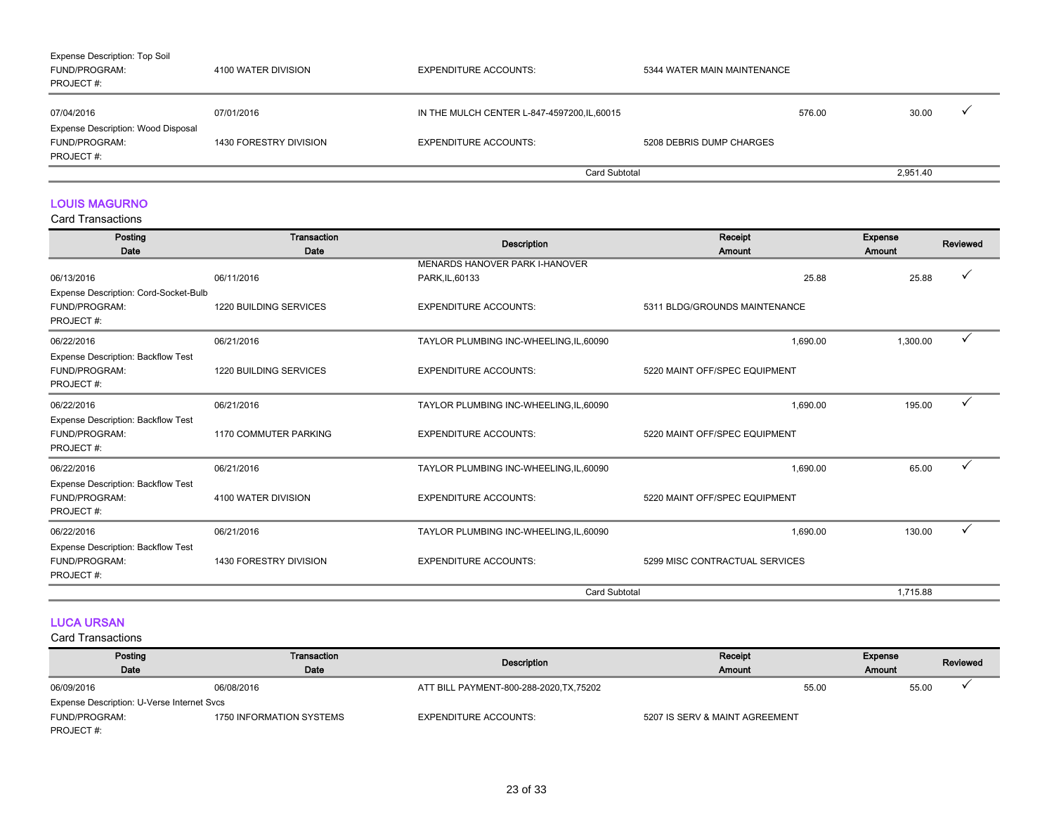| | | | | | |
|---|---|---|---|---|---|
| Expense Description: Top Soil | | | | | |
| FUND/PROGRAM: | 4100 WATER DIVISION | EXPENDITURE ACCOUNTS: | 5344 WATER MAIN MAINTENANCE | | |
| PROJECT #: | | | | | |
| 07/04/2016 | 07/01/2016 | IN THE MULCH CENTER L-847-4597200,IL,60015 | 576.00 | 30.00 | ✓ |
| Expense Description: Wood Disposal | | | | | |
| FUND/PROGRAM: | 1430 FORESTRY DIVISION | EXPENDITURE ACCOUNTS: | 5208 DEBRIS DUMP CHARGES | | |
| PROJECT #: | | | | | |
| | | Card Subtotal | | 2,951.40 | |

## LOUIS MAGURNO

Card Transactions

| Posting Date | Transaction Date | Description | Receipt Amount | Expense Amount | Reviewed |
|---|---|---|---|---|---|
| 06/13/2016 | 06/11/2016 | MENARDS HANOVER PARK I-HANOVER PARK,IL,60133 | 25.88 | 25.88 | ✓ |
| Expense Description: Cord-Socket-Bulb | | | | | |
| FUND/PROGRAM: | 1220 BUILDING SERVICES | EXPENDITURE ACCOUNTS: | 5311 BLDG/GROUNDS MAINTENANCE | | |
| PROJECT #: | | | | | |
| 06/22/2016 | 06/21/2016 | TAYLOR PLUMBING INC-WHEELING,IL,60090 | 1,690.00 | 1,300.00 | ✓ |
| Expense Description: Backflow Test | | | | | |
| FUND/PROGRAM: | 1220 BUILDING SERVICES | EXPENDITURE ACCOUNTS: | 5220 MAINT OFF/SPEC EQUIPMENT | | |
| PROJECT #: | | | | | |
| 06/22/2016 | 06/21/2016 | TAYLOR PLUMBING INC-WHEELING,IL,60090 | 1,690.00 | 195.00 | ✓ |
| Expense Description: Backflow Test | | | | | |
| FUND/PROGRAM: | 1170 COMMUTER PARKING | EXPENDITURE ACCOUNTS: | 5220 MAINT OFF/SPEC EQUIPMENT | | |
| PROJECT #: | | | | | |
| 06/22/2016 | 06/21/2016 | TAYLOR PLUMBING INC-WHEELING,IL,60090 | 1,690.00 | 65.00 | ✓ |
| Expense Description: Backflow Test | | | | | |
| FUND/PROGRAM: | 4100 WATER DIVISION | EXPENDITURE ACCOUNTS: | 5220 MAINT OFF/SPEC EQUIPMENT | | |
| PROJECT #: | | | | | |
| 06/22/2016 | 06/21/2016 | TAYLOR PLUMBING INC-WHEELING,IL,60090 | 1,690.00 | 130.00 | ✓ |
| Expense Description: Backflow Test | | | | | |
| FUND/PROGRAM: | 1430 FORESTRY DIVISION | EXPENDITURE ACCOUNTS: | 5299 MISC CONTRACTUAL SERVICES | | |
| PROJECT #: | | | | | |
| | | Card Subtotal | | 1,715.88 | |

## LUCA URSAN

Card Transactions

| Posting Date | Transaction Date | Description | Receipt Amount | Expense Amount | Reviewed |
|---|---|---|---|---|---|
| 06/09/2016 | 06/08/2016 | ATT BILL PAYMENT-800-288-2020,TX,75202 | 55.00 | 55.00 | ✓ |
| Expense Description: U-Verse Internet Svcs | | | | | |
| FUND/PROGRAM: | 1750 INFORMATION SYSTEMS | EXPENDITURE ACCOUNTS: | 5207 IS SERV & MAINT AGREEMENT | | |
| PROJECT #: | | | | | |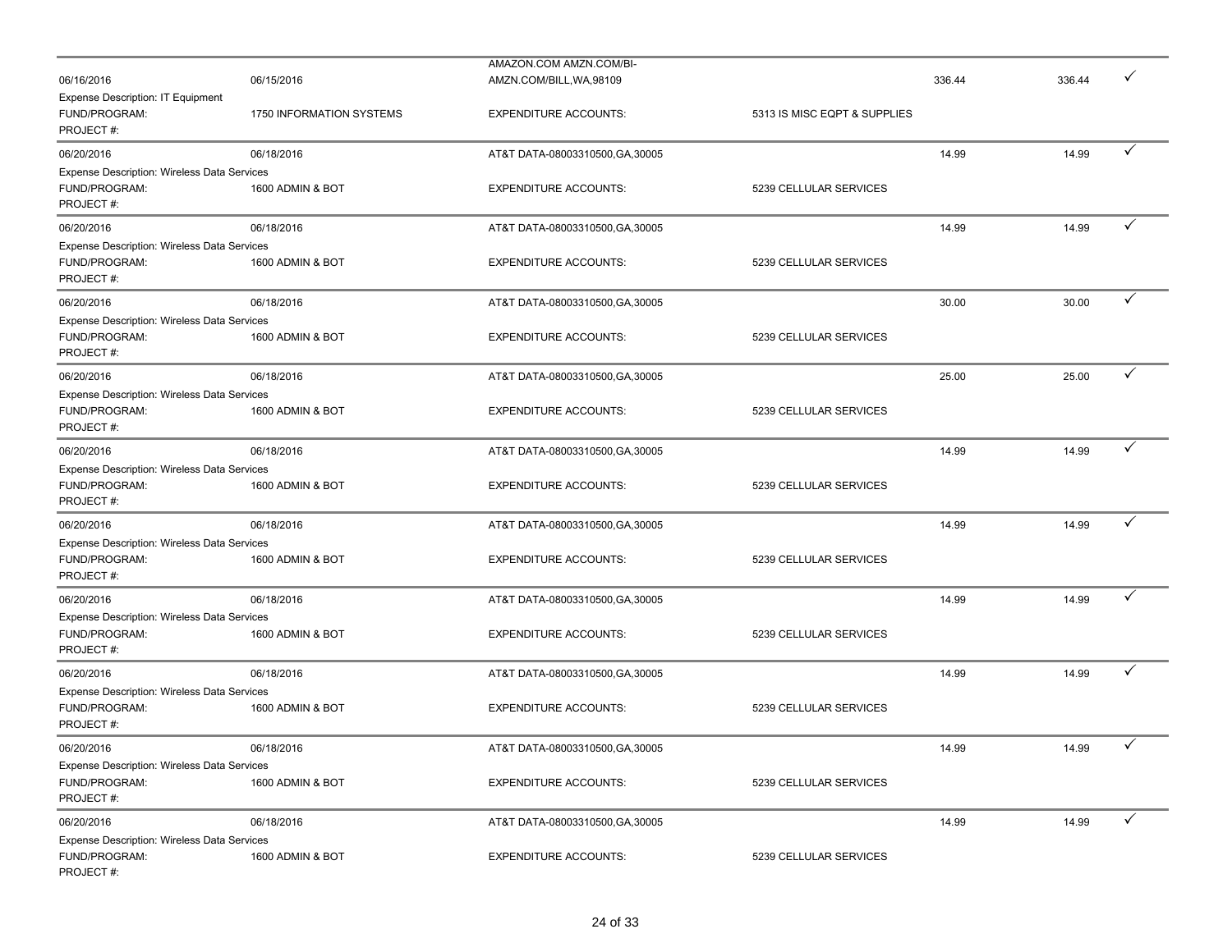| | | | | | | |
|---|---|---|---|---|---|---|
| 06/16/2016 | 06/15/2016 | AMAZON.COM AMZN.COM/BI-AMZN.COM/BILL,WA,98109 | | 336.44 | 336.44 | ✓ |
| Expense Description: IT Equipment | | | | | | |
| FUND/PROGRAM: | 1750 INFORMATION SYSTEMS | EXPENDITURE ACCOUNTS: | 5313 IS MISC EQPT & SUPPLIES | | | |
| PROJECT #: | | | | | | |
| 06/20/2016 | 06/18/2016 | AT&T DATA-08003310500,GA,30005 | | 14.99 | 14.99 | ✓ |
| Expense Description: Wireless Data Services | | | | | | |
| FUND/PROGRAM: | 1600 ADMIN & BOT | EXPENDITURE ACCOUNTS: | 5239 CELLULAR SERVICES | | | |
| PROJECT #: | | | | | | |
| 06/20/2016 | 06/18/2016 | AT&T DATA-08003310500,GA,30005 | | 14.99 | 14.99 | ✓ |
| Expense Description: Wireless Data Services | | | | | | |
| FUND/PROGRAM: | 1600 ADMIN & BOT | EXPENDITURE ACCOUNTS: | 5239 CELLULAR SERVICES | | | |
| PROJECT #: | | | | | | |
| 06/20/2016 | 06/18/2016 | AT&T DATA-08003310500,GA,30005 | | 30.00 | 30.00 | ✓ |
| Expense Description: Wireless Data Services | | | | | | |
| FUND/PROGRAM: | 1600 ADMIN & BOT | EXPENDITURE ACCOUNTS: | 5239 CELLULAR SERVICES | | | |
| PROJECT #: | | | | | | |
| 06/20/2016 | 06/18/2016 | AT&T DATA-08003310500,GA,30005 | | 25.00 | 25.00 | ✓ |
| Expense Description: Wireless Data Services | | | | | | |
| FUND/PROGRAM: | 1600 ADMIN & BOT | EXPENDITURE ACCOUNTS: | 5239 CELLULAR SERVICES | | | |
| PROJECT #: | | | | | | |
| 06/20/2016 | 06/18/2016 | AT&T DATA-08003310500,GA,30005 | | 14.99 | 14.99 | ✓ |
| Expense Description: Wireless Data Services | | | | | | |
| FUND/PROGRAM: | 1600 ADMIN & BOT | EXPENDITURE ACCOUNTS: | 5239 CELLULAR SERVICES | | | |
| PROJECT #: | | | | | | |
| 06/20/2016 | 06/18/2016 | AT&T DATA-08003310500,GA,30005 | | 14.99 | 14.99 | ✓ |
| Expense Description: Wireless Data Services | | | | | | |
| FUND/PROGRAM: | 1600 ADMIN & BOT | EXPENDITURE ACCOUNTS: | 5239 CELLULAR SERVICES | | | |
| PROJECT #: | | | | | | |
| 06/20/2016 | 06/18/2016 | AT&T DATA-08003310500,GA,30005 | | 14.99 | 14.99 | ✓ |
| Expense Description: Wireless Data Services | | | | | | |
| FUND/PROGRAM: | 1600 ADMIN & BOT | EXPENDITURE ACCOUNTS: | 5239 CELLULAR SERVICES | | | |
| PROJECT #: | | | | | | |
| 06/20/2016 | 06/18/2016 | AT&T DATA-08003310500,GA,30005 | | 14.99 | 14.99 | ✓ |
| Expense Description: Wireless Data Services | | | | | | |
| FUND/PROGRAM: | 1600 ADMIN & BOT | EXPENDITURE ACCOUNTS: | 5239 CELLULAR SERVICES | | | |
| PROJECT #: | | | | | | |
| 06/20/2016 | 06/18/2016 | AT&T DATA-08003310500,GA,30005 | | 14.99 | 14.99 | ✓ |
| Expense Description: Wireless Data Services | | | | | | |
| FUND/PROGRAM: | 1600 ADMIN & BOT | EXPENDITURE ACCOUNTS: | 5239 CELLULAR SERVICES | | | |
| PROJECT #: | | | | | | |
| 06/20/2016 | 06/18/2016 | AT&T DATA-08003310500,GA,30005 | | 14.99 | 14.99 | ✓ |
| Expense Description: Wireless Data Services | | | | | | |
| FUND/PROGRAM: | 1600 ADMIN & BOT | EXPENDITURE ACCOUNTS: | 5239 CELLULAR SERVICES | | | |
| PROJECT #: | | | | | | |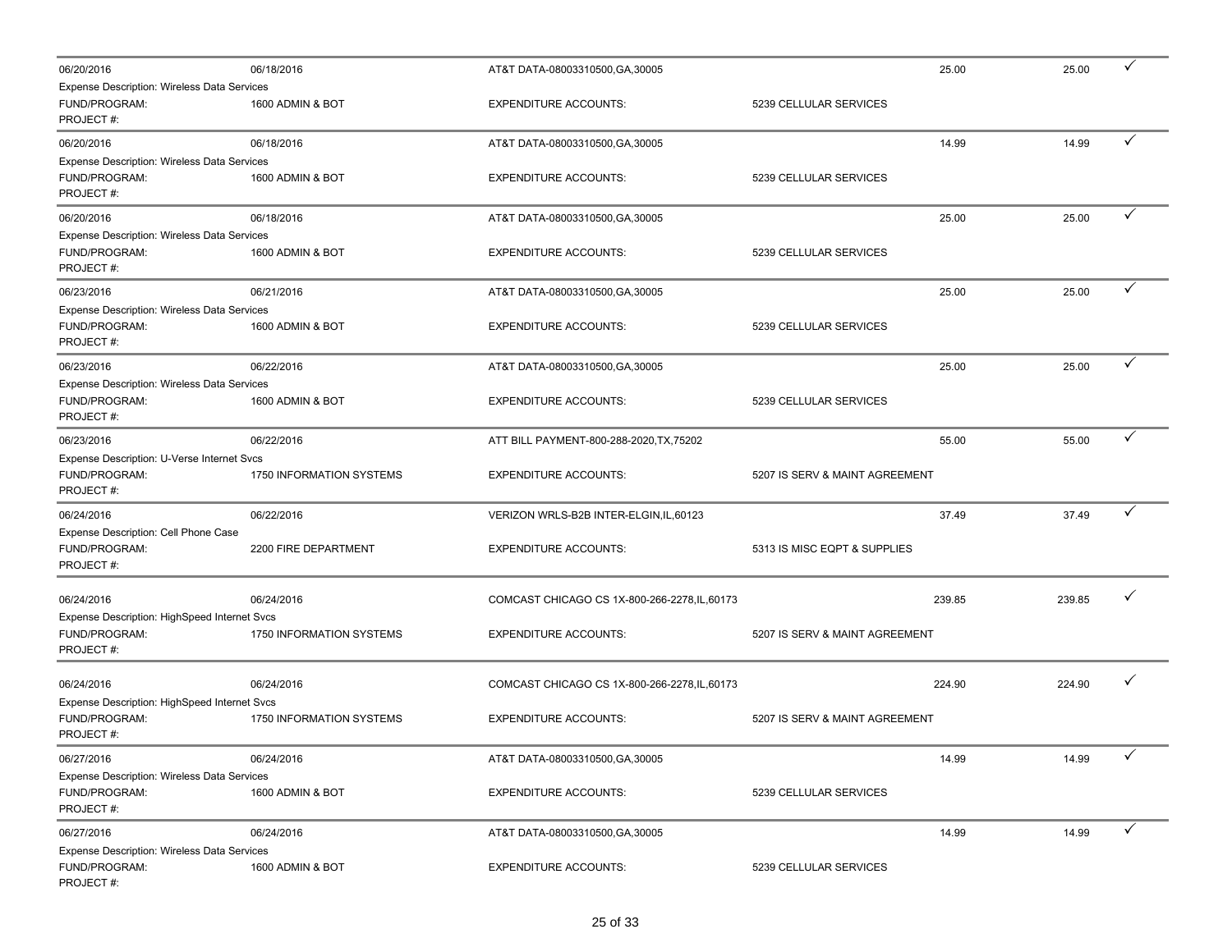| Posting Date | Transaction Date | Vendor | | Amount | Amount | |
|---|---|---|---|---|---|---|
| 06/20/2016 | 06/18/2016 | AT&T DATA-08003310500,GA,30005 | | 25.00 | 25.00 | ✓ |
| Expense Description: Wireless Data Services | | | | | | |
| FUND/PROGRAM: | 1600 ADMIN & BOT | EXPENDITURE ACCOUNTS: | 5239 CELLULAR SERVICES | | | |
| PROJECT #: | | | | | | |
| 06/20/2016 | 06/18/2016 | AT&T DATA-08003310500,GA,30005 | | 14.99 | 14.99 | ✓ |
| Expense Description: Wireless Data Services | | | | | | |
| FUND/PROGRAM: | 1600 ADMIN & BOT | EXPENDITURE ACCOUNTS: | 5239 CELLULAR SERVICES | | | |
| PROJECT #: | | | | | | |
| 06/20/2016 | 06/18/2016 | AT&T DATA-08003310500,GA,30005 | | 25.00 | 25.00 | ✓ |
| Expense Description: Wireless Data Services | | | | | | |
| FUND/PROGRAM: | 1600 ADMIN & BOT | EXPENDITURE ACCOUNTS: | 5239 CELLULAR SERVICES | | | |
| PROJECT #: | | | | | | |
| 06/23/2016 | 06/21/2016 | AT&T DATA-08003310500,GA,30005 | | 25.00 | 25.00 | ✓ |
| Expense Description: Wireless Data Services | | | | | | |
| FUND/PROGRAM: | 1600 ADMIN & BOT | EXPENDITURE ACCOUNTS: | 5239 CELLULAR SERVICES | | | |
| PROJECT #: | | | | | | |
| 06/23/2016 | 06/22/2016 | AT&T DATA-08003310500,GA,30005 | | 25.00 | 25.00 | ✓ |
| Expense Description: Wireless Data Services | | | | | | |
| FUND/PROGRAM: | 1600 ADMIN & BOT | EXPENDITURE ACCOUNTS: | 5239 CELLULAR SERVICES | | | |
| PROJECT #: | | | | | | |
| 06/23/2016 | 06/22/2016 | ATT BILL PAYMENT-800-288-2020,TX,75202 | | 55.00 | 55.00 | ✓ |
| Expense Description: U-Verse Internet Svcs | | | | | | |
| FUND/PROGRAM: | 1750 INFORMATION SYSTEMS | EXPENDITURE ACCOUNTS: | 5207 IS SERV & MAINT AGREEMENT | | | |
| PROJECT #: | | | | | | |
| 06/24/2016 | 06/22/2016 | VERIZON WRLS-B2B INTER-ELGIN,IL,60123 | | 37.49 | 37.49 | ✓ |
| Expense Description: Cell Phone Case | | | | | | |
| FUND/PROGRAM: | 2200 FIRE DEPARTMENT | EXPENDITURE ACCOUNTS: | 5313 IS MISC EQPT & SUPPLIES | | | |
| PROJECT #: | | | | | | |
| 06/24/2016 | 06/24/2016 | COMCAST CHICAGO CS 1X-800-266-2278,IL,60173 | | 239.85 | 239.85 | ✓ |
| Expense Description: HighSpeed Internet Svcs | | | | | | |
| FUND/PROGRAM: | 1750 INFORMATION SYSTEMS | EXPENDITURE ACCOUNTS: | 5207 IS SERV & MAINT AGREEMENT | | | |
| PROJECT #: | | | | | | |
| 06/24/2016 | 06/24/2016 | COMCAST CHICAGO CS 1X-800-266-2278,IL,60173 | | 224.90 | 224.90 | ✓ |
| Expense Description: HighSpeed Internet Svcs | | | | | | |
| FUND/PROGRAM: | 1750 INFORMATION SYSTEMS | EXPENDITURE ACCOUNTS: | 5207 IS SERV & MAINT AGREEMENT | | | |
| PROJECT #: | | | | | | |
| 06/27/2016 | 06/24/2016 | AT&T DATA-08003310500,GA,30005 | | 14.99 | 14.99 | ✓ |
| Expense Description: Wireless Data Services | | | | | | |
| FUND/PROGRAM: | 1600 ADMIN & BOT | EXPENDITURE ACCOUNTS: | 5239 CELLULAR SERVICES | | | |
| PROJECT #: | | | | | | |
| 06/27/2016 | 06/24/2016 | AT&T DATA-08003310500,GA,30005 | | 14.99 | 14.99 | ✓ |
| Expense Description: Wireless Data Services | | | | | | |
| FUND/PROGRAM: | 1600 ADMIN & BOT | EXPENDITURE ACCOUNTS: | 5239 CELLULAR SERVICES | | | |
| PROJECT #: | | | | | | |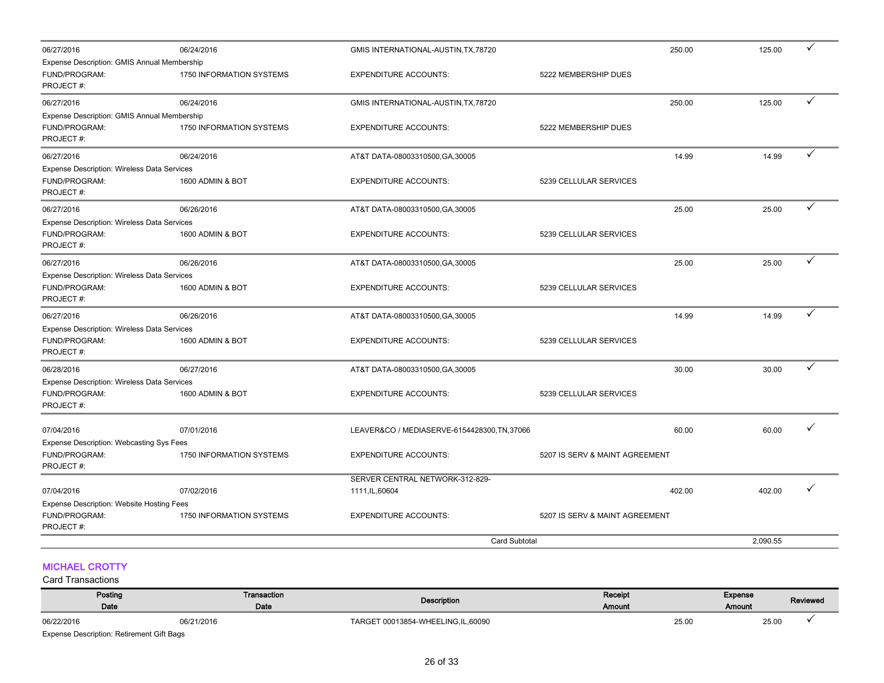| Posting Date | Transaction Date | Description | | Receipt Amount | Expense Amount | Reviewed |
|---|---|---|---|---|---|---|
| 06/27/2016 | 06/24/2016 | GMIS INTERNATIONAL-AUSTIN,TX,78720 | | 250.00 | 125.00 | ✓ |
| Expense Description: GMIS Annual Membership | | | | | | |
| FUND/PROGRAM: | 1750 INFORMATION SYSTEMS | EXPENDITURE ACCOUNTS: | 5222 MEMBERSHIP DUES | | | |
| PROJECT #: | | | | | | |
| 06/27/2016 | 06/24/2016 | GMIS INTERNATIONAL-AUSTIN,TX,78720 | | 250.00 | 125.00 | ✓ |
| Expense Description: GMIS Annual Membership | | | | | | |
| FUND/PROGRAM: | 1750 INFORMATION SYSTEMS | EXPENDITURE ACCOUNTS: | 5222 MEMBERSHIP DUES | | | |
| PROJECT #: | | | | | | |
| 06/27/2016 | 06/24/2016 | AT&T DATA-08003310500,GA,30005 | | 14.99 | 14.99 | ✓ |
| Expense Description: Wireless Data Services | | | | | | |
| FUND/PROGRAM: | 1600 ADMIN & BOT | EXPENDITURE ACCOUNTS: | 5239 CELLULAR SERVICES | | | |
| PROJECT #: | | | | | | |
| 06/27/2016 | 06/26/2016 | AT&T DATA-08003310500,GA,30005 | | 25.00 | 25.00 | ✓ |
| Expense Description: Wireless Data Services | | | | | | |
| FUND/PROGRAM: | 1600 ADMIN & BOT | EXPENDITURE ACCOUNTS: | 5239 CELLULAR SERVICES | | | |
| PROJECT #: | | | | | | |
| 06/27/2016 | 06/26/2016 | AT&T DATA-08003310500,GA,30005 | | 25.00 | 25.00 | ✓ |
| Expense Description: Wireless Data Services | | | | | | |
| FUND/PROGRAM: | 1600 ADMIN & BOT | EXPENDITURE ACCOUNTS: | 5239 CELLULAR SERVICES | | | |
| PROJECT #: | | | | | | |
| 06/27/2016 | 06/26/2016 | AT&T DATA-08003310500,GA,30005 | | 14.99 | 14.99 | ✓ |
| Expense Description: Wireless Data Services | | | | | | |
| FUND/PROGRAM: | 1600 ADMIN & BOT | EXPENDITURE ACCOUNTS: | 5239 CELLULAR SERVICES | | | |
| PROJECT #: | | | | | | |
| 06/28/2016 | 06/27/2016 | AT&T DATA-08003310500,GA,30005 | | 30.00 | 30.00 | ✓ |
| Expense Description: Wireless Data Services | | | | | | |
| FUND/PROGRAM: | 1600 ADMIN & BOT | EXPENDITURE ACCOUNTS: | 5239 CELLULAR SERVICES | | | |
| PROJECT #: | | | | | | |
| 07/04/2016 | 07/01/2016 | LEAVER&CO / MEDIASERVE-6154428300,TN,37066 | | 60.00 | 60.00 | ✓ |
| Expense Description: Webcasting Sys Fees | | | | | | |
| FUND/PROGRAM: | 1750 INFORMATION SYSTEMS | EXPENDITURE ACCOUNTS: | 5207 IS SERV & MAINT AGREEMENT | | | |
| PROJECT #: | | | | | | |
| 07/04/2016 | 07/02/2016 | SERVER CENTRAL NETWORK-312-829-1111,IL,60604 | | 402.00 | 402.00 | ✓ |
| Expense Description: Website Hosting Fees | | | | | | |
| FUND/PROGRAM: | 1750 INFORMATION SYSTEMS | EXPENDITURE ACCOUNTS: | 5207 IS SERV & MAINT AGREEMENT | | | |
| PROJECT #: | | | | | | |
| | | Card Subtotal | | | 2,090.55 | |

## MICHAEL CROTTY

Card Transactions

| Posting Date | Transaction Date | Description | Receipt Amount | Expense Amount | Reviewed |
|---|---|---|---|---|---|
| 06/22/2016 | 06/21/2016 | TARGET 00013854-WHEELING,IL,60090 | 25.00 | 25.00 | ✓ |
| Expense Description: Retirement Gift Bags | | | | | |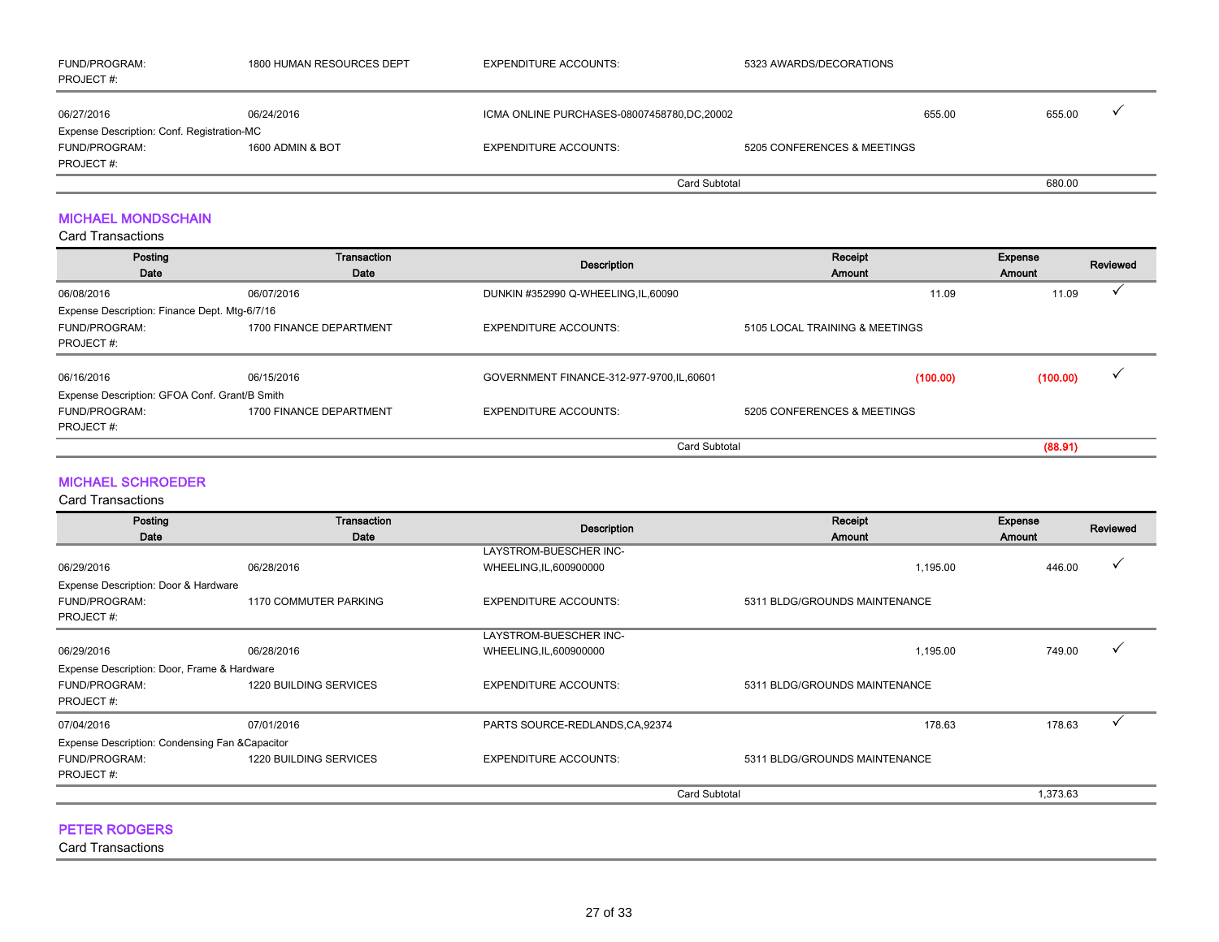| | | | | | |
|---|---|---|---|---|---|
| FUND/PROGRAM: | 1800 HUMAN RESOURCES DEPT | EXPENDITURE ACCOUNTS: | 5323 AWARDS/DECORATIONS | | |
| PROJECT #: | | | | | |
| 06/27/2016 | 06/24/2016 | ICMA ONLINE PURCHASES-08007458780,DC,20002 | 655.00 | 655.00 | ✓ |
| Expense Description: Conf. Registration-MC | | | | | |
| FUND/PROGRAM: | 1600 ADMIN & BOT | EXPENDITURE ACCOUNTS: | 5205 CONFERENCES & MEETINGS | | |
| PROJECT #: | | | | | |
| | | | Card Subtotal | 680.00 | |

## MICHAEL MONDSCHAIN

Card Transactions

| Posting Date | Transaction Date | Description | Receipt Amount | Expense Amount | Reviewed |
|---|---|---|---|---|---|
| 06/08/2016 | 06/07/2016 | DUNKIN #352990 Q-WHEELING,IL,60090 | 11.09 | 11.09 | ✓ |
| Expense Description: Finance Dept. Mtg-6/7/16 | | | | | |
| FUND/PROGRAM: | 1700 FINANCE DEPARTMENT | EXPENDITURE ACCOUNTS: | 5105 LOCAL TRAINING & MEETINGS | | |
| PROJECT #: | | | | | |
| 06/16/2016 | 06/15/2016 | GOVERNMENT FINANCE-312-977-9700,IL,60601 | (100.00) | (100.00) | ✓ |
| Expense Description: GFOA Conf. Grant/B Smith | | | | | |
| FUND/PROGRAM: | 1700 FINANCE DEPARTMENT | EXPENDITURE ACCOUNTS: | 5205 CONFERENCES & MEETINGS | | |
| PROJECT #: | | | | | |
| | | | Card Subtotal | (88.91) | |

## MICHAEL SCHROEDER

Card Transactions

| Posting Date | Transaction Date | Description | Receipt Amount | Expense Amount | Reviewed |
|---|---|---|---|---|---|
| 06/29/2016 | 06/28/2016 | LAYSTROM-BUESCHER INC-WHEELING,IL,600900000 | 1,195.00 | 446.00 | ✓ |
| Expense Description: Door & Hardware | | | | | |
| FUND/PROGRAM: | 1170 COMMUTER PARKING | EXPENDITURE ACCOUNTS: | 5311 BLDG/GROUNDS MAINTENANCE | | |
| PROJECT #: | | | | | |
| 06/29/2016 | 06/28/2016 | LAYSTROM-BUESCHER INC-WHEELING,IL,600900000 | 1,195.00 | 749.00 | ✓ |
| Expense Description: Door, Frame & Hardware | | | | | |
| FUND/PROGRAM: | 1220 BUILDING SERVICES | EXPENDITURE ACCOUNTS: | 5311 BLDG/GROUNDS MAINTENANCE | | |
| PROJECT #: | | | | | |
| 07/04/2016 | 07/01/2016 | PARTS SOURCE-REDLANDS,CA,92374 | 178.63 | 178.63 | ✓ |
| Expense Description: Condensing Fan &Capacitor | | | | | |
| FUND/PROGRAM: | 1220 BUILDING SERVICES | EXPENDITURE ACCOUNTS: | 5311 BLDG/GROUNDS MAINTENANCE | | |
| PROJECT #: | | | | | |
| | | | Card Subtotal | 1,373.63 | |

## PETER RODGERS

Card Transactions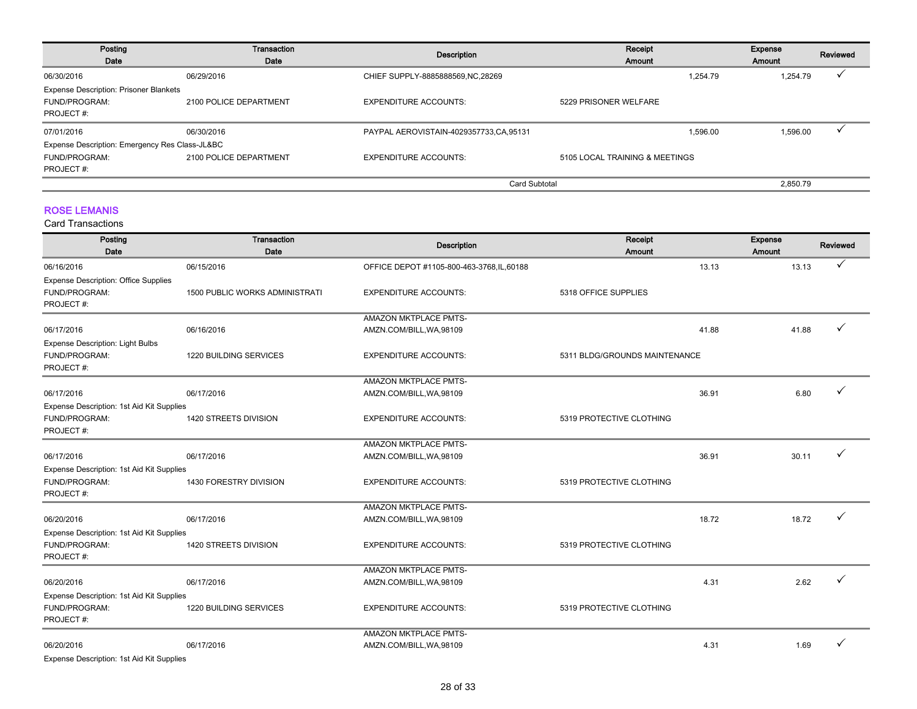| Posting Date | Transaction Date | Description | Receipt Amount | Expense Amount | Reviewed |
|---|---|---|---|---|---|
| 06/30/2016 | 06/29/2016 | CHIEF SUPPLY-8885888569,NC,28269 | 1,254.79 | 1,254.79 | ✓ |
| Expense Description: Prisoner Blankets | | | | | |
| FUND/PROGRAM: | 2100 POLICE DEPARTMENT | EXPENDITURE ACCOUNTS: | 5229 PRISONER WELFARE | | |
| PROJECT #: | | | | | |
| 07/01/2016 | 06/30/2016 | PAYPAL AEROVISTAIN-4029357733,CA,95131 | 1,596.00 | 1,596.00 | ✓ |
| Expense Description: Emergency Res Class-JL&BC | | | | | |
| FUND/PROGRAM: | 2100 POLICE DEPARTMENT | EXPENDITURE ACCOUNTS: | 5105 LOCAL TRAINING & MEETINGS | | |
| PROJECT #: | | | | | |
| | | Card Subtotal | | 2,850.79 | |

## ROSE LEMANIS

Card Transactions

| Posting Date | Transaction Date | Description | Receipt Amount | Expense Amount | Reviewed |
|---|---|---|---|---|---|
| 06/16/2016 | 06/15/2016 | OFFICE DEPOT #1105-800-463-3768,IL,60188 | 13.13 | 13.13 | ✓ |
| Expense Description: Office Supplies | | | | | |
| FUND/PROGRAM: | 1500 PUBLIC WORKS ADMINISTRATI | EXPENDITURE ACCOUNTS: | 5318 OFFICE SUPPLIES | | |
| PROJECT #: | | | | | |
| 06/17/2016 | 06/16/2016 | AMAZON MKTPLACE PMTS-AMZN.COM/BILL,WA,98109 | 41.88 | 41.88 | ✓ |
| Expense Description: Light Bulbs | | | | | |
| FUND/PROGRAM: | 1220 BUILDING SERVICES | EXPENDITURE ACCOUNTS: | 5311 BLDG/GROUNDS MAINTENANCE | | |
| PROJECT #: | | | | | |
| 06/17/2016 | 06/17/2016 | AMAZON MKTPLACE PMTS-AMZN.COM/BILL,WA,98109 | 36.91 | 6.80 | ✓ |
| Expense Description: 1st Aid Kit Supplies | | | | | |
| FUND/PROGRAM: | 1420 STREETS DIVISION | EXPENDITURE ACCOUNTS: | 5319 PROTECTIVE CLOTHING | | |
| PROJECT #: | | | | | |
| 06/17/2016 | 06/17/2016 | AMAZON MKTPLACE PMTS-AMZN.COM/BILL,WA,98109 | 36.91 | 30.11 | ✓ |
| Expense Description: 1st Aid Kit Supplies | | | | | |
| FUND/PROGRAM: | 1430 FORESTRY DIVISION | EXPENDITURE ACCOUNTS: | 5319 PROTECTIVE CLOTHING | | |
| PROJECT #: | | | | | |
| 06/20/2016 | 06/17/2016 | AMAZON MKTPLACE PMTS-AMZN.COM/BILL,WA,98109 | 18.72 | 18.72 | ✓ |
| Expense Description: 1st Aid Kit Supplies | | | | | |
| FUND/PROGRAM: | 1420 STREETS DIVISION | EXPENDITURE ACCOUNTS: | 5319 PROTECTIVE CLOTHING | | |
| PROJECT #: | | | | | |
| 06/20/2016 | 06/17/2016 | AMAZON MKTPLACE PMTS-AMZN.COM/BILL,WA,98109 | 4.31 | 2.62 | ✓ |
| Expense Description: 1st Aid Kit Supplies | | | | | |
| FUND/PROGRAM: | 1220 BUILDING SERVICES | EXPENDITURE ACCOUNTS: | 5319 PROTECTIVE CLOTHING | | |
| PROJECT #: | | | | | |
| 06/20/2016 | 06/17/2016 | AMAZON MKTPLACE PMTS-AMZN.COM/BILL,WA,98109 | 4.31 | 1.69 | ✓ |
| Expense Description: 1st Aid Kit Supplies | | | | | |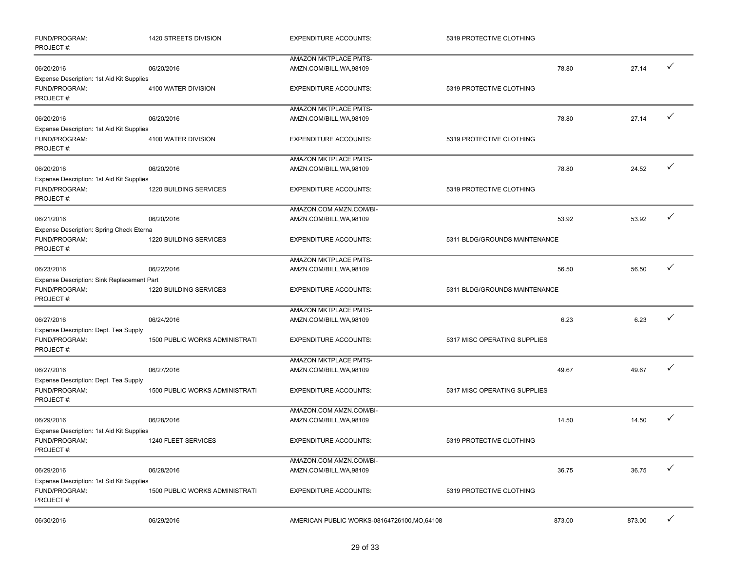| | | | | | | |
|---|---|---|---|---|---|---|
| FUND/PROGRAM: | 1420 STREETS DIVISION | EXPENDITURE ACCOUNTS: | 5319 PROTECTIVE CLOTHING | | | |
| PROJECT #: | | | | | | |
| 06/20/2016 | 06/20/2016 | AMAZON MKTPLACE PMTS- AMZN.COM/BILL,WA,98109 | | 78.80 | 27.14 | ✓ |
| Expense Description: 1st Aid Kit Supplies | | | | | | |
| FUND/PROGRAM: | 4100 WATER DIVISION | EXPENDITURE ACCOUNTS: | 5319 PROTECTIVE CLOTHING | | | |
| PROJECT #: | | | | | | |
| 06/20/2016 | 06/20/2016 | AMAZON MKTPLACE PMTS- AMZN.COM/BILL,WA,98109 | | 78.80 | 27.14 | ✓ |
| Expense Description: 1st Aid Kit Supplies | | | | | | |
| FUND/PROGRAM: | 4100 WATER DIVISION | EXPENDITURE ACCOUNTS: | 5319 PROTECTIVE CLOTHING | | | |
| PROJECT #: | | | | | | |
| 06/20/2016 | 06/20/2016 | AMAZON MKTPLACE PMTS- AMZN.COM/BILL,WA,98109 | | 78.80 | 24.52 | ✓ |
| Expense Description: 1st Aid Kit Supplies | | | | | | |
| FUND/PROGRAM: | 1220 BUILDING SERVICES | EXPENDITURE ACCOUNTS: | 5319 PROTECTIVE CLOTHING | | | |
| PROJECT #: | | | | | | |
| 06/21/2016 | 06/20/2016 | AMAZON.COM AMZN.COM/BI- AMZN.COM/BILL,WA,98109 | | 53.92 | 53.92 | ✓ |
| Expense Description: Spring Check Eterna | | | | | | |
| FUND/PROGRAM: | 1220 BUILDING SERVICES | EXPENDITURE ACCOUNTS: | 5311 BLDG/GROUNDS MAINTENANCE | | | |
| PROJECT #: | | | | | | |
| 06/23/2016 | 06/22/2016 | AMAZON MKTPLACE PMTS- AMZN.COM/BILL,WA,98109 | | 56.50 | 56.50 | ✓ |
| Expense Description: Sink Replacement Part | | | | | | |
| FUND/PROGRAM: | 1220 BUILDING SERVICES | EXPENDITURE ACCOUNTS: | 5311 BLDG/GROUNDS MAINTENANCE | | | |
| PROJECT #: | | | | | | |
| 06/27/2016 | 06/24/2016 | AMAZON MKTPLACE PMTS- AMZN.COM/BILL,WA,98109 | | 6.23 | 6.23 | ✓ |
| Expense Description: Dept. Tea Supply | | | | | | |
| FUND/PROGRAM: | 1500 PUBLIC WORKS ADMINISTRATI | EXPENDITURE ACCOUNTS: | 5317 MISC OPERATING SUPPLIES | | | |
| PROJECT #: | | | | | | |
| 06/27/2016 | 06/27/2016 | AMAZON MKTPLACE PMTS- AMZN.COM/BILL,WA,98109 | | 49.67 | 49.67 | ✓ |
| Expense Description: Dept. Tea Supply | | | | | | |
| FUND/PROGRAM: | 1500 PUBLIC WORKS ADMINISTRATI | EXPENDITURE ACCOUNTS: | 5317 MISC OPERATING SUPPLIES | | | |
| PROJECT #: | | | | | | |
| 06/29/2016 | 06/28/2016 | AMAZON.COM AMZN.COM/BI- AMZN.COM/BILL,WA,98109 | | 14.50 | 14.50 | ✓ |
| Expense Description: 1st Aid Kit Supplies | | | | | | |
| FUND/PROGRAM: | 1240 FLEET SERVICES | EXPENDITURE ACCOUNTS: | 5319 PROTECTIVE CLOTHING | | | |
| PROJECT #: | | | | | | |
| 06/29/2016 | 06/28/2016 | AMAZON.COM AMZN.COM/BI- AMZN.COM/BILL,WA,98109 | | 36.75 | 36.75 | ✓ |
| Expense Description: 1st Sid Kit Supplies | | | | | | |
| FUND/PROGRAM: | 1500 PUBLIC WORKS ADMINISTRATI | EXPENDITURE ACCOUNTS: | 5319 PROTECTIVE CLOTHING | | | |
| PROJECT #: | | | | | | |
| 06/30/2016 | 06/29/2016 | AMERICAN PUBLIC WORKS-08164726100,MO,64108 | | 873.00 | 873.00 | ✓ |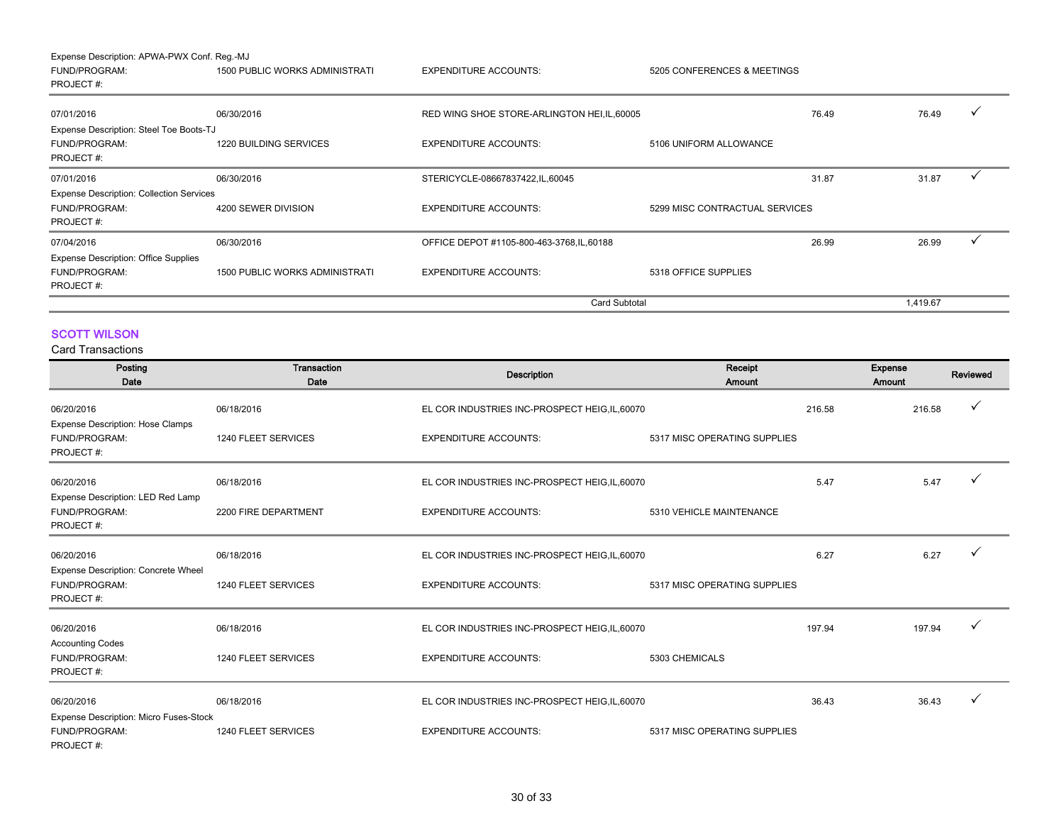Expense Description: APWA-PWX Conf. Reg.-MJ
FUND/PROGRAM: 1500 PUBLIC WORKS ADMINISTRATI | EXPENDITURE ACCOUNTS: 5205 CONFERENCES & MEETINGS
PROJECT #:

| Posting Date | Transaction Date | Description | Receipt Amount | Expense Amount | Reviewed |
|---|---|---|---|---|---|
| 07/01/2016 | 06/30/2016 | RED WING SHOE STORE-ARLINGTON HEI,IL,60005 | 76.49 | 76.49 | ✓ |
| Expense Description: Steel Toe Boots-TJ | | | | | |
| FUND/PROGRAM: | 1220 BUILDING SERVICES | EXPENDITURE ACCOUNTS: | 5106 UNIFORM ALLOWANCE | | |
| PROJECT #: | | | | | |
| 07/01/2016 | 06/30/2016 | STERICYCLE-08667837422,IL,60045 | 31.87 | 31.87 | ✓ |
| Expense Description: Collection Services | | | | | |
| FUND/PROGRAM: | 4200 SEWER DIVISION | EXPENDITURE ACCOUNTS: | 5299 MISC CONTRACTUAL SERVICES | | |
| PROJECT #: | | | | | |
| 07/04/2016 | 06/30/2016 | OFFICE DEPOT #1105-800-463-3768,IL,60188 | 26.99 | 26.99 | ✓ |
| Expense Description: Office Supplies | | | | | |
| FUND/PROGRAM: | 1500 PUBLIC WORKS ADMINISTRATI | EXPENDITURE ACCOUNTS: | 5318 OFFICE SUPPLIES | | |
| PROJECT #: | | | | | |
| | | Card Subtotal | | 1,419.67 | |

## SCOTT WILSON

Card Transactions

| Posting Date | Transaction Date | Description | Receipt Amount | Expense Amount | Reviewed |
|---|---|---|---|---|---|
| 06/20/2016 | 06/18/2016 | EL COR INDUSTRIES INC-PROSPECT HEIG,IL,60070 | 216.58 | 216.58 | ✓ |
| Expense Description: Hose Clamps | | | | | |
| FUND/PROGRAM: | 1240 FLEET SERVICES | EXPENDITURE ACCOUNTS: | 5317 MISC OPERATING SUPPLIES | | |
| PROJECT #: | | | | | |
| 06/20/2016 | 06/18/2016 | EL COR INDUSTRIES INC-PROSPECT HEIG,IL,60070 | 5.47 | 5.47 | ✓ |
| Expense Description: LED Red Lamp | | | | | |
| FUND/PROGRAM: | 2200 FIRE DEPARTMENT | EXPENDITURE ACCOUNTS: | 5310 VEHICLE MAINTENANCE | | |
| PROJECT #: | | | | | |
| 06/20/2016 | 06/18/2016 | EL COR INDUSTRIES INC-PROSPECT HEIG,IL,60070 | 6.27 | 6.27 | ✓ |
| Expense Description: Concrete Wheel | | | | | |
| FUND/PROGRAM: | 1240 FLEET SERVICES | EXPENDITURE ACCOUNTS: | 5317 MISC OPERATING SUPPLIES | | |
| PROJECT #: | | | | | |
| 06/20/2016 | 06/18/2016 | EL COR INDUSTRIES INC-PROSPECT HEIG,IL,60070 | 197.94 | 197.94 | ✓ |
| Accounting Codes | | | | | |
| FUND/PROGRAM: | 1240 FLEET SERVICES | EXPENDITURE ACCOUNTS: | 5303 CHEMICALS | | |
| PROJECT #: | | | | | |
| 06/20/2016 | 06/18/2016 | EL COR INDUSTRIES INC-PROSPECT HEIG,IL,60070 | 36.43 | 36.43 | ✓ |
| Expense Description: Micro Fuses-Stock | | | | | |
| FUND/PROGRAM: | 1240 FLEET SERVICES | EXPENDITURE ACCOUNTS: | 5317 MISC OPERATING SUPPLIES | | |
| PROJECT #: | | | | | |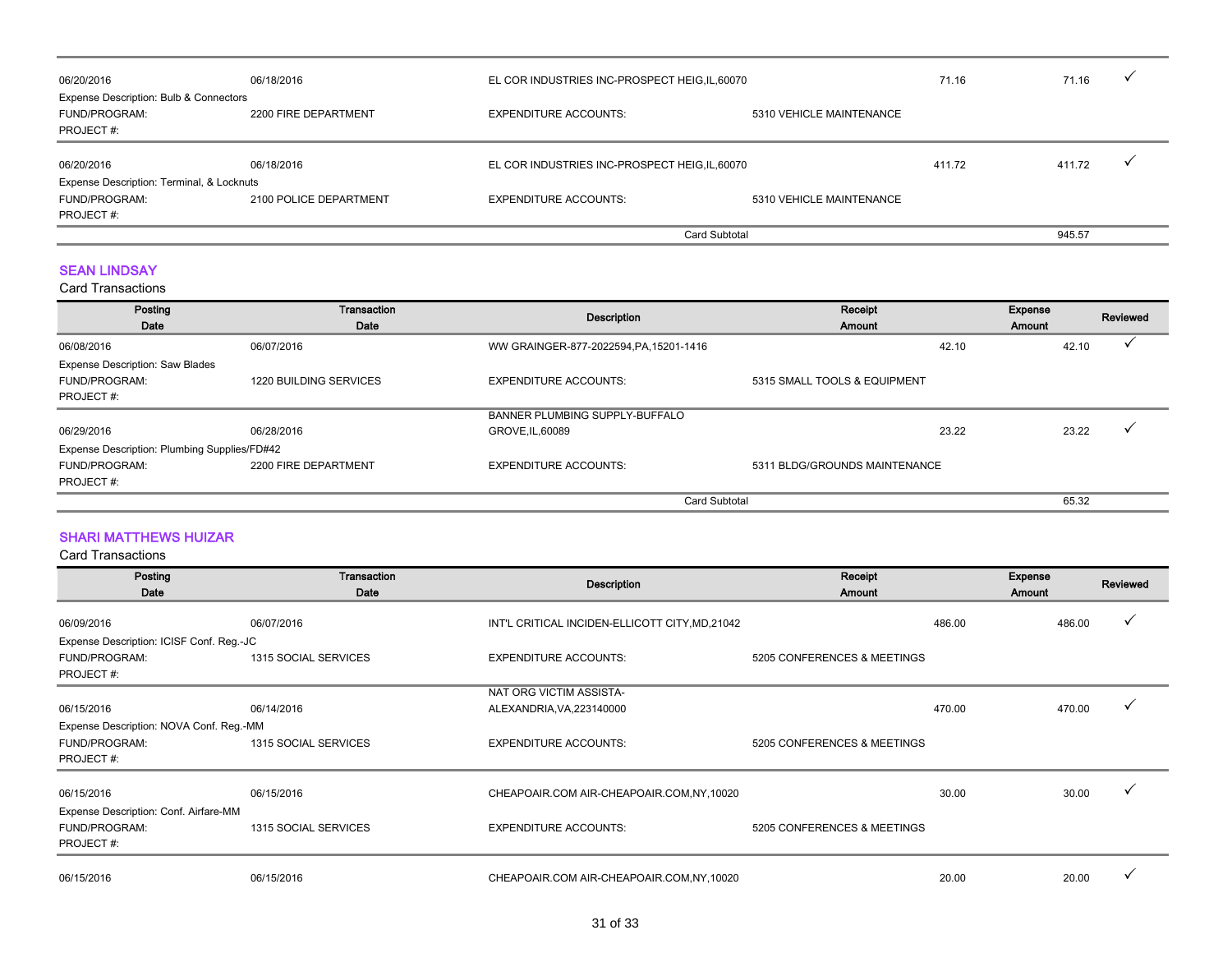| Posting Date | Transaction Date | Description | Receipt Amount | Expense Amount | Reviewed |
|---|---|---|---|---|---|
| 06/20/2016 | 06/18/2016 | EL COR INDUSTRIES INC-PROSPECT HEIG,IL,60070 | 71.16 | 71.16 | ✓ |
| Expense Description: Bulb & Connectors | | | | | |
| FUND/PROGRAM: | 2200 FIRE DEPARTMENT | EXPENDITURE ACCOUNTS: | 5310 VEHICLE MAINTENANCE | | |
| PROJECT #: | | | | | |
| 06/20/2016 | 06/18/2016 | EL COR INDUSTRIES INC-PROSPECT HEIG,IL,60070 | 411.72 | 411.72 | ✓ |
| Expense Description: Terminal, & Locknuts | | | | | |
| FUND/PROGRAM: | 2100 POLICE DEPARTMENT | EXPENDITURE ACCOUNTS: | 5310 VEHICLE MAINTENANCE | | |
| PROJECT #: | | | | | |
| | | Card Subtotal | | 945.57 | |

## SEAN LINDSAY

Card Transactions

| Posting Date | Transaction Date | Description | Receipt Amount | Expense Amount | Reviewed |
|---|---|---|---|---|---|
| 06/08/2016 | 06/07/2016 | WW GRAINGER-877-2022594,PA,15201-1416 | 42.10 | 42.10 | ✓ |
| Expense Description: Saw Blades | | | | | |
| FUND/PROGRAM: | 1220 BUILDING SERVICES | EXPENDITURE ACCOUNTS: | 5315 SMALL TOOLS & EQUIPMENT | | |
| PROJECT #: | | | | | |
| 06/29/2016 | 06/28/2016 | BANNER PLUMBING SUPPLY-BUFFALO GROVE,IL,60089 | 23.22 | 23.22 | ✓ |
| Expense Description: Plumbing Supplies/FD#42 | | | | | |
| FUND/PROGRAM: | 2200 FIRE DEPARTMENT | EXPENDITURE ACCOUNTS: | 5311 BLDG/GROUNDS MAINTENANCE | | |
| PROJECT #: | | | | | |
| | | Card Subtotal | | 65.32 | |

## SHARI MATTHEWS HUIZAR

Card Transactions

| Posting Date | Transaction Date | Description | Receipt Amount | Expense Amount | Reviewed |
|---|---|---|---|---|---|
| 06/09/2016 | 06/07/2016 | INT'L CRITICAL INCIDEN-ELLICOTT CITY,MD,21042 | 486.00 | 486.00 | ✓ |
| Expense Description: ICISF Conf. Reg.-JC | | | | | |
| FUND/PROGRAM: | 1315 SOCIAL SERVICES | EXPENDITURE ACCOUNTS: | 5205 CONFERENCES & MEETINGS | | |
| PROJECT #: | | | | | |
| 06/15/2016 | 06/14/2016 | NAT ORG VICTIM ASSISTA-ALEXANDRIA,VA,223140000 | 470.00 | 470.00 | ✓ |
| Expense Description: NOVA Conf. Reg.-MM | | | | | |
| FUND/PROGRAM: | 1315 SOCIAL SERVICES | EXPENDITURE ACCOUNTS: | 5205 CONFERENCES & MEETINGS | | |
| PROJECT #: | | | | | |
| 06/15/2016 | 06/15/2016 | CHEAPOAIR.COM AIR-CHEAPOAIR.COM,NY,10020 | 30.00 | 30.00 | ✓ |
| Expense Description: Conf. Airfare-MM | | | | | |
| FUND/PROGRAM: | 1315 SOCIAL SERVICES | EXPENDITURE ACCOUNTS: | 5205 CONFERENCES & MEETINGS | | |
| PROJECT #: | | | | | |
| 06/15/2016 | 06/15/2016 | CHEAPOAIR.COM AIR-CHEAPOAIR.COM,NY,10020 | 20.00 | 20.00 | ✓ |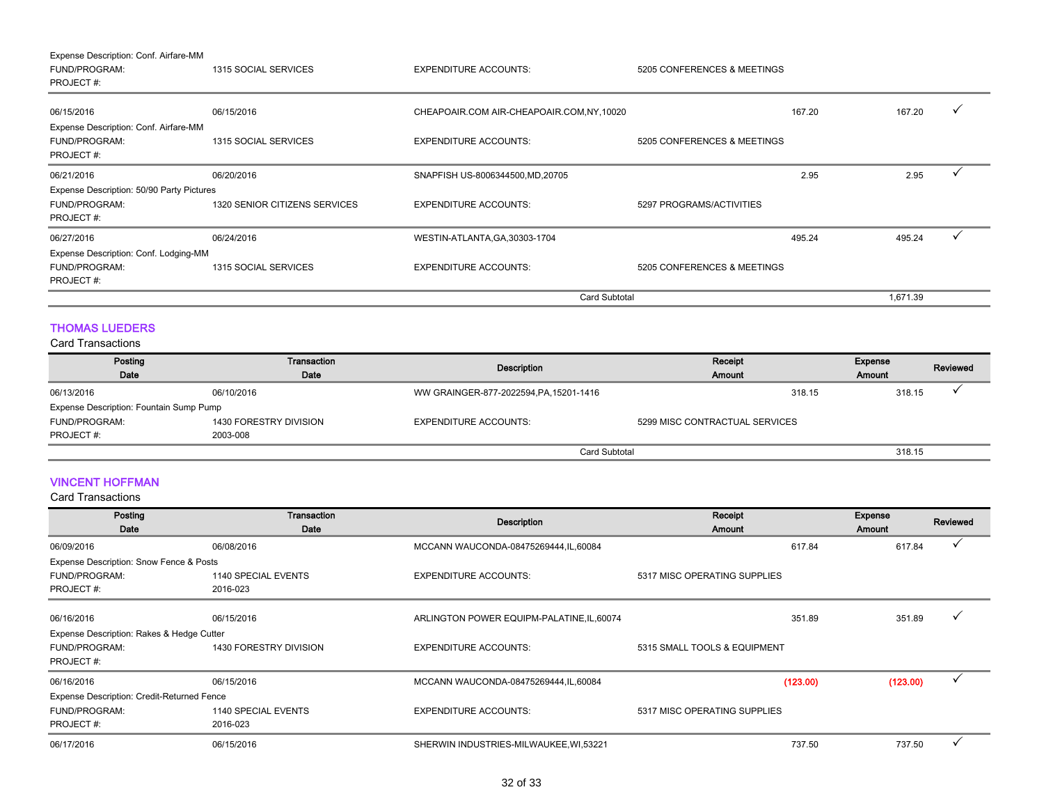| | | | | | |
|---|---|---|---|---|---|
| Expense Description: Conf. Airfare-MM | | | | | |
| FUND/PROGRAM: | 1315 SOCIAL SERVICES | EXPENDITURE ACCOUNTS: | 5205 CONFERENCES & MEETINGS | | |
| PROJECT #: | | | | | |
| 06/15/2016 | 06/15/2016 | CHEAPOAIR.COM AIR-CHEAPOAIR.COM,NY,10020 | 167.20 | 167.20 | ✓ |
| Expense Description: Conf. Airfare-MM | | | | | |
| FUND/PROGRAM: | 1315 SOCIAL SERVICES | EXPENDITURE ACCOUNTS: | 5205 CONFERENCES & MEETINGS | | |
| PROJECT #: | | | | | |
| 06/21/2016 | 06/20/2016 | SNAPFISH US-8006344500,MD,20705 | 2.95 | 2.95 | ✓ |
| Expense Description: 50/90 Party Pictures | | | | | |
| FUND/PROGRAM: | 1320 SENIOR CITIZENS SERVICES | EXPENDITURE ACCOUNTS: | 5297 PROGRAMS/ACTIVITIES | | |
| PROJECT #: | | | | | |
| 06/27/2016 | 06/24/2016 | WESTIN-ATLANTA,GA,30303-1704 | 495.24 | 495.24 | ✓ |
| Expense Description: Conf. Lodging-MM | | | | | |
| FUND/PROGRAM: | 1315 SOCIAL SERVICES | EXPENDITURE ACCOUNTS: | 5205 CONFERENCES & MEETINGS | | |
| PROJECT #: | | | | | |
| | | Card Subtotal | | 1,671.39 | |

## THOMAS LUEDERS

Card Transactions

| Posting Date | Transaction Date | Description | Receipt Amount | Expense Amount | Reviewed |
|---|---|---|---|---|---|
| 06/13/2016 | 06/10/2016 | WW GRAINGER-877-2022594,PA,15201-1416 | 318.15 | 318.15 | ✓ |
| Expense Description: Fountain Sump Pump | | | | | |
| FUND/PROGRAM: | 1430 FORESTRY DIVISION | EXPENDITURE ACCOUNTS: | 5299 MISC CONTRACTUAL SERVICES | | |
| PROJECT #: | 2003-008 | | | | |
| | | Card Subtotal | | 318.15 | |

## VINCENT HOFFMAN

Card Transactions

| Posting Date | Transaction Date | Description | Receipt Amount | Expense Amount | Reviewed |
|---|---|---|---|---|---|
| 06/09/2016 | 06/08/2016 | MCCANN WAUCONDA-08475269444,IL,60084 | 617.84 | 617.84 | ✓ |
| Expense Description: Snow Fence & Posts | | | | | |
| FUND/PROGRAM: | 1140 SPECIAL EVENTS | EXPENDITURE ACCOUNTS: | 5317 MISC OPERATING SUPPLIES | | |
| PROJECT #: | 2016-023 | | | | |
| 06/16/2016 | 06/15/2016 | ARLINGTON POWER EQUIPM-PALATINE,IL,60074 | 351.89 | 351.89 | ✓ |
| Expense Description: Rakes & Hedge Cutter | | | | | |
| FUND/PROGRAM: | 1430 FORESTRY DIVISION | EXPENDITURE ACCOUNTS: | 5315 SMALL TOOLS & EQUIPMENT | | |
| PROJECT #: | | | | | |
| 06/16/2016 | 06/15/2016 | MCCANN WAUCONDA-08475269444,IL,60084 | (123.00) | (123.00) | ✓ |
| Expense Description: Credit-Returned Fence | | | | | |
| FUND/PROGRAM: | 1140 SPECIAL EVENTS | EXPENDITURE ACCOUNTS: | 5317 MISC OPERATING SUPPLIES | | |
| PROJECT #: | 2016-023 | | | | |
| 06/17/2016 | 06/15/2016 | SHERWIN INDUSTRIES-MILWAUKEE,WI,53221 | 737.50 | 737.50 | ✓ |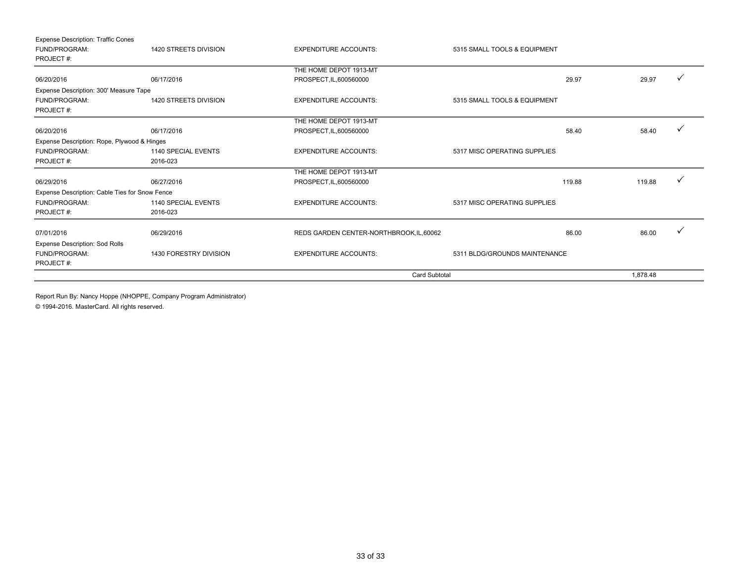| | | | | | | |
|---|---|---|---|---|---|---|
| Expense Description: Traffic Cones | | | | | | |
| FUND/PROGRAM: | 1420 STREETS DIVISION | EXPENDITURE ACCOUNTS: | 5315 SMALL TOOLS & EQUIPMENT | | | |
| PROJECT #: | | | | | | |
| | | THE HOME DEPOT 1913-MT | | | | |
| 06/20/2016 | 06/17/2016 | PROSPECT,IL,600560000 | | 29.97 | 29.97 | ✓ |
| Expense Description: 300' Measure Tape | | | | | | |
| FUND/PROGRAM: | 1420 STREETS DIVISION | EXPENDITURE ACCOUNTS: | 5315 SMALL TOOLS & EQUIPMENT | | | |
| PROJECT #: | | | | | | |
| | | THE HOME DEPOT 1913-MT | | | | |
| 06/20/2016 | 06/17/2016 | PROSPECT,IL,600560000 | | 58.40 | 58.40 | ✓ |
| Expense Description: Rope, Plywood & Hinges | | | | | | |
| FUND/PROGRAM: | 1140 SPECIAL EVENTS | EXPENDITURE ACCOUNTS: | 5317 MISC OPERATING SUPPLIES | | | |
| PROJECT #: | 2016-023 | | | | | |
| | | THE HOME DEPOT 1913-MT | | | | |
| 06/29/2016 | 06/27/2016 | PROSPECT,IL,600560000 | | 119.88 | 119.88 | ✓ |
| Expense Description: Cable Ties for Snow Fence | | | | | | |
| FUND/PROGRAM: | 1140 SPECIAL EVENTS | EXPENDITURE ACCOUNTS: | 5317 MISC OPERATING SUPPLIES | | | |
| PROJECT #: | 2016-023 | | | | | |
| 07/01/2016 | 06/29/2016 | REDS GARDEN CENTER-NORTHBROOK,IL,60062 | | 86.00 | 86.00 | ✓ |
| Expense Description: Sod Rolls | | | | | | |
| FUND/PROGRAM: | 1430 FORESTRY DIVISION | EXPENDITURE ACCOUNTS: | 5311 BLDG/GROUNDS MAINTENANCE | | | |
| PROJECT #: | | | | | | |
| | | | Card Subtotal | | 1,878.48 | |

Report Run By: Nancy Hoppe (NHOPPE, Company Program Administrator)

© 1994-2016. MasterCard. All rights reserved.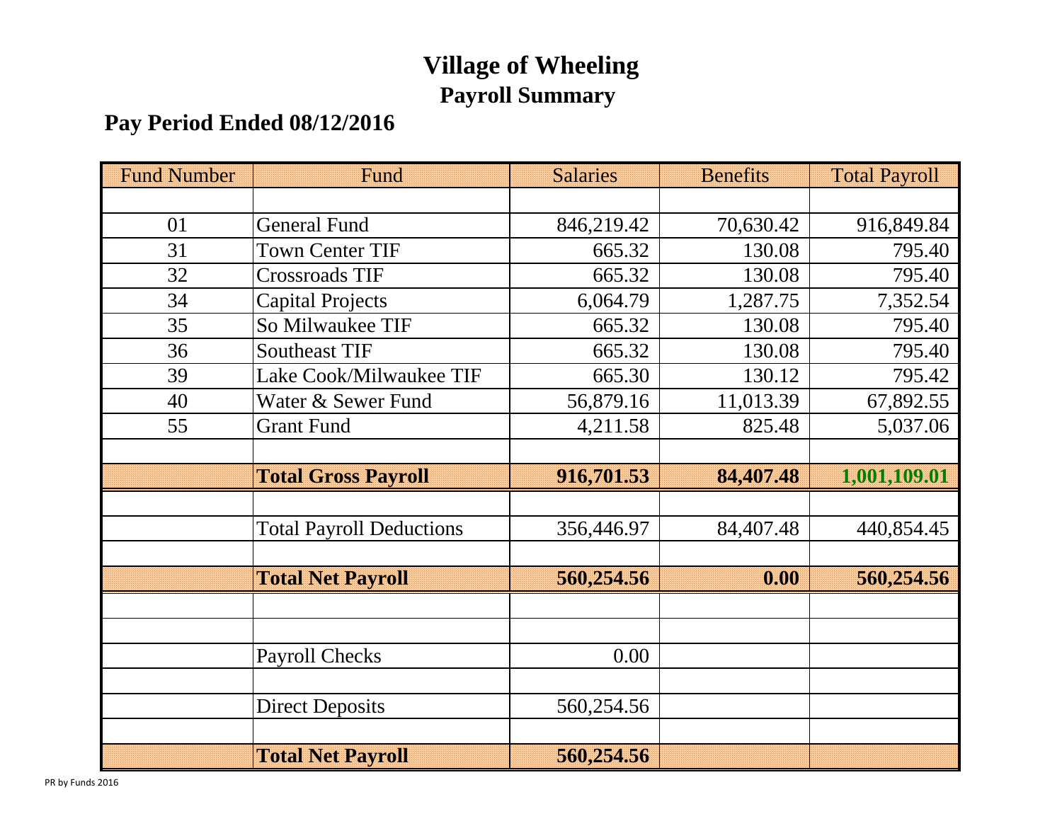# Village of Wheeling

## Payroll Summary

### Pay Period Ended 08/12/2016

| Fund Number | Fund | Salaries | Benefits | Total Payroll |
|---|---|---|---|---|
| | | | | |
| 01 | General Fund | 846,219.42 | 70,630.42 | 916,849.84 |
| 31 | Town Center TIF | 665.32 | 130.08 | 795.40 |
| 32 | Crossroads TIF | 665.32 | 130.08 | 795.40 |
| 34 | Capital Projects | 6,064.79 | 1,287.75 | 7,352.54 |
| 35 | So Milwaukee TIF | 665.32 | 130.08 | 795.40 |
| 36 | Southeast TIF | 665.32 | 130.08 | 795.40 |
| 39 | Lake Cook/Milwaukee TIF | 665.30 | 130.12 | 795.42 |
| 40 | Water & Sewer Fund | 56,879.16 | 11,013.39 | 67,892.55 |
| 55 | Grant Fund | 4,211.58 | 825.48 | 5,037.06 |
| | | | | |
| | **Total Gross Payroll** | **916,701.53** | **84,407.48** | **1,001,109.01** |
| | | | | |
| | Total Payroll Deductions | 356,446.97 | 84,407.48 | 440,854.45 |
| | | | | |
| | **Total Net Payroll** | **560,254.56** | **0.00** | **560,254.56** |
| | | | | |
| | | | | |
| | Payroll Checks | 0.00 | | |
| | | | | |
| | Direct Deposits | 560,254.56 | | |
| | | | | |
| | **Total Net Payroll** | **560,254.56** | | |

PR by Funds 2016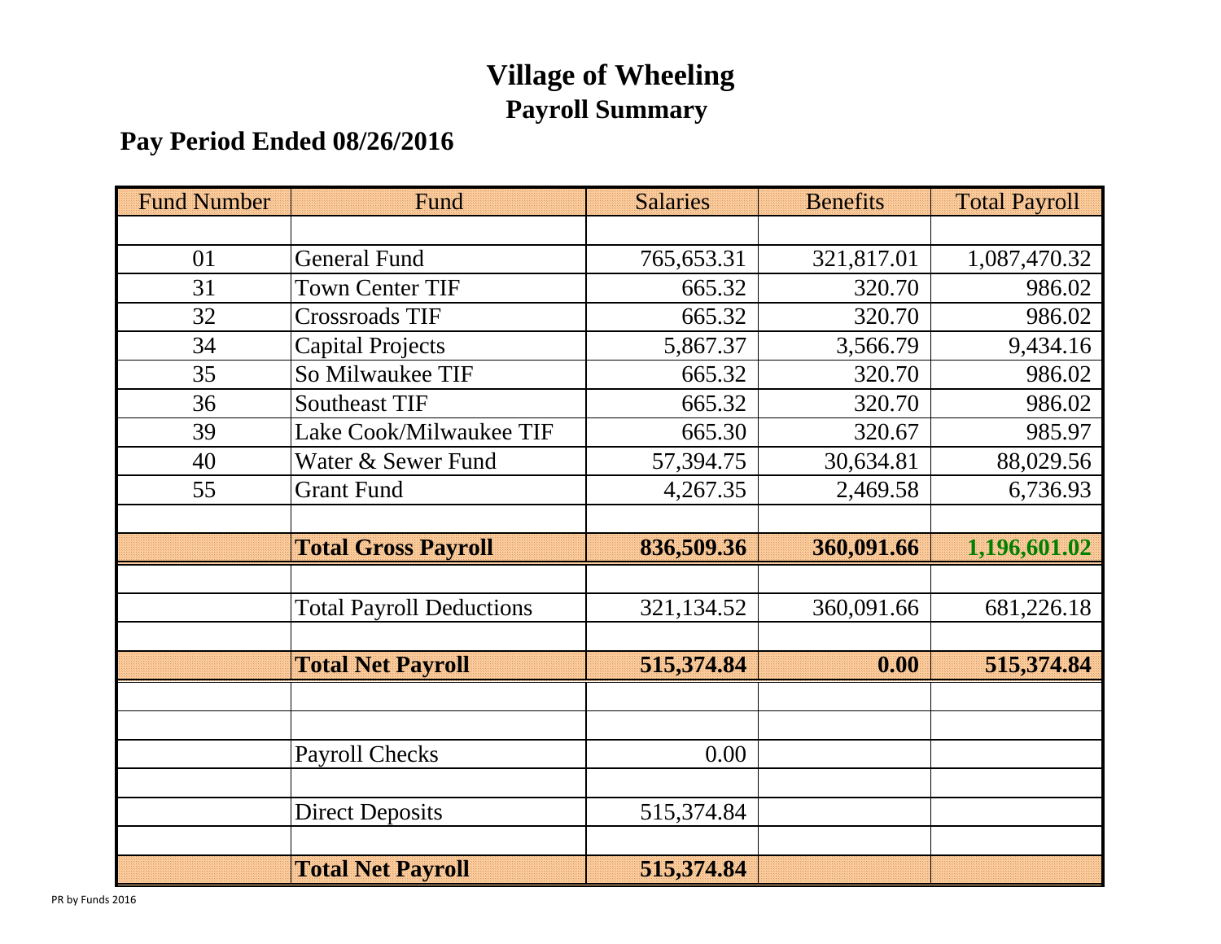# Village of Wheeling

## Payroll Summary

### Pay Period Ended 08/26/2016

| Fund Number | Fund | Salaries | Benefits | Total Payroll |
|---|---|---|---|---|
| | | | | |
| 01 | General Fund | 765,653.31 | 321,817.01 | 1,087,470.32 |
| 31 | Town Center TIF | 665.32 | 320.70 | 986.02 |
| 32 | Crossroads TIF | 665.32 | 320.70 | 986.02 |
| 34 | Capital Projects | 5,867.37 | 3,566.79 | 9,434.16 |
| 35 | So Milwaukee TIF | 665.32 | 320.70 | 986.02 |
| 36 | Southeast TIF | 665.32 | 320.70 | 986.02 |
| 39 | Lake Cook/Milwaukee TIF | 665.30 | 320.67 | 985.97 |
| 40 | Water & Sewer Fund | 57,394.75 | 30,634.81 | 88,029.56 |
| 55 | Grant Fund | 4,267.35 | 2,469.58 | 6,736.93 |
| | | | | |
| | **Total Gross Payroll** | **836,509.36** | **360,091.66** | **1,196,601.02** |
| | | | | |
| | Total Payroll Deductions | 321,134.52 | 360,091.66 | 681,226.18 |
| | | | | |
| | **Total Net Payroll** | **515,374.84** | **0.00** | **515,374.84** |
| | | | | |
| | | | | |
| | Payroll Checks | 0.00 | | |
| | | | | |
| | Direct Deposits | 515,374.84 | | |
| | | | | |
| | **Total Net Payroll** | **515,374.84** | | |

PR by Funds 2016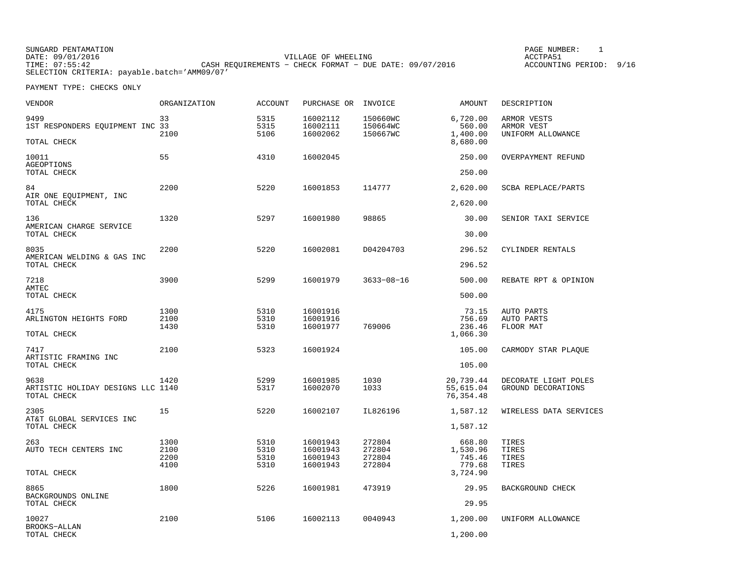SUNGARD PENTAMATION
DATE: 09/01/2016
TIME: 07:55:42
SELECTION CRITERIA: payable.batch='AMM09/07'

VILLAGE OF WHEELING
CASH REQUIREMENTS - CHECK FORMAT - DUE DATE: 09/07/2016

PAGE NUMBER: 1
ACCTPA51
ACCOUNTING PERIOD: 9/16

PAYMENT TYPE: CHECKS ONLY

| VENDOR | ORGANIZATION | ACCOUNT | PURCHASE OR | INVOICE | AMOUNT | DESCRIPTION |
|---|---|---|---|---|---|---|
| 9499 | 33 | 5315 | 16002112 | 150660WC | 6,720.00 | ARMOR VESTS |
| 1ST RESPONDERS EQUIPMENT INC | 33 | 5315 | 16002111 | 150664WC | 560.00 | ARMOR VEST |
| | 2100 | 5106 | 16002062 | 150667WC | 1,400.00 | UNIFORM ALLOWANCE |
| TOTAL CHECK | | | | | 8,680.00 | |
| 10011 | 55 | 4310 | 16002045 | | 250.00 | OVERPAYMENT REFUND |
| AGEOPTIONS | | | | | | |
| TOTAL CHECK | | | | | 250.00 | |
| 84 | 2200 | 5220 | 16001853 | 114777 | 2,620.00 | SCBA REPLACE/PARTS |
| AIR ONE EQUIPMENT, INC | | | | | | |
| TOTAL CHECK | | | | | 2,620.00 | |
| 136 | 1320 | 5297 | 16001980 | 98865 | 30.00 | SENIOR TAXI SERVICE |
| AMERICAN CHARGE SERVICE | | | | | | |
| TOTAL CHECK | | | | | 30.00 | |
| 8035 | 2200 | 5220 | 16002081 | D04204703 | 296.52 | CYLINDER RENTALS |
| AMERICAN WELDING & GAS INC | | | | | | |
| TOTAL CHECK | | | | | 296.52 | |
| 7218 | 3900 | 5299 | 16001979 | 3633-08-16 | 500.00 | REBATE RPT & OPINION |
| AMTEC | | | | | | |
| TOTAL CHECK | | | | | 500.00 | |
| 4175 | 1300 | 5310 | 16001916 | | 73.15 | AUTO PARTS |
| ARLINGTON HEIGHTS FORD | 2100 | 5310 | 16001916 | | 756.69 | AUTO PARTS |
| | 1430 | 5310 | 16001977 | 769006 | 236.46 | FLOOR MAT |
| TOTAL CHECK | | | | | 1,066.30 | |
| 7417 | 2100 | 5323 | 16001924 | | 105.00 | CARMODY STAR PLAQUE |
| ARTISTIC FRAMING INC | | | | | | |
| TOTAL CHECK | | | | | 105.00 | |
| 9638 | 1420 | 5299 | 16001985 | 1030 | 20,739.44 | DECORATE LIGHT POLES |
| ARTISTIC HOLIDAY DESIGNS LLC | 1140 | 5317 | 16002070 | 1033 | 55,615.04 | GROUND DECORATIONS |
| TOTAL CHECK | | | | | 76,354.48 | |
| 2305 | 15 | 5220 | 16002107 | IL826196 | 1,587.12 | WIRELESS DATA SERVICES |
| AT&T GLOBAL SERVICES INC | | | | | | |
| TOTAL CHECK | | | | | 1,587.12 | |
| 263 | 1300 | 5310 | 16001943 | 272804 | 668.80 | TIRES |
| AUTO TECH CENTERS INC | 2100 | 5310 | 16001943 | 272804 | 1,530.96 | TIRES |
| | 2200 | 5310 | 16001943 | 272804 | 745.46 | TIRES |
| | 4100 | 5310 | 16001943 | 272804 | 779.68 | TIRES |
| TOTAL CHECK | | | | | 3,724.90 | |
| 8865 | 1800 | 5226 | 16001981 | 473919 | 29.95 | BACKGROUND CHECK |
| BACKGROUNDS ONLINE | | | | | | |
| TOTAL CHECK | | | | | 29.95 | |
| 10027 | 2100 | 5106 | 16002113 | 0040943 | 1,200.00 | UNIFORM ALLOWANCE |
| BROOKS-ALLAN | | | | | | |
| TOTAL CHECK | | | | | 1,200.00 | |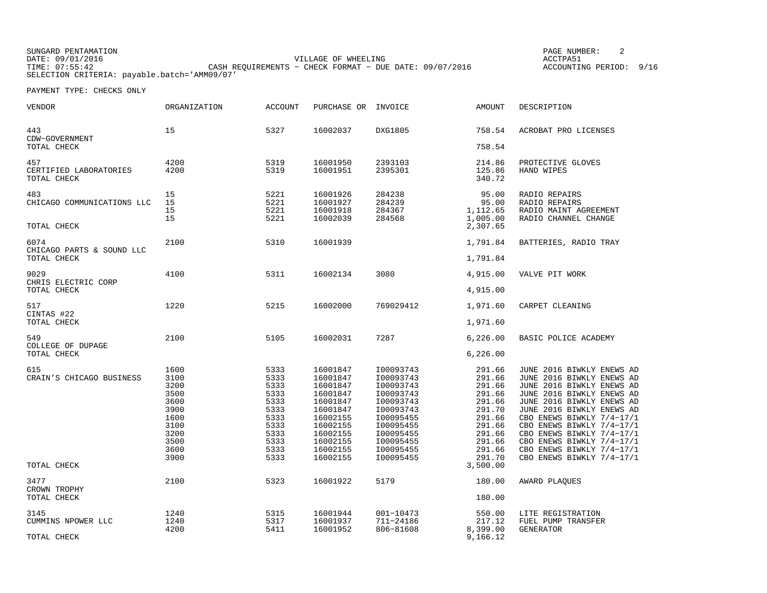SUNGARD PENTAMATION
DATE: 09/01/2016
TIME: 07:55:42
SELECTION CRITERIA: payable.batch='AMM09/07'

VILLAGE OF WHEELING
CASH REQUIREMENTS - CHECK FORMAT - DUE DATE: 09/07/2016

ACCTPA51
ACCOUNTING PERIOD: 9/16

PAYMENT TYPE: CHECKS ONLY

| VENDOR | ORGANIZATION | ACCOUNT | PURCHASE OR | INVOICE | AMOUNT | DESCRIPTION |
|---|---|---|---|---|---|---|
| 443 | 15 | 5327 | 16002037 | DXG1805 | 758.54 | ACROBAT PRO LICENSES |
| CDW-GOVERNMENT | | | | | | |
| TOTAL CHECK | | | | | 758.54 | |
| 457 | 4200 | 5319 | 16001950 | 2393103 | 214.86 | PROTECTIVE GLOVES |
| CERTIFIED LABORATORIES | 4200 | 5319 | 16001951 | 2395301 | 125.86 | HAND WIPES |
| TOTAL CHECK | | | | | 340.72 | |
| 483 | 15 | 5221 | 16001926 | 284238 | 95.00 | RADIO REPAIRS |
| CHICAGO COMMUNICATIONS LLC | 15 | 5221 | 16001927 | 284239 | 95.00 | RADIO REPAIRS |
| | 15 | 5221 | 16001918 | 284367 | 1,112.65 | RADIO MAINT AGREEMENT |
| | 15 | 5221 | 16002039 | 284568 | 1,005.00 | RADIO CHANNEL CHANGE |
| TOTAL CHECK | | | | | 2,307.65 | |
| 6074 | 2100 | 5310 | 16001939 | | 1,791.84 | BATTERIES, RADIO TRAY |
| CHICAGO PARTS & SOUND LLC | | | | | | |
| TOTAL CHECK | | | | | 1,791.84 | |
| 9029 | 4100 | 5311 | 16002134 | 3080 | 4,915.00 | VALVE PIT WORK |
| CHRIS ELECTRIC CORP | | | | | | |
| TOTAL CHECK | | | | | 4,915.00 | |
| 517 | 1220 | 5215 | 16002000 | 769029412 | 1,971.60 | CARPET CLEANING |
| CINTAS #22 | | | | | | |
| TOTAL CHECK | | | | | 1,971.60 | |
| 549 | 2100 | 5105 | 16002031 | 7287 | 6,226.00 | BASIC POLICE ACADEMY |
| COLLEGE OF DUPAGE | | | | | | |
| TOTAL CHECK | | | | | 6,226.00 | |
| 615 | 1600 | 5333 | 16001847 | I00093743 | 291.66 | JUNE 2016 BIWKLY ENEWS AD |
| CRAIN'S CHICAGO BUSINESS | 3100 | 5333 | 16001847 | I00093743 | 291.66 | JUNE 2016 BIWKLY ENEWS AD |
| | 3200 | 5333 | 16001847 | I00093743 | 291.66 | JUNE 2016 BIWKLY ENEWS AD |
| | 3500 | 5333 | 16001847 | I00093743 | 291.66 | JUNE 2016 BIWKLY ENEWS AD |
| | 3600 | 5333 | 16001847 | I00093743 | 291.66 | JUNE 2016 BIWKLY ENEWS AD |
| | 3900 | 5333 | 16001847 | I00093743 | 291.70 | JUNE 2016 BIWKLY ENEWS AD |
| | 1600 | 5333 | 16002155 | I00095455 | 291.66 | CBO ENEWS BIWKLY 7/4-17/1 |
| | 3100 | 5333 | 16002155 | I00095455 | 291.66 | CBO ENEWS BIWKLY 7/4-17/1 |
| | 3200 | 5333 | 16002155 | I00095455 | 291.66 | CBO ENEWS BIWKLY 7/4-17/1 |
| | 3500 | 5333 | 16002155 | I00095455 | 291.66 | CBO ENEWS BIWKLY 7/4-17/1 |
| | 3600 | 5333 | 16002155 | I00095455 | 291.66 | CBO ENEWS BIWKLY 7/4-17/1 |
| | 3900 | 5333 | 16002155 | I00095455 | 291.70 | CBO ENEWS BIWKLY 7/4-17/1 |
| TOTAL CHECK | | | | | 3,500.00 | |
| 3477 | 2100 | 5323 | 16001922 | 5179 | 180.00 | AWARD PLAQUES |
| CROWN TROPHY | | | | | | |
| TOTAL CHECK | | | | | 180.00 | |
| 3145 | 1240 | 5315 | 16001944 | 001-10473 | 550.00 | LITE REGISTRATION |
| CUMMINS NPOWER LLC | 1240 | 5317 | 16001937 | 711-24186 | 217.12 | FUEL PUMP TRANSFER |
| | 4200 | 5411 | 16001952 | 806-81608 | 8,399.00 | GENERATOR |
| TOTAL CHECK | | | | | 9,166.12 | |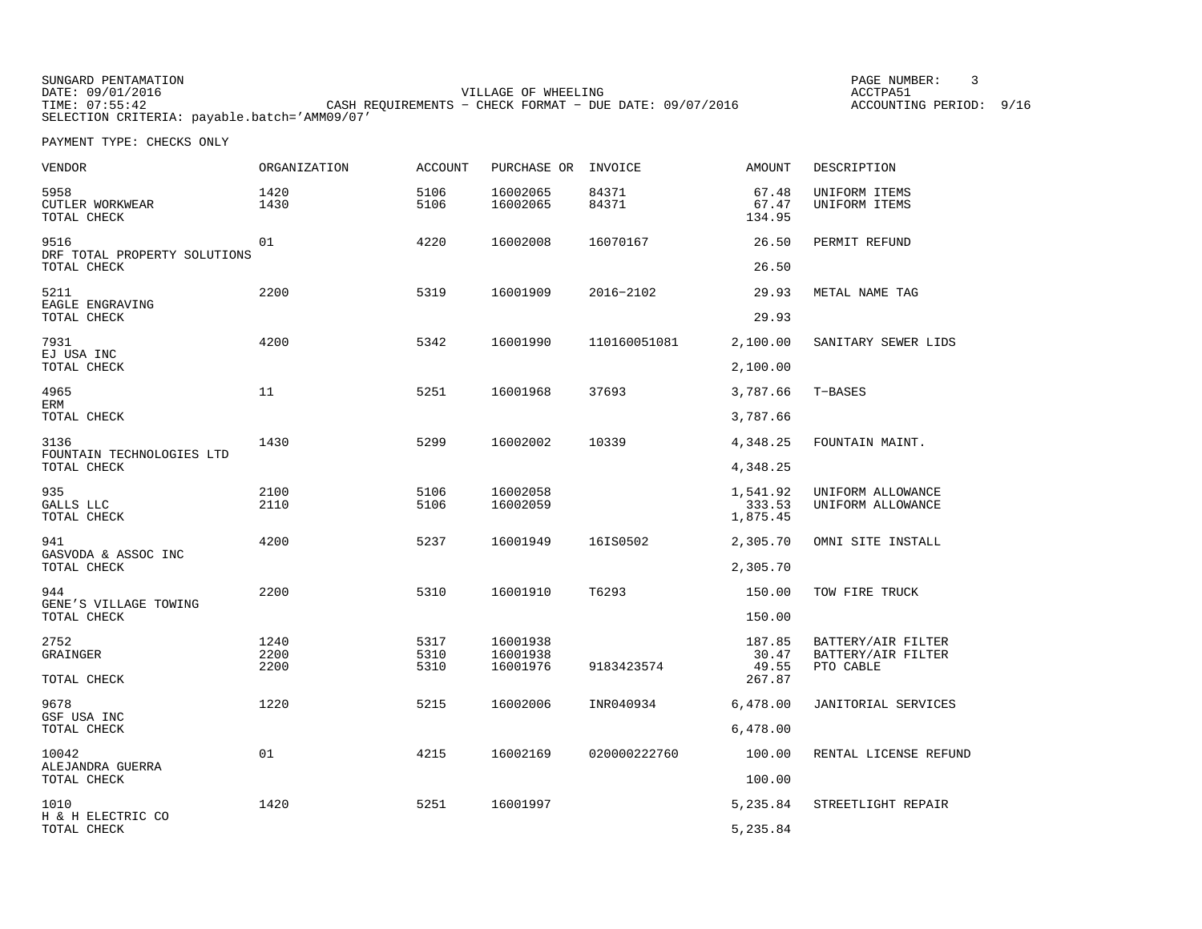SUNGARD PENTAMATION
DATE: 09/01/2016
TIME: 07:55:42
SELECTION CRITERIA: payable.batch='AMM09/07'

VILLAGE OF WHEELING
CASH REQUIREMENTS - CHECK FORMAT - DUE DATE: 09/07/2016

PAGE NUMBER: 3
ACCTPA51
ACCOUNTING PERIOD: 9/16

PAYMENT TYPE: CHECKS ONLY

| VENDOR | ORGANIZATION | ACCOUNT | PURCHASE OR | INVOICE | AMOUNT | DESCRIPTION |
|---|---|---|---|---|---|---|
| 5958 | 1420 | 5106 | 16002065 | 84371 | 67.48 | UNIFORM ITEMS |
| CUTLER WORKWEAR | 1430 | 5106 | 16002065 | 84371 | 67.47 | UNIFORM ITEMS |
| TOTAL CHECK | | | | | 134.95 | |
| 9516 | 01 | 4220 | 16002008 | 16070167 | 26.50 | PERMIT REFUND |
| DRF TOTAL PROPERTY SOLUTIONS | | | | | | |
| TOTAL CHECK | | | | | 26.50 | |
| 5211 | 2200 | 5319 | 16001909 | 2016-2102 | 29.93 | METAL NAME TAG |
| EAGLE ENGRAVING | | | | | | |
| TOTAL CHECK | | | | | 29.93 | |
| 7931 | 4200 | 5342 | 16001990 | 110160051081 | 2,100.00 | SANITARY SEWER LIDS |
| EJ USA INC | | | | | | |
| TOTAL CHECK | | | | | 2,100.00 | |
| 4965 | 11 | 5251 | 16001968 | 37693 | 3,787.66 | T-BASES |
| ERM | | | | | | |
| TOTAL CHECK | | | | | 3,787.66 | |
| 3136 | 1430 | 5299 | 16002002 | 10339 | 4,348.25 | FOUNTAIN MAINT. |
| FOUNTAIN TECHNOLOGIES LTD | | | | | | |
| TOTAL CHECK | | | | | 4,348.25 | |
| 935 | 2100 | 5106 | 16002058 | | 1,541.92 | UNIFORM ALLOWANCE |
| GALLS LLC | 2110 | 5106 | 16002059 | | 333.53 | UNIFORM ALLOWANCE |
| TOTAL CHECK | | | | | 1,875.45 | |
| 941 | 4200 | 5237 | 16001949 | 16IS0502 | 2,305.70 | OMNI SITE INSTALL |
| GASVODA & ASSOC INC | | | | | | |
| TOTAL CHECK | | | | | 2,305.70 | |
| 944 | 2200 | 5310 | 16001910 | T6293 | 150.00 | TOW FIRE TRUCK |
| GENE'S VILLAGE TOWING | | | | | | |
| TOTAL CHECK | | | | | 150.00 | |
| 2752 | 1240 | 5317 | 16001938 | | 187.85 | BATTERY/AIR FILTER |
| GRAINGER | 2200 | 5310 | 16001938 | | 30.47 | BATTERY/AIR FILTER |
| | 2200 | 5310 | 16001976 | 9183423574 | 49.55 | PTO CABLE |
| TOTAL CHECK | | | | | 267.87 | |
| 9678 | 1220 | 5215 | 16002006 | INR040934 | 6,478.00 | JANITORIAL SERVICES |
| GSF USA INC | | | | | | |
| TOTAL CHECK | | | | | 6,478.00 | |
| 10042 | 01 | 4215 | 16002169 | 020000222760 | 100.00 | RENTAL LICENSE REFUND |
| ALEJANDRA GUERRA | | | | | | |
| TOTAL CHECK | | | | | 100.00 | |
| 1010 | 1420 | 5251 | 16001997 | | 5,235.84 | STREETLIGHT REPAIR |
| H & H ELECTRIC CO | | | | | | |
| TOTAL CHECK | | | | | 5,235.84 | |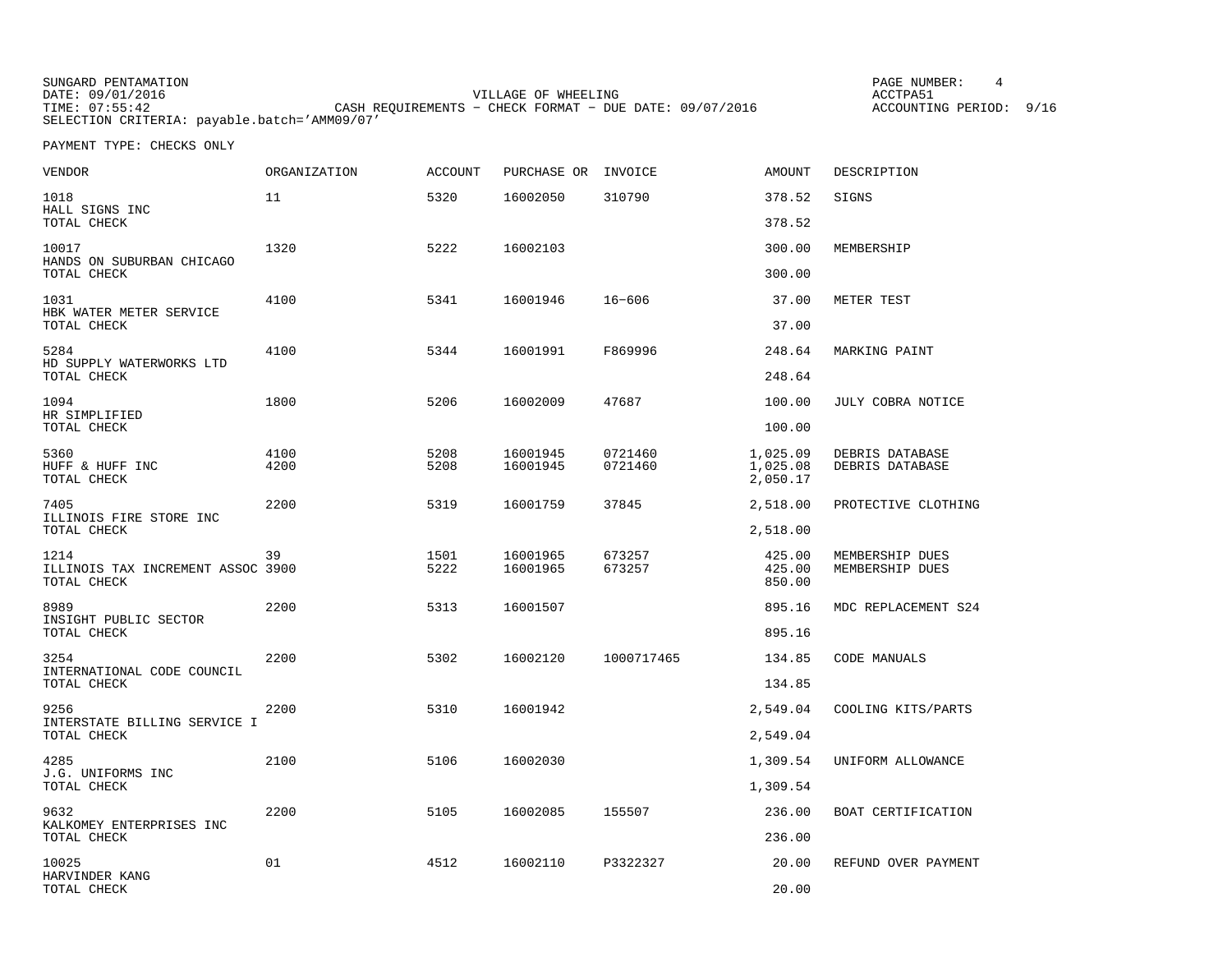SUNGARD PENTAMATION
DATE: 09/01/2016
TIME: 07:55:42
SELECTION CRITERIA: payable.batch='AMM09/07'

VILLAGE OF WHEELING
CASH REQUIREMENTS - CHECK FORMAT - DUE DATE: 09/07/2016

ACCTPA51
ACCOUNTING PERIOD: 9/16

PAYMENT TYPE: CHECKS ONLY

| VENDOR | ORGANIZATION | ACCOUNT | PURCHASE OR | INVOICE | AMOUNT | DESCRIPTION |
|---|---|---|---|---|---|---|
| 1018 | 11 | 5320 | 16002050 | 310790 | 378.52 | SIGNS |
| HALL SIGNS INC | | | | | | |
| TOTAL CHECK | | | | | 378.52 | |
| 10017 | 1320 | 5222 | 16002103 | | 300.00 | MEMBERSHIP |
| HANDS ON SUBURBAN CHICAGO | | | | | | |
| TOTAL CHECK | | | | | 300.00 | |
| 1031 | 4100 | 5341 | 16001946 | 16-606 | 37.00 | METER TEST |
| HBK WATER METER SERVICE | | | | | | |
| TOTAL CHECK | | | | | 37.00 | |
| 5284 | 4100 | 5344 | 16001991 | F869996 | 248.64 | MARKING PAINT |
| HD SUPPLY WATERWORKS LTD | | | | | | |
| TOTAL CHECK | | | | | 248.64 | |
| 1094 | 1800 | 5206 | 16002009 | 47687 | 100.00 | JULY COBRA NOTICE |
| HR SIMPLIFIED | | | | | | |
| TOTAL CHECK | | | | | 100.00 | |
| 5360 | 4100 | 5208 | 16001945 | 0721460 | 1,025.09 | DEBRIS DATABASE |
| HUFF & HUFF INC | 4200 | 5208 | 16001945 | 0721460 | 1,025.08 | DEBRIS DATABASE |
| TOTAL CHECK | | | | | 2,050.17 | |
| 7405 | 2200 | 5319 | 16001759 | 37845 | 2,518.00 | PROTECTIVE CLOTHING |
| ILLINOIS FIRE STORE INC | | | | | | |
| TOTAL CHECK | | | | | 2,518.00 | |
| 1214 | 39 | 1501 | 16001965 | 673257 | 425.00 | MEMBERSHIP DUES |
| ILLINOIS TAX INCREMENT ASSOC | 3900 | 5222 | 16001965 | 673257 | 425.00 | MEMBERSHIP DUES |
| TOTAL CHECK | | | | | 850.00 | |
| 8989 | 2200 | 5313 | 16001507 | | 895.16 | MDC REPLACEMENT S24 |
| INSIGHT PUBLIC SECTOR | | | | | | |
| TOTAL CHECK | | | | | 895.16 | |
| 3254 | 2200 | 5302 | 16002120 | 1000717465 | 134.85 | CODE MANUALS |
| INTERNATIONAL CODE COUNCIL | | | | | | |
| TOTAL CHECK | | | | | 134.85 | |
| 9256 | 2200 | 5310 | 16001942 | | 2,549.04 | COOLING KITS/PARTS |
| INTERSTATE BILLING SERVICE I | | | | | | |
| TOTAL CHECK | | | | | 2,549.04 | |
| 4285 | 2100 | 5106 | 16002030 | | 1,309.54 | UNIFORM ALLOWANCE |
| J.G. UNIFORMS INC | | | | | | |
| TOTAL CHECK | | | | | 1,309.54 | |
| 9632 | 2200 | 5105 | 16002085 | 155507 | 236.00 | BOAT CERTIFICATION |
| KALKOMEY ENTERPRISES INC | | | | | | |
| TOTAL CHECK | | | | | 236.00 | |
| 10025 | 01 | 4512 | 16002110 | P3322327 | 20.00 | REFUND OVER PAYMENT |
| HARVINDER KANG | | | | | | |
| TOTAL CHECK | | | | | 20.00 | |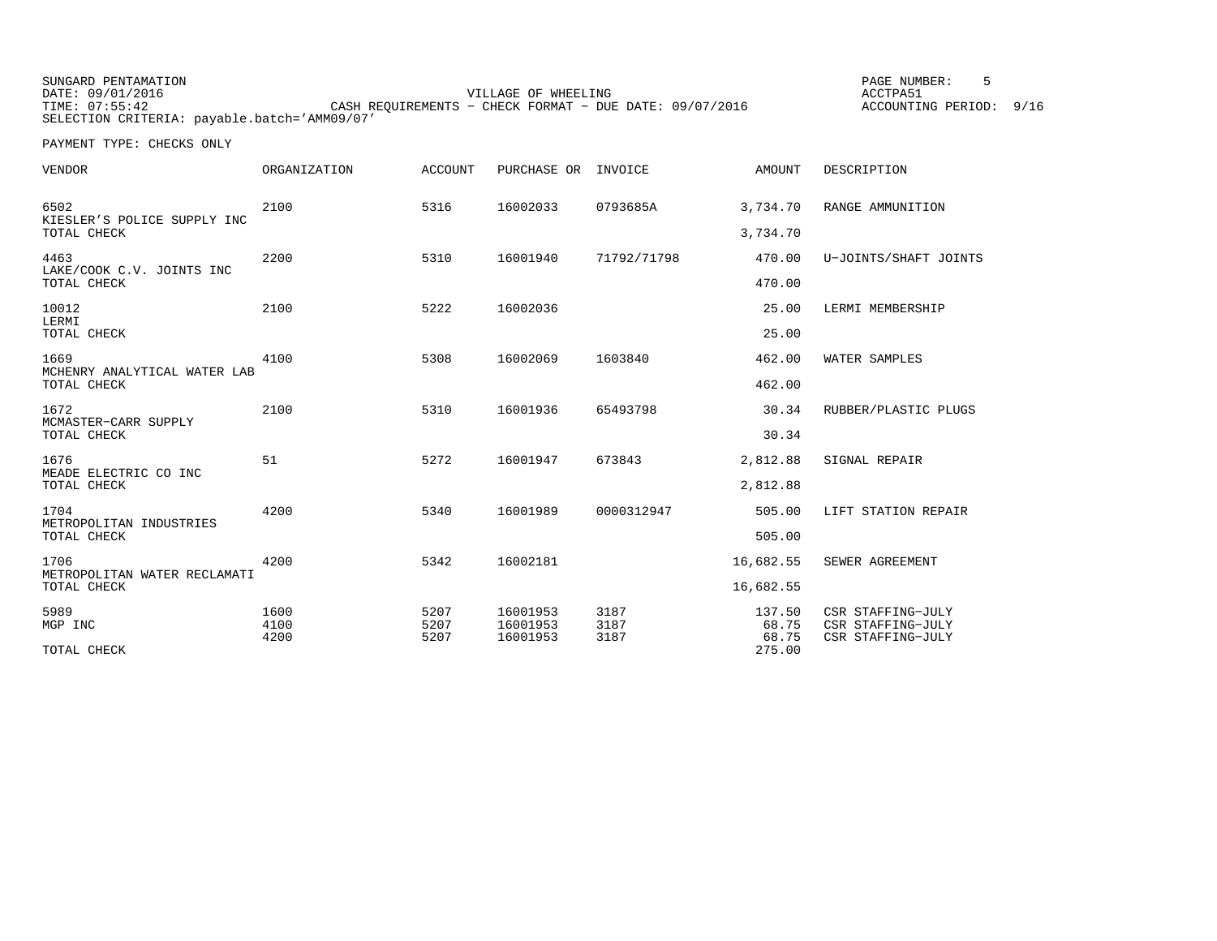SUNGARD PENTAMATION
DATE: 09/01/2016
TIME: 07:55:42
SELECTION CRITERIA: payable.batch='AMM09/07'

VILLAGE OF WHEELING
CASH REQUIREMENTS - CHECK FORMAT - DUE DATE: 09/07/2016

PAGE NUMBER: 5
ACCTPA51
ACCOUNTING PERIOD: 9/16

PAYMENT TYPE: CHECKS ONLY

| VENDOR | ORGANIZATION | ACCOUNT | PURCHASE OR | INVOICE | AMOUNT | DESCRIPTION |
|---|---|---|---|---|---|---|
| 6502 KIESLER'S POLICE SUPPLY INC | 2100 | 5316 | 16002033 | 0793685A | 3,734.70 | RANGE AMMUNITION |
| TOTAL CHECK | | | | | 3,734.70 | |
| 4463 LAKE/COOK C.V. JOINTS INC | 2200 | 5310 | 16001940 | 71792/71798 | 470.00 | U-JOINTS/SHAFT JOINTS |
| TOTAL CHECK | | | | | 470.00 | |
| 10012 LERMI | 2100 | 5222 | 16002036 | | 25.00 | LERMI MEMBERSHIP |
| TOTAL CHECK | | | | | 25.00 | |
| 1669 MCHENRY ANALYTICAL WATER LAB | 4100 | 5308 | 16002069 | 1603840 | 462.00 | WATER SAMPLES |
| TOTAL CHECK | | | | | 462.00 | |
| 1672 MCMASTER-CARR SUPPLY | 2100 | 5310 | 16001936 | 65493798 | 30.34 | RUBBER/PLASTIC PLUGS |
| TOTAL CHECK | | | | | 30.34 | |
| 1676 MEADE ELECTRIC CO INC | 51 | 5272 | 16001947 | 673843 | 2,812.88 | SIGNAL REPAIR |
| TOTAL CHECK | | | | | 2,812.88 | |
| 1704 METROPOLITAN INDUSTRIES | 4200 | 5340 | 16001989 | 0000312947 | 505.00 | LIFT STATION REPAIR |
| TOTAL CHECK | | | | | 505.00 | |
| 1706 METROPOLITAN WATER RECLAMATI | 4200 | 5342 | 16002181 | | 16,682.55 | SEWER AGREEMENT |
| TOTAL CHECK | | | | | 16,682.55 | |
| 5989 MGP INC | 1600 | 5207 | 16001953 | 3187 | 137.50 | CSR STAFFING-JULY |
| | 4100 | 5207 | 16001953 | 3187 | 68.75 | CSR STAFFING-JULY |
| | 4200 | 5207 | 16001953 | 3187 | 68.75 | CSR STAFFING-JULY |
| TOTAL CHECK | | | | | 275.00 | |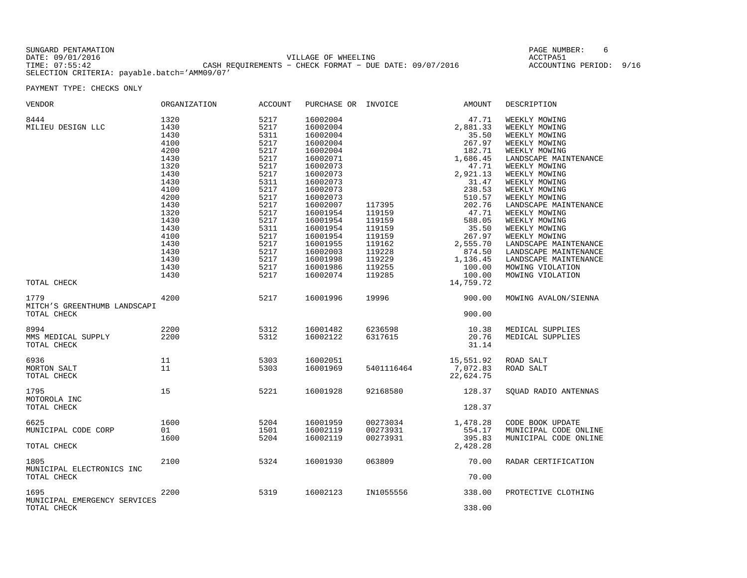SUNGARD PENTAMATION
DATE: 09/01/2016
TIME: 07:55:42

VILLAGE OF WHEELING
CASH REQUIREMENTS - CHECK FORMAT - DUE DATE: 09/07/2016

PAGE NUMBER: 6
ACCTPA51
ACCOUNTING PERIOD: 9/16

SELECTION CRITERIA: payable.batch='AMM09/07'

PAYMENT TYPE: CHECKS ONLY

| VENDOR | ORGANIZATION | ACCOUNT | PURCHASE OR | INVOICE | AMOUNT | DESCRIPTION |
|---|---|---|---|---|---|---|
| 8444 | 1320 | 5217 | 16002004 | | 47.71 | WEEKLY MOWING |
| MILIEU DESIGN LLC | 1430 | 5217 | 16002004 | | 2,881.33 | WEEKLY MOWING |
| | 1430 | 5311 | 16002004 | | 35.50 | WEEKLY MOWING |
| | 4100 | 5217 | 16002004 | | 267.97 | WEEKLY MOWING |
| | 4200 | 5217 | 16002004 | | 182.71 | WEEKLY MOWING |
| | 1430 | 5217 | 16002071 | | 1,686.45 | LANDSCAPE MAINTENANCE |
| | 1320 | 5217 | 16002073 | | 47.71 | WEEKLY MOWING |
| | 1430 | 5217 | 16002073 | | 2,921.13 | WEEKLY MOWING |
| | 1430 | 5311 | 16002073 | | 31.47 | WEEKLY MOWING |
| | 4100 | 5217 | 16002073 | | 238.53 | WEEKLY MOWING |
| | 4200 | 5217 | 16002073 | | 510.57 | WEEKLY MOWING |
| | 1430 | 5217 | 16002007 | 117395 | 202.76 | LANDSCAPE MAINTENANCE |
| | 1320 | 5217 | 16001954 | 119159 | 47.71 | WEEKLY MOWING |
| | 1430 | 5217 | 16001954 | 119159 | 588.05 | WEEKLY MOWING |
| | 1430 | 5311 | 16001954 | 119159 | 35.50 | WEEKLY MOWING |
| | 4100 | 5217 | 16001954 | 119159 | 267.97 | WEEKLY MOWING |
| | 1430 | 5217 | 16001955 | 119162 | 2,555.70 | LANDSCAPE MAINTENANCE |
| | 1430 | 5217 | 16002003 | 119228 | 874.50 | LANDSCAPE MAINTENANCE |
| | 1430 | 5217 | 16001998 | 119229 | 1,136.45 | LANDSCAPE MAINTENANCE |
| | 1430 | 5217 | 16001986 | 119255 | 100.00 | MOWING VIOLATION |
| | 1430 | 5217 | 16002074 | 119285 | 100.00 | MOWING VIOLATION |
| TOTAL CHECK | | | | | 14,759.72 | |
| 1779 | 4200 | 5217 | 16001996 | 19996 | 900.00 | MOWING AVALON/SIENNA |
| MITCH'S GREENTHUMB LANDSCAPI | | | | | | |
| TOTAL CHECK | | | | | 900.00 | |
| 8994 | 2200 | 5312 | 16001482 | 6236598 | 10.38 | MEDICAL SUPPLIES |
| MMS MEDICAL SUPPLY | 2200 | 5312 | 16002122 | 6317615 | 20.76 | MEDICAL SUPPLIES |
| TOTAL CHECK | | | | | 31.14 | |
| 6936 | 11 | 5303 | 16002051 | | 15,551.92 | ROAD SALT |
| MORTON SALT | 11 | 5303 | 16001969 | 5401116464 | 7,072.83 | ROAD SALT |
| TOTAL CHECK | | | | | 22,624.75 | |
| 1795 | 15 | 5221 | 16001928 | 92168580 | 128.37 | SQUAD RADIO ANTENNAS |
| MOTOROLA INC | | | | | | |
| TOTAL CHECK | | | | | 128.37 | |
| 6625 | 1600 | 5204 | 16001959 | 00273034 | 1,478.28 | CODE BOOK UPDATE |
| MUNICIPAL CODE CORP | 01 | 1501 | 16002119 | 00273931 | 554.17 | MUNICIPAL CODE ONLINE |
| | 1600 | 5204 | 16002119 | 00273931 | 395.83 | MUNICIPAL CODE ONLINE |
| TOTAL CHECK | | | | | 2,428.28 | |
| 1805 | 2100 | 5324 | 16001930 | 063809 | 70.00 | RADAR CERTIFICATION |
| MUNICIPAL ELECTRONICS INC | | | | | | |
| TOTAL CHECK | | | | | 70.00 | |
| 1695 | 2200 | 5319 | 16002123 | IN1055556 | 338.00 | PROTECTIVE CLOTHING |
| MUNICIPAL EMERGENCY SERVICES | | | | | | |
| TOTAL CHECK | | | | | 338.00 | |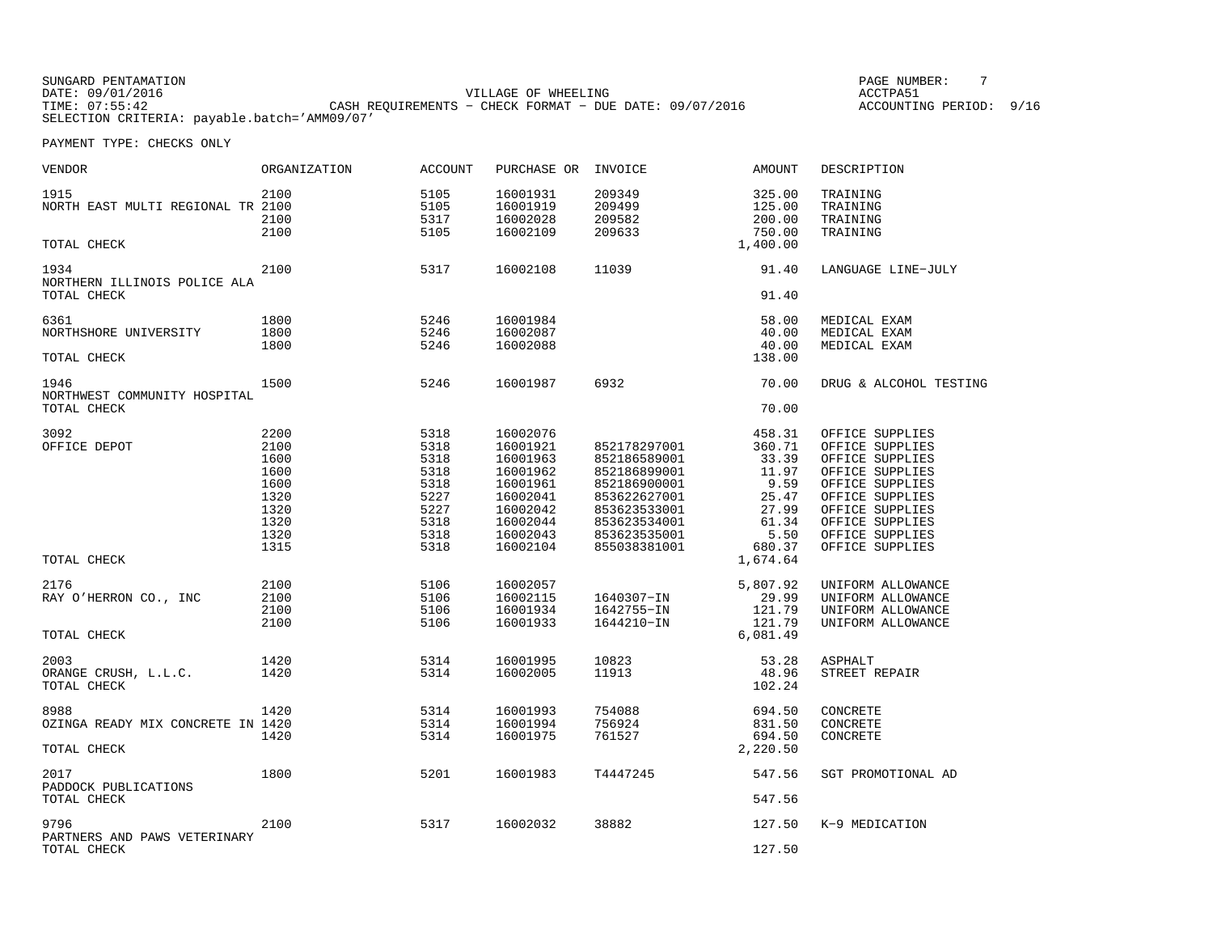SUNGARD PENTAMATION
DATE: 09/01/2016
TIME: 07:55:42
SELECTION CRITERIA: payable.batch='AMM09/07'

VILLAGE OF WHEELING
CASH REQUIREMENTS - CHECK FORMAT - DUE DATE: 09/07/2016

ACCTPA51
ACCOUNTING PERIOD: 9/16

PAYMENT TYPE: CHECKS ONLY

| VENDOR | ORGANIZATION | ACCOUNT | PURCHASE OR | INVOICE | AMOUNT | DESCRIPTION |
|---|---|---|---|---|---|---|
| 1915 | 2100 | 5105 | 16001931 | 209349 | 325.00 | TRAINING |
| NORTH EAST MULTI REGIONAL TR | 2100 | 5105 | 16001919 | 209499 | 125.00 | TRAINING |
| | 2100 | 5317 | 16002028 | 209582 | 200.00 | TRAINING |
| | 2100 | 5105 | 16002109 | 209633 | 750.00 | TRAINING |
| TOTAL CHECK | | | | | 1,400.00 | |
| 1934 | 2100 | 5317 | 16002108 | 11039 | 91.40 | LANGUAGE LINE-JULY |
| NORTHERN ILLINOIS POLICE ALA | | | | | | |
| TOTAL CHECK | | | | | 91.40 | |
| 6361 | 1800 | 5246 | 16001984 | | 58.00 | MEDICAL EXAM |
| NORTHSHORE UNIVERSITY | 1800 | 5246 | 16002087 | | 40.00 | MEDICAL EXAM |
| | 1800 | 5246 | 16002088 | | 40.00 | MEDICAL EXAM |
| TOTAL CHECK | | | | | 138.00 | |
| 1946 | 1500 | 5246 | 16001987 | 6932 | 70.00 | DRUG & ALCOHOL TESTING |
| NORTHWEST COMMUNITY HOSPITAL | | | | | | |
| TOTAL CHECK | | | | | 70.00 | |
| 3092 | 2200 | 5318 | 16002076 | | 458.31 | OFFICE SUPPLIES |
| OFFICE DEPOT | 2100 | 5318 | 16001921 | 852178297001 | 360.71 | OFFICE SUPPLIES |
| | 1600 | 5318 | 16001963 | 852186589001 | 33.39 | OFFICE SUPPLIES |
| | 1600 | 5318 | 16001962 | 852186899001 | 11.97 | OFFICE SUPPLIES |
| | 1600 | 5318 | 16001961 | 852186900001 | 9.59 | OFFICE SUPPLIES |
| | 1320 | 5227 | 16002041 | 853622627001 | 25.47 | OFFICE SUPPLIES |
| | 1320 | 5227 | 16002042 | 853623533001 | 27.99 | OFFICE SUPPLIES |
| | 1320 | 5318 | 16002044 | 853623534001 | 61.34 | OFFICE SUPPLIES |
| | 1320 | 5318 | 16002043 | 853623535001 | 5.50 | OFFICE SUPPLIES |
| | 1315 | 5318 | 16002104 | 855038381001 | 680.37 | OFFICE SUPPLIES |
| TOTAL CHECK | | | | | 1,674.64 | |
| 2176 | 2100 | 5106 | 16002057 | | 5,807.92 | UNIFORM ALLOWANCE |
| RAY O'HERRON CO., INC | 2100 | 5106 | 16002115 | 1640307-IN | 29.99 | UNIFORM ALLOWANCE |
| | 2100 | 5106 | 16001934 | 1642755-IN | 121.79 | UNIFORM ALLOWANCE |
| | 2100 | 5106 | 16001933 | 1644210-IN | 121.79 | UNIFORM ALLOWANCE |
| TOTAL CHECK | | | | | 6,081.49 | |
| 2003 | 1420 | 5314 | 16001995 | 10823 | 53.28 | ASPHALT |
| ORANGE CRUSH, L.L.C. | 1420 | 5314 | 16002005 | 11913 | 48.96 | STREET REPAIR |
| TOTAL CHECK | | | | | 102.24 | |
| 8988 | 1420 | 5314 | 16001993 | 754088 | 694.50 | CONCRETE |
| OZINGA READY MIX CONCRETE IN | 1420 | 5314 | 16001994 | 756924 | 831.50 | CONCRETE |
| | 1420 | 5314 | 16001975 | 761527 | 694.50 | CONCRETE |
| TOTAL CHECK | | | | | 2,220.50 | |
| 2017 | 1800 | 5201 | 16001983 | T4447245 | 547.56 | SGT PROMOTIONAL AD |
| PADDOCK PUBLICATIONS | | | | | | |
| TOTAL CHECK | | | | | 547.56 | |
| 9796 | 2100 | 5317 | 16002032 | 38882 | 127.50 | K-9 MEDICATION |
| PARTNERS AND PAWS VETERINARY | | | | | | |
| TOTAL CHECK | | | | | 127.50 | |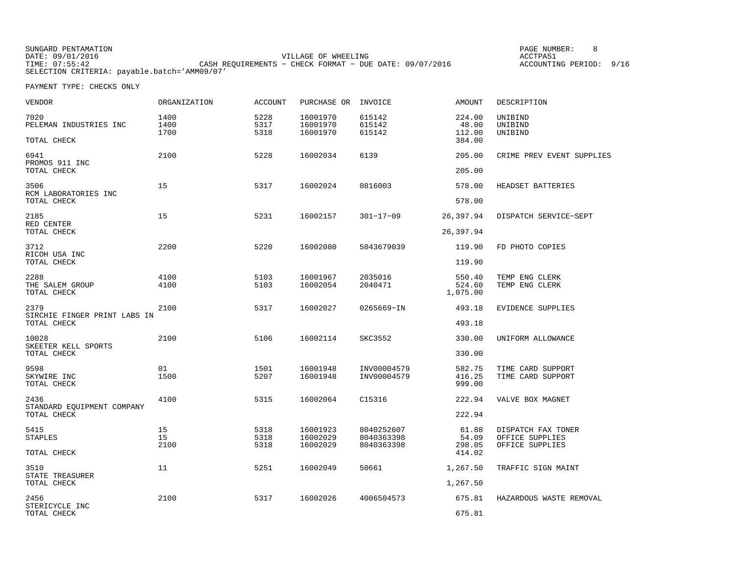SUNGARD PENTAMATION
DATE: 09/01/2016
TIME: 07:55:42
SELECTION CRITERIA: payable.batch='AMM09/07'

VILLAGE OF WHEELING
CASH REQUIREMENTS - CHECK FORMAT - DUE DATE: 09/07/2016

PAGE NUMBER: 8
ACCTPA51
ACCOUNTING PERIOD: 9/16

PAYMENT TYPE: CHECKS ONLY

| VENDOR | ORGANIZATION | ACCOUNT | PURCHASE OR | INVOICE | AMOUNT | DESCRIPTION |
|---|---|---|---|---|---|---|
| 7020 | 1400 | 5228 | 16001970 | 615142 | 224.00 | UNIBIND |
| PELEMAN INDUSTRIES INC | 1400 | 5317 | 16001970 | 615142 | 48.00 | UNIBIND |
| | 1700 | 5318 | 16001970 | 615142 | 112.00 | UNIBIND |
| TOTAL CHECK | | | | | 384.00 | |
| 6941 | 2100 | 5228 | 16002034 | 6139 | 205.00 | CRIME PREV EVENT SUPPLIES |
| PROMOS 911 INC | | | | | | |
| TOTAL CHECK | | | | | 205.00 | |
| 3506 | 15 | 5317 | 16002024 | 0816003 | 578.00 | HEADSET BATTERIES |
| RCM LABORATORIES INC | | | | | | |
| TOTAL CHECK | | | | | 578.00 | |
| 2185 | 15 | 5231 | 16002157 | 301-17-09 | 26,397.94 | DISPATCH SERVICE-SEPT |
| RED CENTER | | | | | | |
| TOTAL CHECK | | | | | 26,397.94 | |
| 3712 | 2200 | 5220 | 16002080 | 5043679039 | 119.90 | FD PHOTO COPIES |
| RICOH USA INC | | | | | | |
| TOTAL CHECK | | | | | 119.90 | |
| 2288 | 4100 | 5103 | 16001967 | 2035016 | 550.40 | TEMP ENG CLERK |
| THE SALEM GROUP | 4100 | 5103 | 16002054 | 2040471 | 524.60 | TEMP ENG CLERK |
| TOTAL CHECK | | | | | 1,075.00 | |
| 2379 | 2100 | 5317 | 16002027 | 0265669-IN | 493.18 | EVIDENCE SUPPLIES |
| SIRCHIE FINGER PRINT LABS IN | | | | | | |
| TOTAL CHECK | | | | | 493.18 | |
| 10028 | 2100 | 5106 | 16002114 | SKC3552 | 330.00 | UNIFORM ALLOWANCE |
| SKEETER KELL SPORTS | | | | | | |
| TOTAL CHECK | | | | | 330.00 | |
| 9598 | 01 | 1501 | 16001948 | INV00004579 | 582.75 | TIME CARD SUPPORT |
| SKYWIRE INC | 1500 | 5207 | 16001948 | INV00004579 | 416.25 | TIME CARD SUPPORT |
| TOTAL CHECK | | | | | 999.00 | |
| 2436 | 4100 | 5315 | 16002064 | C15316 | 222.94 | VALVE BOX MAGNET |
| STANDARD EQUIPMENT COMPANY | | | | | | |
| TOTAL CHECK | | | | | 222.94 | |
| 5415 | 15 | 5318 | 16001923 | 8040252607 | 61.88 | DISPATCH FAX TONER |
| STAPLES | 15 | 5318 | 16002029 | 8040363398 | 54.09 | OFFICE SUPPLIES |
| | 2100 | 5318 | 16002029 | 8040363398 | 298.05 | OFFICE SUPPLIES |
| TOTAL CHECK | | | | | 414.02 | |
| 3510 | 11 | 5251 | 16002049 | 50661 | 1,267.50 | TRAFFIC SIGN MAINT |
| STATE TREASURER | | | | | | |
| TOTAL CHECK | | | | | 1,267.50 | |
| 2456 | 2100 | 5317 | 16002026 | 4006504573 | 675.81 | HAZARDOUS WASTE REMOVAL |
| STERICYCLE INC | | | | | | |
| TOTAL CHECK | | | | | 675.81 | |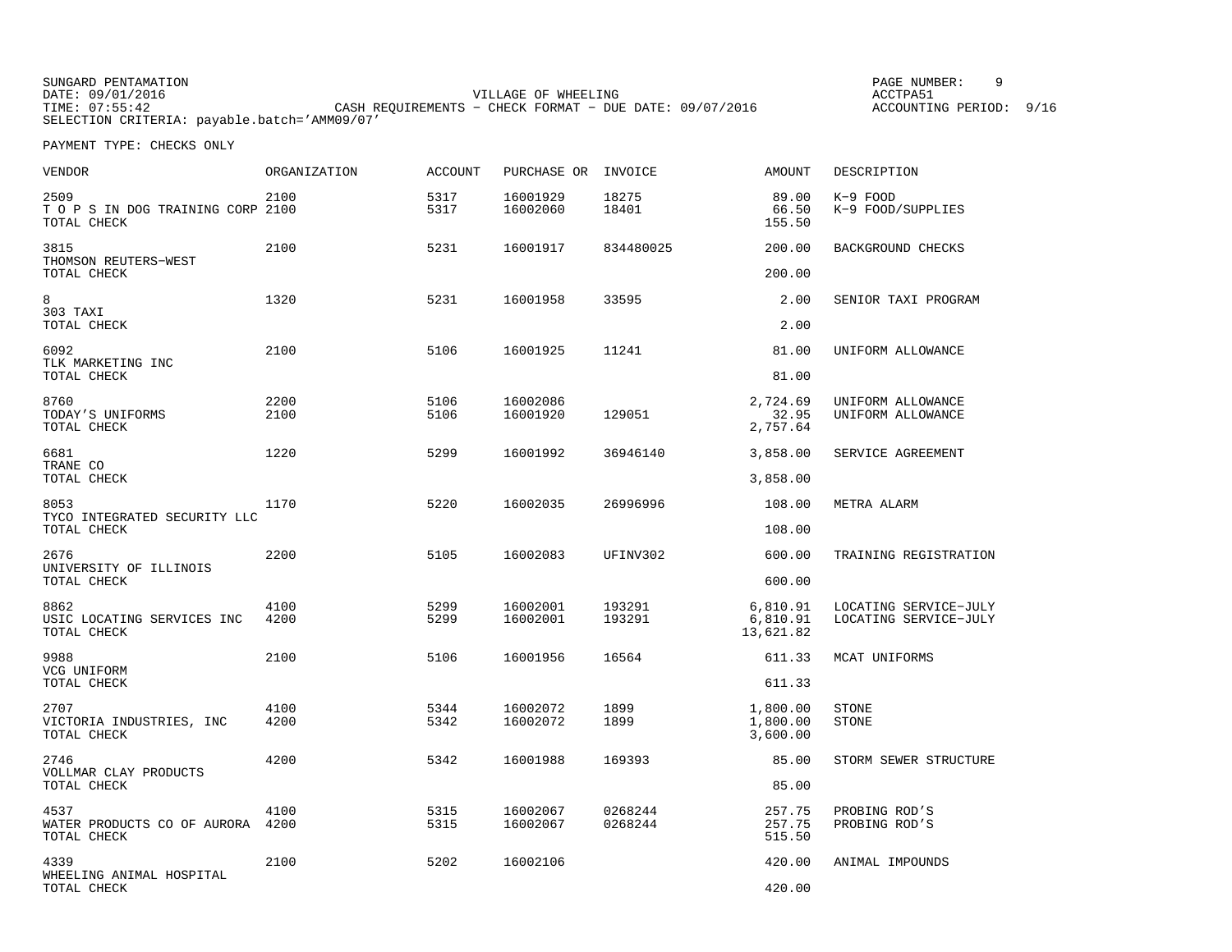SUNGARD PENTAMATION
DATE: 09/01/2016
TIME: 07:55:42

VILLAGE OF WHEELING
CASH REQUIREMENTS - CHECK FORMAT - DUE DATE: 09/07/2016

ACCTPA51
ACCOUNTING PERIOD: 9/16

SELECTION CRITERIA: payable.batch='AMM09/07'

PAYMENT TYPE: CHECKS ONLY

| VENDOR | ORGANIZATION | ACCOUNT | PURCHASE OR | INVOICE | AMOUNT | DESCRIPTION |
|---|---|---|---|---|---|---|
| 2509 | 2100 | 5317 | 16001929 | 18275 | 89.00 | K-9 FOOD |
| T O P S IN DOG TRAINING CORP | 2100 | 5317 | 16002060 | 18401 | 66.50 | K-9 FOOD/SUPPLIES |
| TOTAL CHECK | | | | | 155.50 | |
| 3815 | 2100 | 5231 | 16001917 | 834480025 | 200.00 | BACKGROUND CHECKS |
| THOMSON REUTERS-WEST | | | | | | |
| TOTAL CHECK | | | | | 200.00 | |
| 8 | 1320 | 5231 | 16001958 | 33595 | 2.00 | SENIOR TAXI PROGRAM |
| 303 TAXI | | | | | | |
| TOTAL CHECK | | | | | 2.00 | |
| 6092 | 2100 | 5106 | 16001925 | 11241 | 81.00 | UNIFORM ALLOWANCE |
| TLK MARKETING INC | | | | | | |
| TOTAL CHECK | | | | | 81.00 | |
| 8760 | 2200 | 5106 | 16002086 | | 2,724.69 | UNIFORM ALLOWANCE |
| TODAY'S UNIFORMS | 2100 | 5106 | 16001920 | 129051 | 32.95 | UNIFORM ALLOWANCE |
| TOTAL CHECK | | | | | 2,757.64 | |
| 6681 | 1220 | 5299 | 16001992 | 36946140 | 3,858.00 | SERVICE AGREEMENT |
| TRANE CO | | | | | | |
| TOTAL CHECK | | | | | 3,858.00 | |
| 8053 | 1170 | 5220 | 16002035 | 26996996 | 108.00 | METRA ALARM |
| TYCO INTEGRATED SECURITY LLC | | | | | | |
| TOTAL CHECK | | | | | 108.00 | |
| 2676 | 2200 | 5105 | 16002083 | UFINV302 | 600.00 | TRAINING REGISTRATION |
| UNIVERSITY OF ILLINOIS | | | | | | |
| TOTAL CHECK | | | | | 600.00 | |
| 8862 | 4100 | 5299 | 16002001 | 193291 | 6,810.91 | LOCATING SERVICE-JULY |
| USIC LOCATING SERVICES INC | 4200 | 5299 | 16002001 | 193291 | 6,810.91 | LOCATING SERVICE-JULY |
| TOTAL CHECK | | | | | 13,621.82 | |
| 9988 | 2100 | 5106 | 16001956 | 16564 | 611.33 | MCAT UNIFORMS |
| VCG UNIFORM | | | | | | |
| TOTAL CHECK | | | | | 611.33 | |
| 2707 | 4100 | 5344 | 16002072 | 1899 | 1,800.00 | STONE |
| VICTORIA INDUSTRIES, INC | 4200 | 5342 | 16002072 | 1899 | 1,800.00 | STONE |
| TOTAL CHECK | | | | | 3,600.00 | |
| 2746 | 4200 | 5342 | 16001988 | 169393 | 85.00 | STORM SEWER STRUCTURE |
| VOLLMAR CLAY PRODUCTS | | | | | | |
| TOTAL CHECK | | | | | 85.00 | |
| 4537 | 4100 | 5315 | 16002067 | 0268244 | 257.75 | PROBING ROD'S |
| WATER PRODUCTS CO OF AURORA | 4200 | 5315 | 16002067 | 0268244 | 257.75 | PROBING ROD'S |
| TOTAL CHECK | | | | | 515.50 | |
| 4339 | 2100 | 5202 | 16002106 | | 420.00 | ANIMAL IMPOUNDS |
| WHEELING ANIMAL HOSPITAL | | | | | | |
| TOTAL CHECK | | | | | 420.00 | |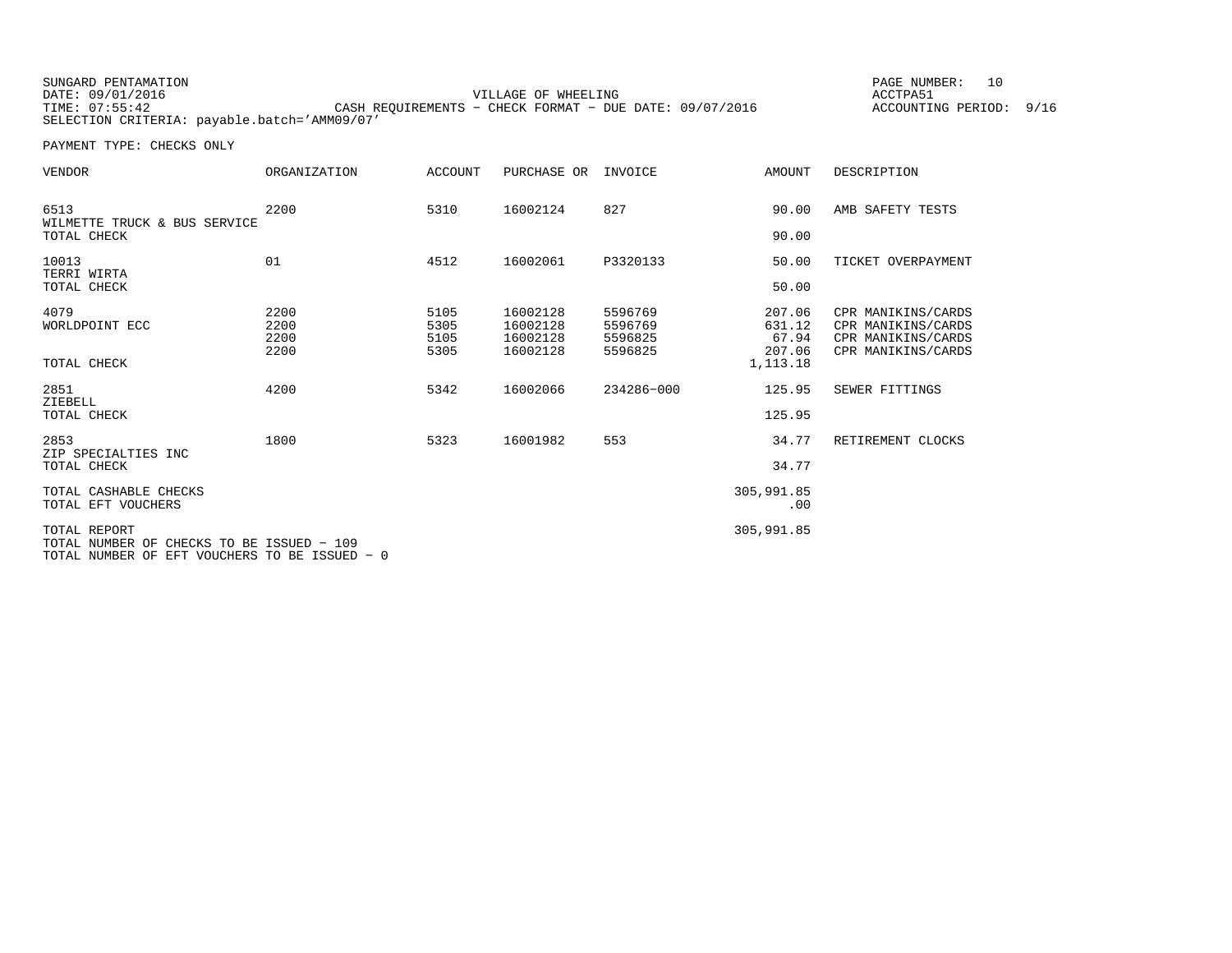SUNGARD PENTAMATION
DATE: 09/01/2016
TIME: 07:55:42
SELECTION CRITERIA: payable.batch='AMM09/07'

VILLAGE OF WHEELING
CASH REQUIREMENTS - CHECK FORMAT - DUE DATE: 09/07/2016

PAGE NUMBER: 10
ACCTPA51
ACCOUNTING PERIOD: 9/16

PAYMENT TYPE: CHECKS ONLY

| VENDOR | ORGANIZATION | ACCOUNT | PURCHASE OR | INVOICE | AMOUNT | DESCRIPTION |
|---|---|---|---|---|---|---|
| 6513 | 2200 | 5310 | 16002124 | 827 | 90.00 | AMB SAFETY TESTS |
| WILMETTE TRUCK & BUS SERVICE | | | | | | |
| TOTAL CHECK | | | | | 90.00 | |
| 10013 | 01 | 4512 | 16002061 | P3320133 | 50.00 | TICKET OVERPAYMENT |
| TERRI WIRTA | | | | | | |
| TOTAL CHECK | | | | | 50.00 | |
| 4079 | 2200 | 5105 | 16002128 | 5596769 | 207.06 | CPR MANIKINS/CARDS |
| WORLDPOINT ECC | 2200 | 5305 | 16002128 | 5596769 | 631.12 | CPR MANIKINS/CARDS |
| | 2200 | 5105 | 16002128 | 5596825 | 67.94 | CPR MANIKINS/CARDS |
| | 2200 | 5305 | 16002128 | 5596825 | 207.06 | CPR MANIKINS/CARDS |
| TOTAL CHECK | | | | | 1,113.18 | |
| 2851 | 4200 | 5342 | 16002066 | 234286-000 | 125.95 | SEWER FITTINGS |
| ZIEBELL | | | | | | |
| TOTAL CHECK | | | | | 125.95 | |
| 2853 | 1800 | 5323 | 16001982 | 553 | 34.77 | RETIREMENT CLOCKS |
| ZIP SPECIALTIES INC | | | | | | |
| TOTAL CHECK | | | | | 34.77 | |
| TOTAL CASHABLE CHECKS | | | | | 305,991.85 | |
| TOTAL EFT VOUCHERS | | | | | .00 | |
| TOTAL REPORT | | | | | 305,991.85 | |

TOTAL NUMBER OF CHECKS TO BE ISSUED - 109
TOTAL NUMBER OF EFT VOUCHERS TO BE ISSUED - 0